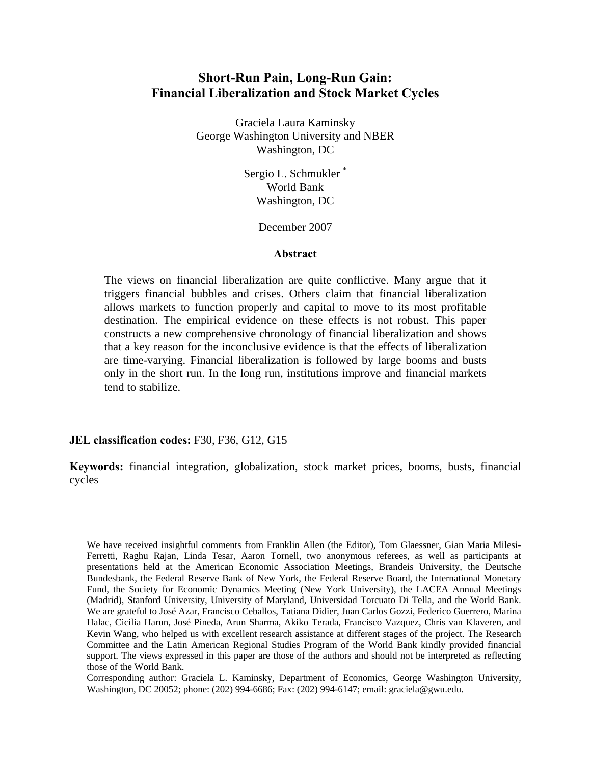# Short-Run Pain, Long-Run Gain: Financial Liberalization and Stock Market Cycles

Graciela Laura Kaminsky
George Washington University and NBER
Washington, DC

Sergio L. Schmukler [*]
World Bank
Washington, DC

December 2007

## Abstract

The views on financial liberalization are quite conflictive. Many argue that it triggers financial bubbles and crises. Others claim that financial liberalization allows markets to function properly and capital to move to its most profitable destination. The empirical evidence on these effects is not robust. This paper constructs a new comprehensive chronology of financial liberalization and shows that a key reason for the inconclusive evidence is that the effects of liberalization are time-varying. Financial liberalization is followed by large booms and busts only in the short run. In the long run, institutions improve and financial markets tend to stabilize.

**JEL classification codes:** F30, F36, G12, G15

**Keywords:** financial integration, globalization, stock market prices, booms, busts, financial cycles

---

[*] We have received insightful comments from Franklin Allen (the Editor), Tom Glaessner, Gian Maria Milesi-Ferretti, Raghu Rajan, Linda Tesar, Aaron Tornell, two anonymous referees, as well as participants at presentations held at the American Economic Association Meetings, Brandeis University, the Deutsche Bundesbank, the Federal Reserve Bank of New York, the Federal Reserve Board, the International Monetary Fund, the Society for Economic Dynamics Meeting (New York University), the LACEA Annual Meetings (Madrid), Stanford University, University of Maryland, Universidad Torcuato Di Tella, and the World Bank. We are grateful to José Azar, Francisco Ceballos, Tatiana Didier, Juan Carlos Gozzi, Federico Guerrero, Marina Halac, Cicilia Harun, José Pineda, Arun Sharma, Akiko Terada, Francisco Vazquez, Chris van Klaveren, and Kevin Wang, who helped us with excellent research assistance at different stages of the project. The Research Committee and the Latin American Regional Studies Program of the World Bank kindly provided financial support. The views expressed in this paper are those of the authors and should not be interpreted as reflecting those of the World Bank.

Corresponding author: Graciela L. Kaminsky, Department of Economics, George Washington University, Washington, DC 20052; phone: (202) 994-6686; Fax: (202) 994-6147; email: graciela@gwu.edu.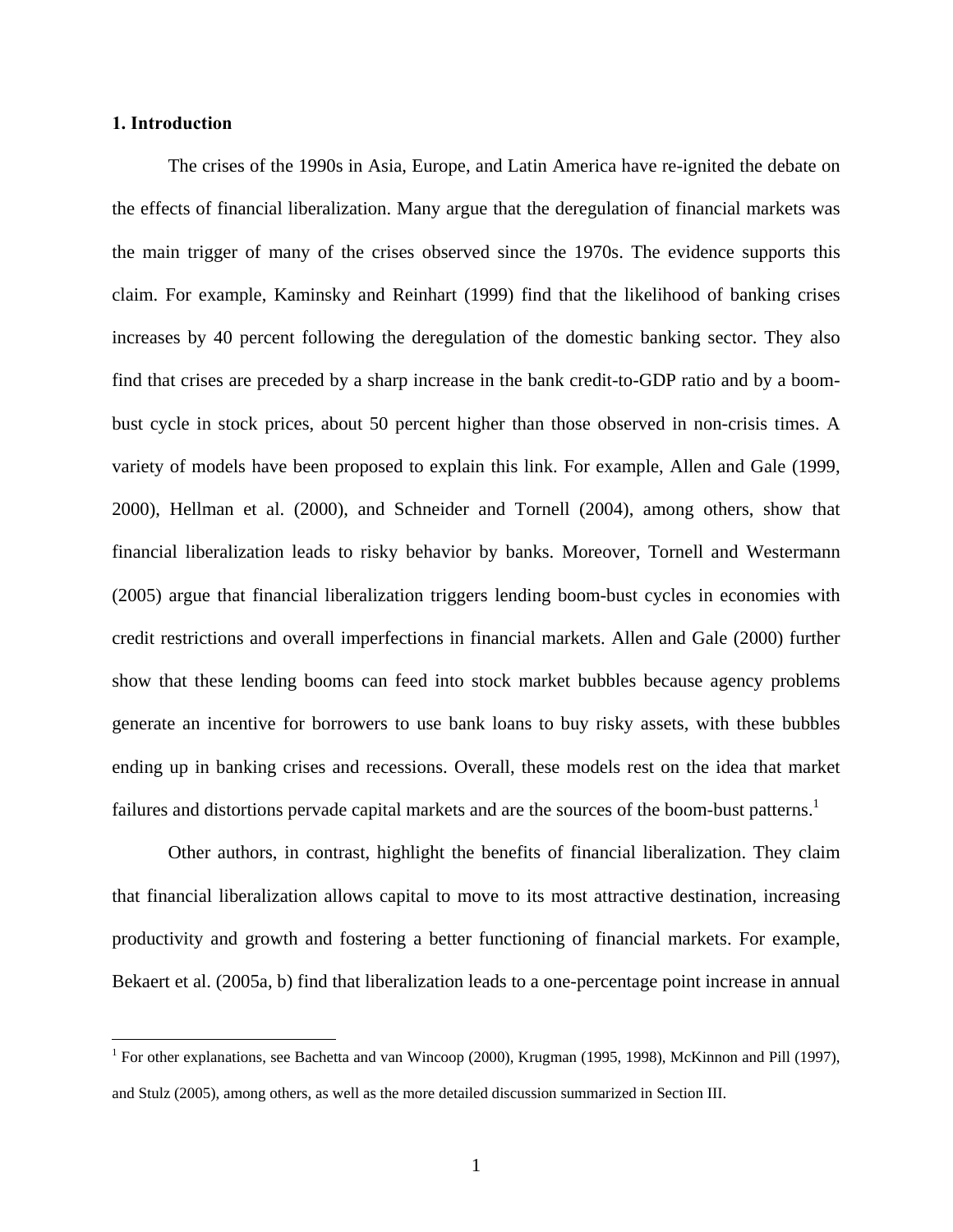## 1. Introduction

The crises of the 1990s in Asia, Europe, and Latin America have re-ignited the debate on the effects of financial liberalization. Many argue that the deregulation of financial markets was the main trigger of many of the crises observed since the 1970s. The evidence supports this claim. For example, Kaminsky and Reinhart (1999) find that the likelihood of banking crises increases by 40 percent following the deregulation of the domestic banking sector. They also find that crises are preceded by a sharp increase in the bank credit-to-GDP ratio and by a boom-bust cycle in stock prices, about 50 percent higher than those observed in non-crisis times. A variety of models have been proposed to explain this link. For example, Allen and Gale (1999, 2000), Hellman et al. (2000), and Schneider and Tornell (2004), among others, show that financial liberalization leads to risky behavior by banks. Moreover, Tornell and Westermann (2005) argue that financial liberalization triggers lending boom-bust cycles in economies with credit restrictions and overall imperfections in financial markets. Allen and Gale (2000) further show that these lending booms can feed into stock market bubbles because agency problems generate an incentive for borrowers to use bank loans to buy risky assets, with these bubbles ending up in banking crises and recessions. Overall, these models rest on the idea that market failures and distortions pervade capital markets and are the sources of the boom-bust patterns.[1]

Other authors, in contrast, highlight the benefits of financial liberalization. They claim that financial liberalization allows capital to move to its most attractive destination, increasing productivity and growth and fostering a better functioning of financial markets. For example, Bekaert et al. (2005a, b) find that liberalization leads to a one-percentage point increase in annual

[1] For other explanations, see Bachetta and van Wincoop (2000), Krugman (1995, 1998), McKinnon and Pill (1997), and Stulz (2005), among others, as well as the more detailed discussion summarized in Section III.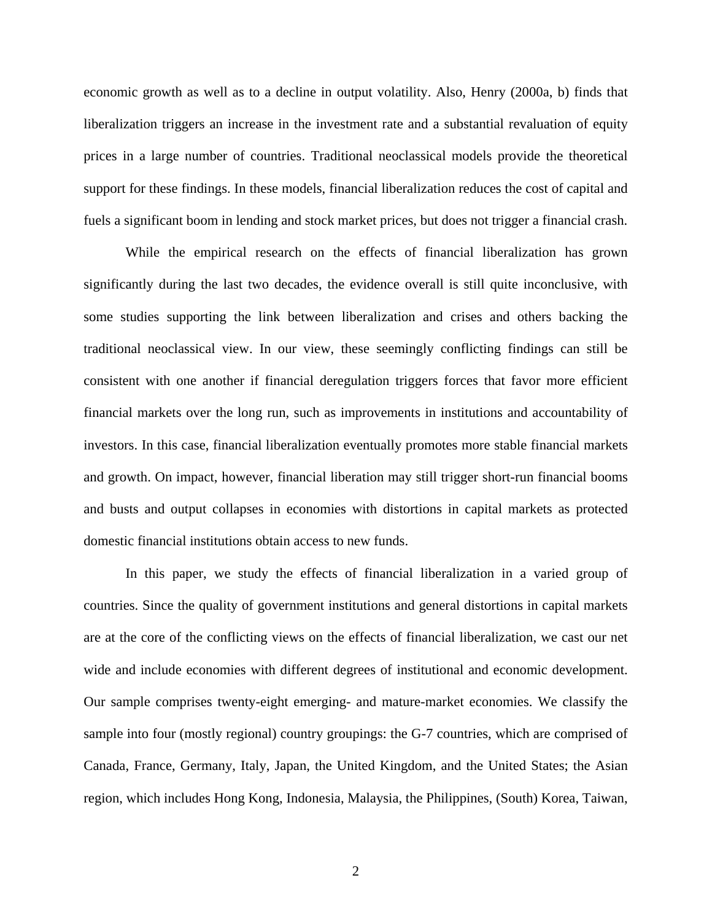economic growth as well as to a decline in output volatility. Also, Henry (2000a, b) finds that liberalization triggers an increase in the investment rate and a substantial revaluation of equity prices in a large number of countries. Traditional neoclassical models provide the theoretical support for these findings. In these models, financial liberalization reduces the cost of capital and fuels a significant boom in lending and stock market prices, but does not trigger a financial crash.

While the empirical research on the effects of financial liberalization has grown significantly during the last two decades, the evidence overall is still quite inconclusive, with some studies supporting the link between liberalization and crises and others backing the traditional neoclassical view. In our view, these seemingly conflicting findings can still be consistent with one another if financial deregulation triggers forces that favor more efficient financial markets over the long run, such as improvements in institutions and accountability of investors. In this case, financial liberalization eventually promotes more stable financial markets and growth. On impact, however, financial liberation may still trigger short-run financial booms and busts and output collapses in economies with distortions in capital markets as protected domestic financial institutions obtain access to new funds.

In this paper, we study the effects of financial liberalization in a varied group of countries. Since the quality of government institutions and general distortions in capital markets are at the core of the conflicting views on the effects of financial liberalization, we cast our net wide and include economies with different degrees of institutional and economic development. Our sample comprises twenty-eight emerging- and mature-market economies. We classify the sample into four (mostly regional) country groupings: the G-7 countries, which are comprised of Canada, France, Germany, Italy, Japan, the United Kingdom, and the United States; the Asian region, which includes Hong Kong, Indonesia, Malaysia, the Philippines, (South) Korea, Taiwan,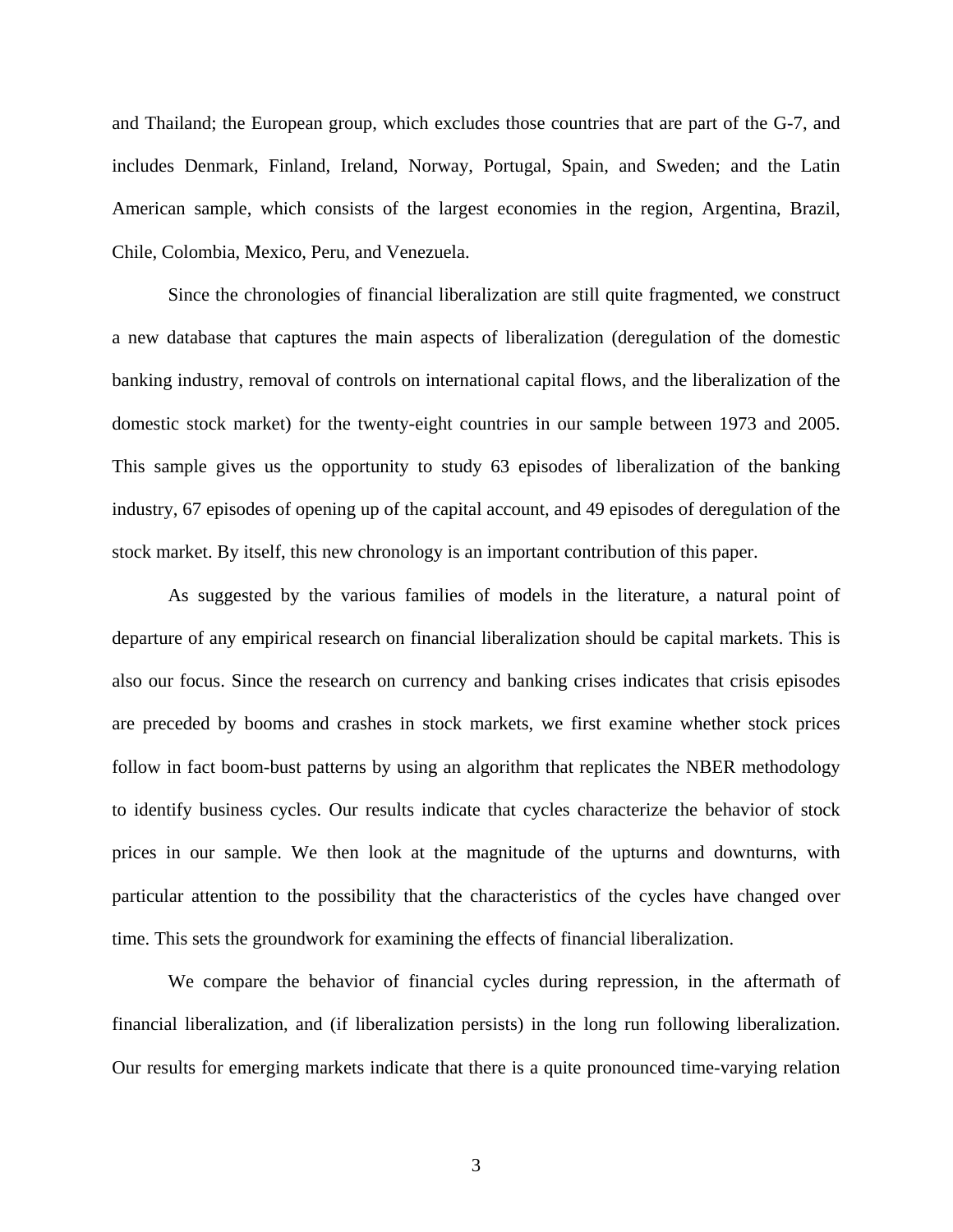and Thailand; the European group, which excludes those countries that are part of the G-7, and includes Denmark, Finland, Ireland, Norway, Portugal, Spain, and Sweden; and the Latin American sample, which consists of the largest economies in the region, Argentina, Brazil, Chile, Colombia, Mexico, Peru, and Venezuela.

Since the chronologies of financial liberalization are still quite fragmented, we construct a new database that captures the main aspects of liberalization (deregulation of the domestic banking industry, removal of controls on international capital flows, and the liberalization of the domestic stock market) for the twenty-eight countries in our sample between 1973 and 2005. This sample gives us the opportunity to study 63 episodes of liberalization of the banking industry, 67 episodes of opening up of the capital account, and 49 episodes of deregulation of the stock market. By itself, this new chronology is an important contribution of this paper.

As suggested by the various families of models in the literature, a natural point of departure of any empirical research on financial liberalization should be capital markets. This is also our focus. Since the research on currency and banking crises indicates that crisis episodes are preceded by booms and crashes in stock markets, we first examine whether stock prices follow in fact boom-bust patterns by using an algorithm that replicates the NBER methodology to identify business cycles. Our results indicate that cycles characterize the behavior of stock prices in our sample. We then look at the magnitude of the upturns and downturns, with particular attention to the possibility that the characteristics of the cycles have changed over time. This sets the groundwork for examining the effects of financial liberalization.

We compare the behavior of financial cycles during repression, in the aftermath of financial liberalization, and (if liberalization persists) in the long run following liberalization. Our results for emerging markets indicate that there is a quite pronounced time-varying relation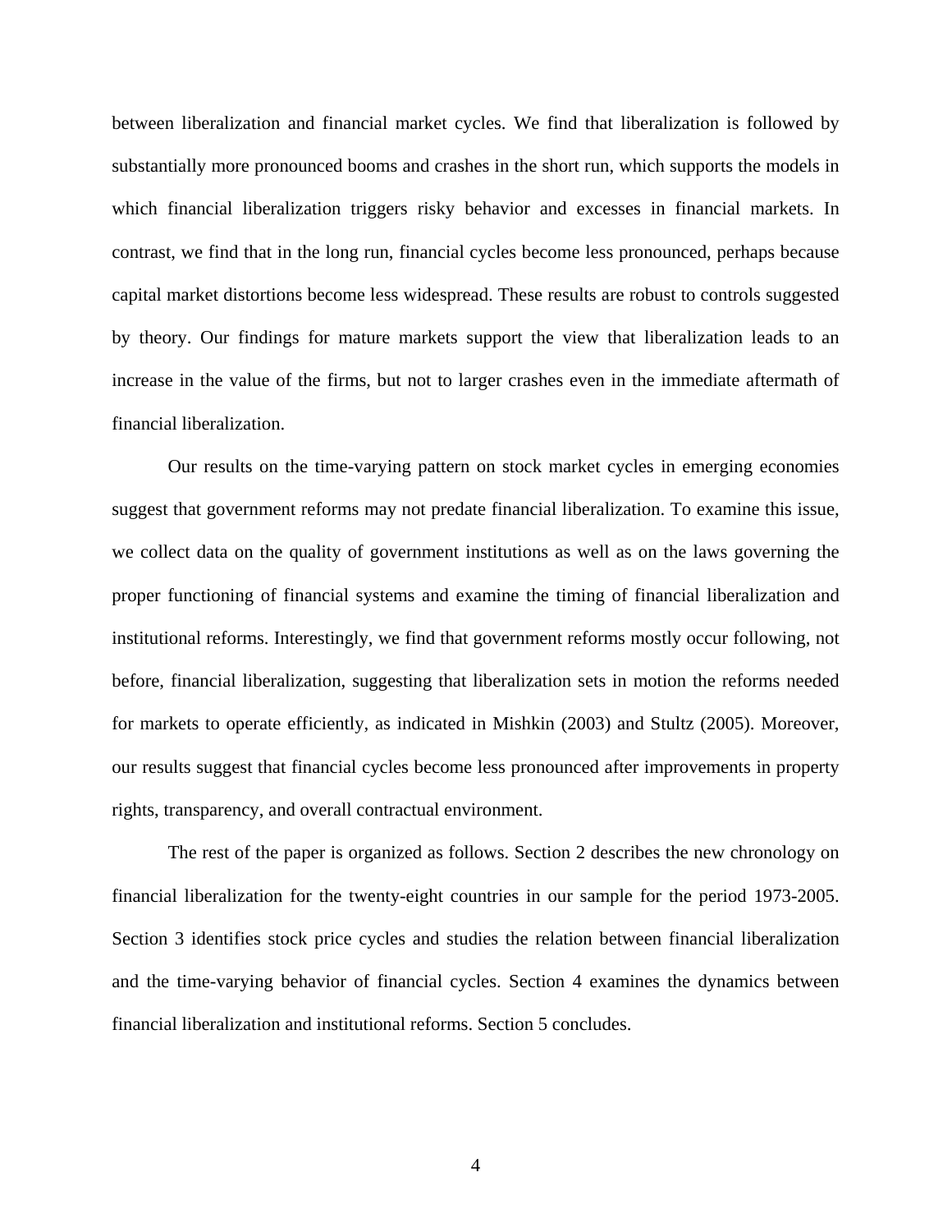between liberalization and financial market cycles. We find that liberalization is followed by substantially more pronounced booms and crashes in the short run, which supports the models in which financial liberalization triggers risky behavior and excesses in financial markets. In contrast, we find that in the long run, financial cycles become less pronounced, perhaps because capital market distortions become less widespread. These results are robust to controls suggested by theory. Our findings for mature markets support the view that liberalization leads to an increase in the value of the firms, but not to larger crashes even in the immediate aftermath of financial liberalization.

Our results on the time-varying pattern on stock market cycles in emerging economies suggest that government reforms may not predate financial liberalization. To examine this issue, we collect data on the quality of government institutions as well as on the laws governing the proper functioning of financial systems and examine the timing of financial liberalization and institutional reforms. Interestingly, we find that government reforms mostly occur following, not before, financial liberalization, suggesting that liberalization sets in motion the reforms needed for markets to operate efficiently, as indicated in Mishkin (2003) and Stultz (2005). Moreover, our results suggest that financial cycles become less pronounced after improvements in property rights, transparency, and overall contractual environment.

The rest of the paper is organized as follows. Section 2 describes the new chronology on financial liberalization for the twenty-eight countries in our sample for the period 1973-2005. Section 3 identifies stock price cycles and studies the relation between financial liberalization and the time-varying behavior of financial cycles. Section 4 examines the dynamics between financial liberalization and institutional reforms. Section 5 concludes.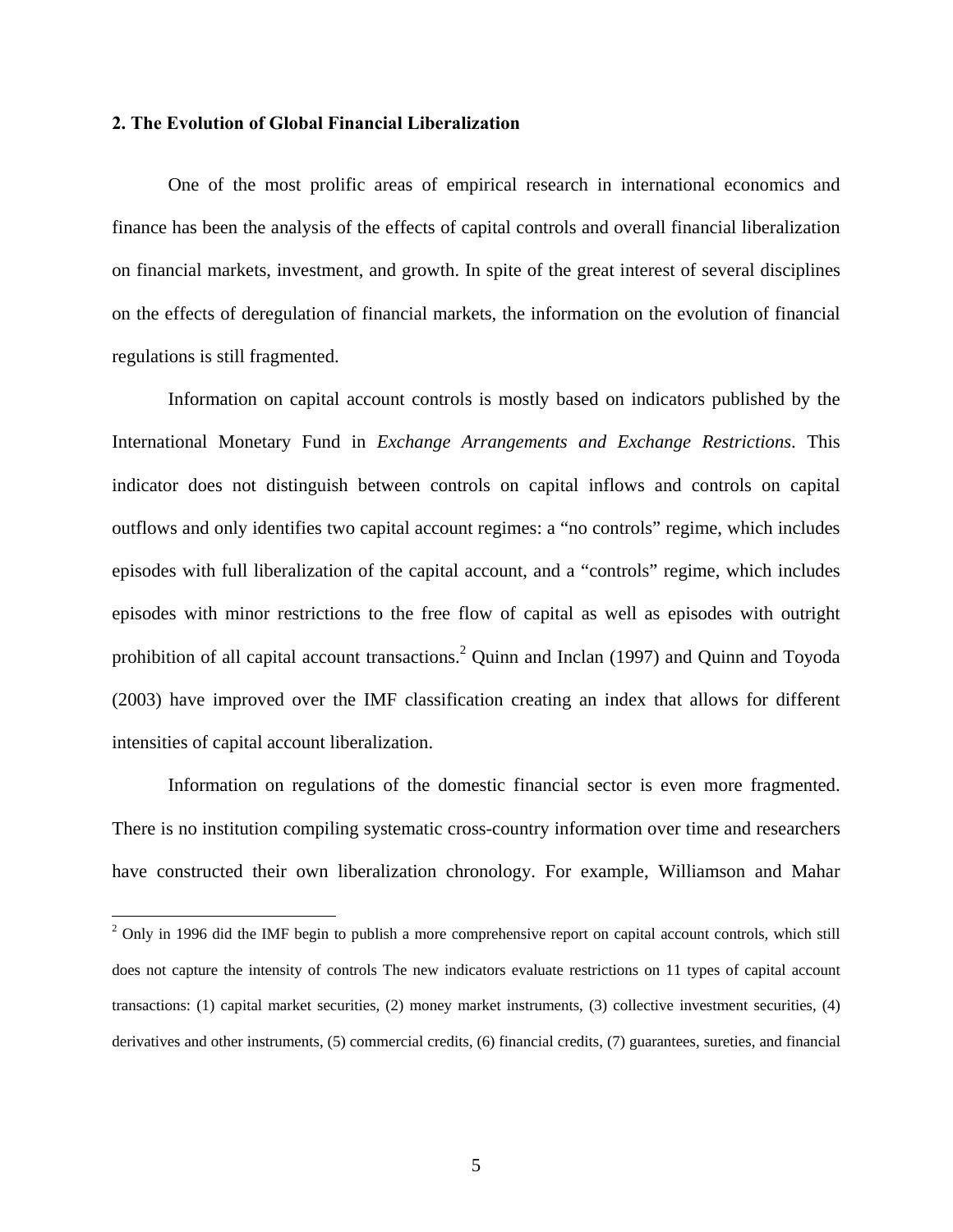## 2. The Evolution of Global Financial Liberalization

One of the most prolific areas of empirical research in international economics and finance has been the analysis of the effects of capital controls and overall financial liberalization on financial markets, investment, and growth. In spite of the great interest of several disciplines on the effects of deregulation of financial markets, the information on the evolution of financial regulations is still fragmented.

Information on capital account controls is mostly based on indicators published by the International Monetary Fund in *Exchange Arrangements and Exchange Restrictions*. This indicator does not distinguish between controls on capital inflows and controls on capital outflows and only identifies two capital account regimes: a "no controls" regime, which includes episodes with full liberalization of the capital account, and a "controls" regime, which includes episodes with minor restrictions to the free flow of capital as well as episodes with outright prohibition of all capital account transactions.[2] Quinn and Inclan (1997) and Quinn and Toyoda (2003) have improved over the IMF classification creating an index that allows for different intensities of capital account liberalization.

Information on regulations of the domestic financial sector is even more fragmented. There is no institution compiling systematic cross-country information over time and researchers have constructed their own liberalization chronology. For example, Williamson and Mahar

[2] Only in 1996 did the IMF begin to publish a more comprehensive report on capital account controls, which still does not capture the intensity of controls The new indicators evaluate restrictions on 11 types of capital account transactions: (1) capital market securities, (2) money market instruments, (3) collective investment securities, (4) derivatives and other instruments, (5) commercial credits, (6) financial credits, (7) guarantees, sureties, and financial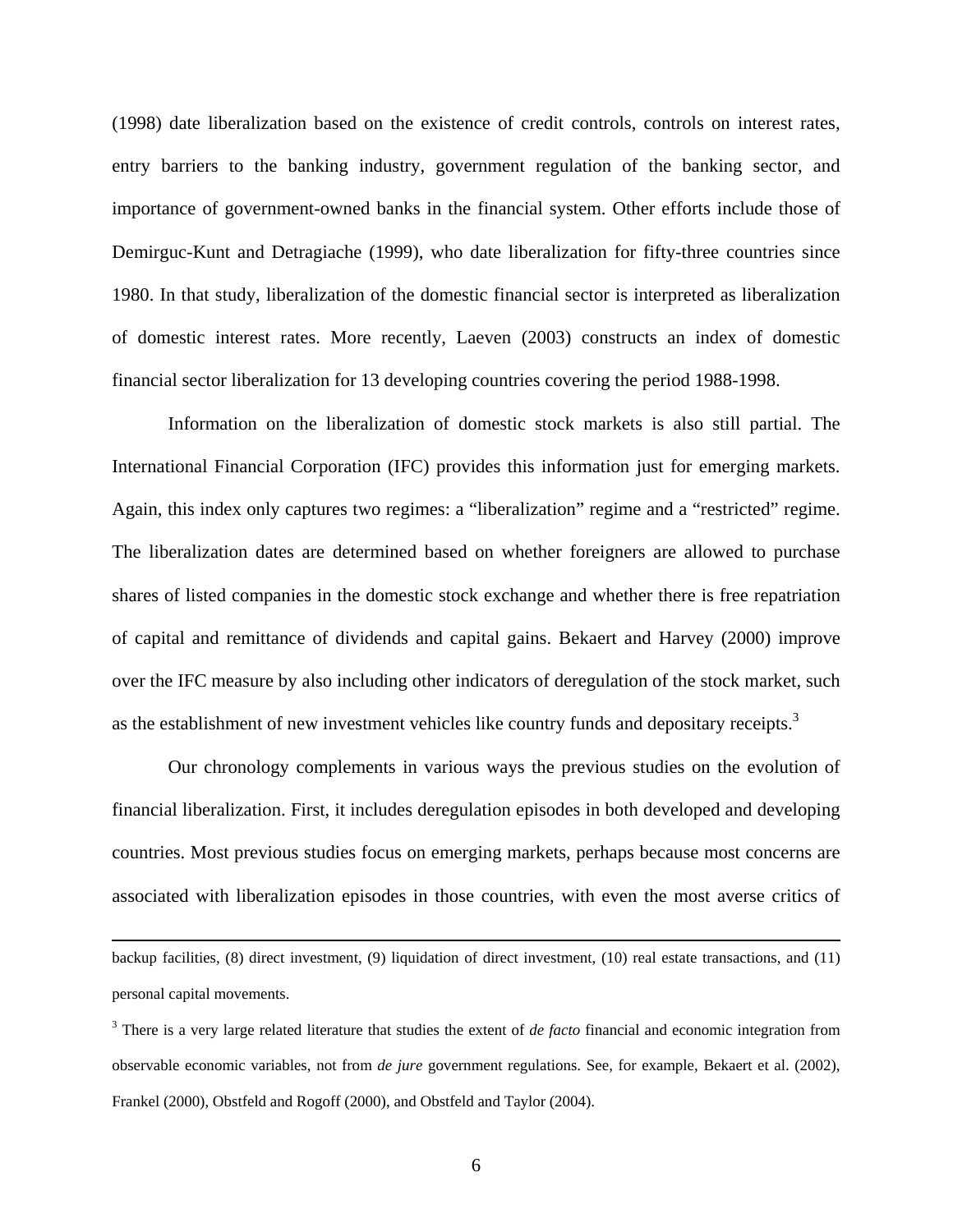(1998) date liberalization based on the existence of credit controls, controls on interest rates, entry barriers to the banking industry, government regulation of the banking sector, and importance of government-owned banks in the financial system. Other efforts include those of Demirguc-Kunt and Detragiache (1999), who date liberalization for fifty-three countries since 1980. In that study, liberalization of the domestic financial sector is interpreted as liberalization of domestic interest rates. More recently, Laeven (2003) constructs an index of domestic financial sector liberalization for 13 developing countries covering the period 1988-1998.

Information on the liberalization of domestic stock markets is also still partial. The International Financial Corporation (IFC) provides this information just for emerging markets. Again, this index only captures two regimes: a "liberalization" regime and a "restricted" regime. The liberalization dates are determined based on whether foreigners are allowed to purchase shares of listed companies in the domestic stock exchange and whether there is free repatriation of capital and remittance of dividends and capital gains. Bekaert and Harvey (2000) improve over the IFC measure by also including other indicators of deregulation of the stock market, such as the establishment of new investment vehicles like country funds and depositary receipts.[3]

Our chronology complements in various ways the previous studies on the evolution of financial liberalization. First, it includes deregulation episodes in both developed and developing countries. Most previous studies focus on emerging markets, perhaps because most concerns are associated with liberalization episodes in those countries, with even the most averse critics of

---

backup facilities, (8) direct investment, (9) liquidation of direct investment, (10) real estate transactions, and (11) personal capital movements.

[3] There is a very large related literature that studies the extent of *de facto* financial and economic integration from observable economic variables, not from *de jure* government regulations. See, for example, Bekaert et al. (2002), Frankel (2000), Obstfeld and Rogoff (2000), and Obstfeld and Taylor (2004).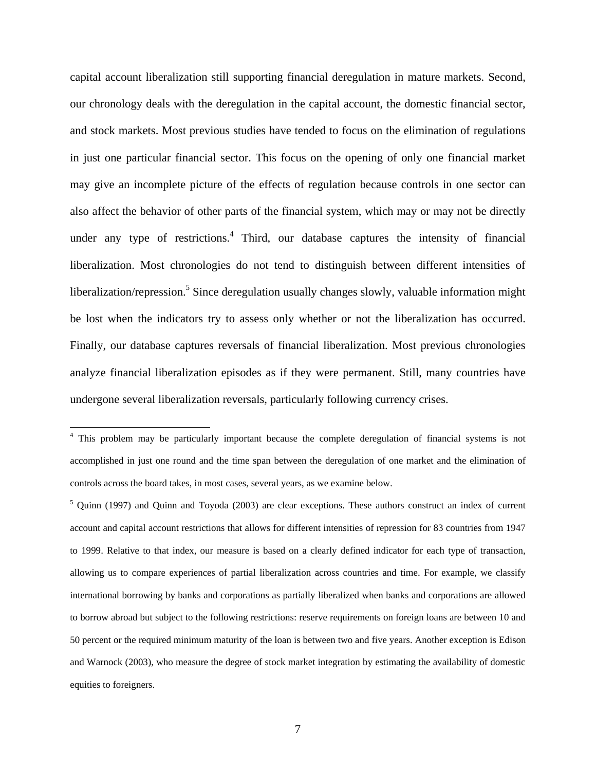capital account liberalization still supporting financial deregulation in mature markets. Second, our chronology deals with the deregulation in the capital account, the domestic financial sector, and stock markets. Most previous studies have tended to focus on the elimination of regulations in just one particular financial sector. This focus on the opening of only one financial market may give an incomplete picture of the effects of regulation because controls in one sector can also affect the behavior of other parts of the financial system, which may or may not be directly under any type of restrictions.[4] Third, our database captures the intensity of financial liberalization. Most chronologies do not tend to distinguish between different intensities of liberalization/repression.[5] Since deregulation usually changes slowly, valuable information might be lost when the indicators try to assess only whether or not the liberalization has occurred. Finally, our database captures reversals of financial liberalization. Most previous chronologies analyze financial liberalization episodes as if they were permanent. Still, many countries have undergone several liberalization reversals, particularly following currency crises.

---

[4] This problem may be particularly important because the complete deregulation of financial systems is not accomplished in just one round and the time span between the deregulation of one market and the elimination of controls across the board takes, in most cases, several years, as we examine below.

[5] Quinn (1997) and Quinn and Toyoda (2003) are clear exceptions. These authors construct an index of current account and capital account restrictions that allows for different intensities of repression for 83 countries from 1947 to 1999. Relative to that index, our measure is based on a clearly defined indicator for each type of transaction, allowing us to compare experiences of partial liberalization across countries and time. For example, we classify international borrowing by banks and corporations as partially liberalized when banks and corporations are allowed to borrow abroad but subject to the following restrictions: reserve requirements on foreign loans are between 10 and 50 percent or the required minimum maturity of the loan is between two and five years. Another exception is Edison and Warnock (2003), who measure the degree of stock market integration by estimating the availability of domestic equities to foreigners.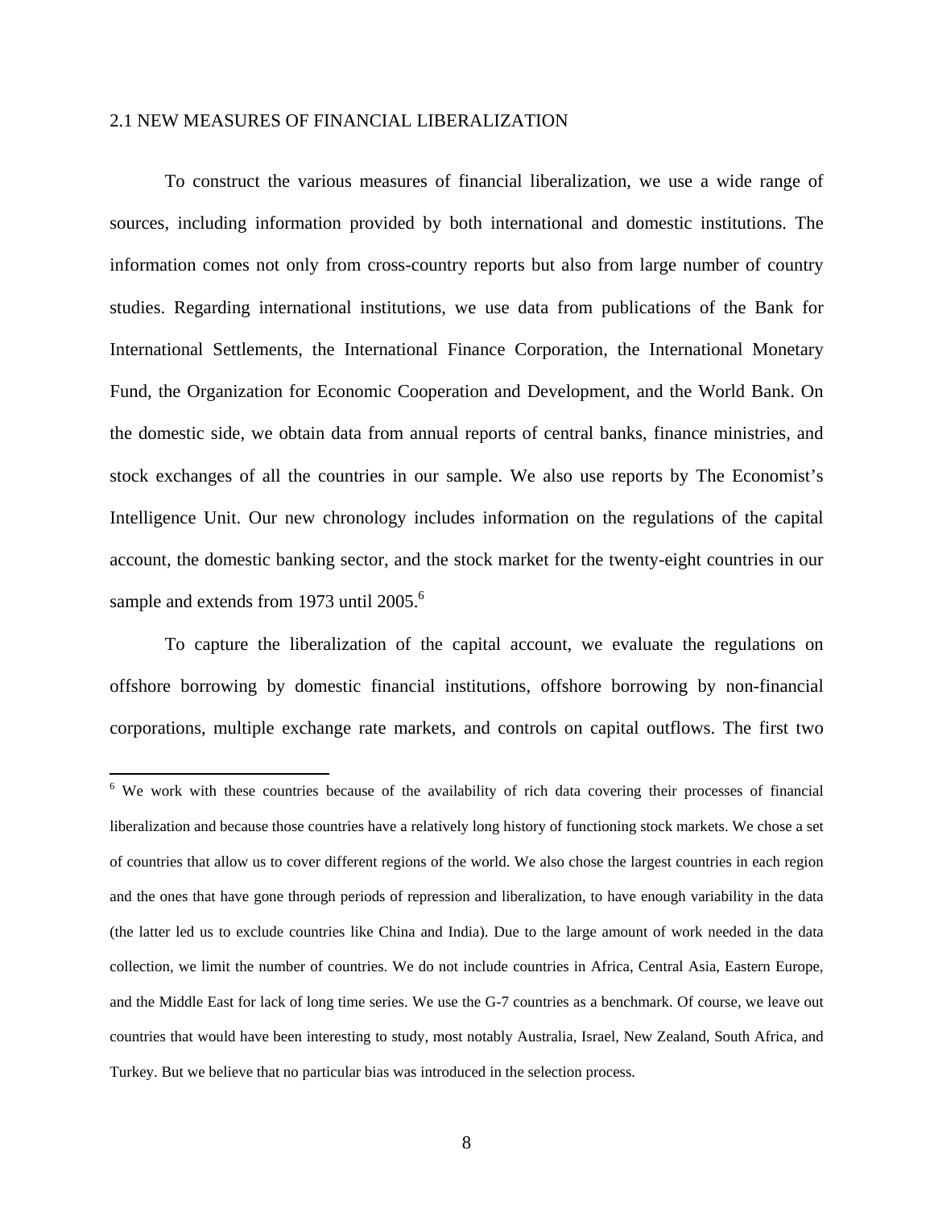## 2.1 NEW MEASURES OF FINANCIAL LIBERALIZATION

To construct the various measures of financial liberalization, we use a wide range of sources, including information provided by both international and domestic institutions. The information comes not only from cross-country reports but also from large number of country studies. Regarding international institutions, we use data from publications of the Bank for International Settlements, the International Finance Corporation, the International Monetary Fund, the Organization for Economic Cooperation and Development, and the World Bank. On the domestic side, we obtain data from annual reports of central banks, finance ministries, and stock exchanges of all the countries in our sample. We also use reports by The Economist's Intelligence Unit. Our new chronology includes information on the regulations of the capital account, the domestic banking sector, and the stock market for the twenty-eight countries in our sample and extends from 1973 until 2005.[6]

To capture the liberalization of the capital account, we evaluate the regulations on offshore borrowing by domestic financial institutions, offshore borrowing by non-financial corporations, multiple exchange rate markets, and controls on capital outflows. The first two

---

[6] We work with these countries because of the availability of rich data covering their processes of financial liberalization and because those countries have a relatively long history of functioning stock markets. We chose a set of countries that allow us to cover different regions of the world. We also chose the largest countries in each region and the ones that have gone through periods of repression and liberalization, to have enough variability in the data (the latter led us to exclude countries like China and India). Due to the large amount of work needed in the data collection, we limit the number of countries. We do not include countries in Africa, Central Asia, Eastern Europe, and the Middle East for lack of long time series. We use the G-7 countries as a benchmark. Of course, we leave out countries that would have been interesting to study, most notably Australia, Israel, New Zealand, South Africa, and Turkey. But we believe that no particular bias was introduced in the selection process.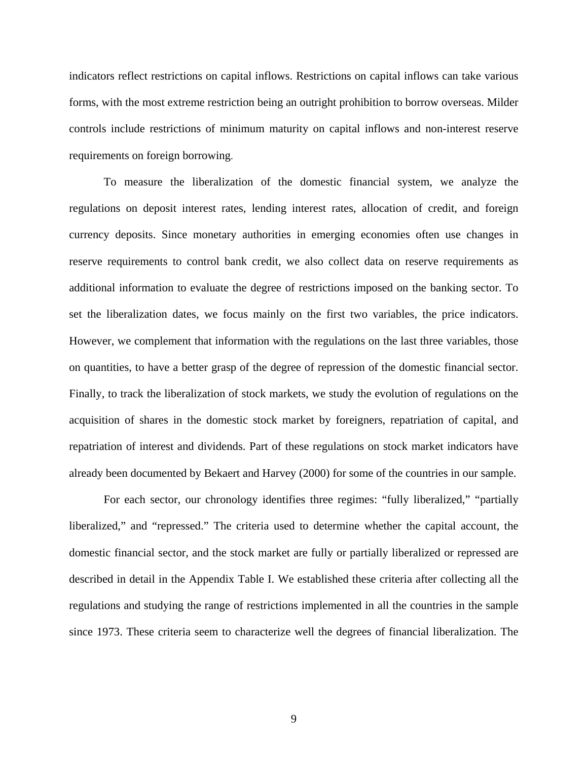indicators reflect restrictions on capital inflows. Restrictions on capital inflows can take various forms, with the most extreme restriction being an outright prohibition to borrow overseas. Milder controls include restrictions of minimum maturity on capital inflows and non-interest reserve requirements on foreign borrowing.

To measure the liberalization of the domestic financial system, we analyze the regulations on deposit interest rates, lending interest rates, allocation of credit, and foreign currency deposits. Since monetary authorities in emerging economies often use changes in reserve requirements to control bank credit, we also collect data on reserve requirements as additional information to evaluate the degree of restrictions imposed on the banking sector. To set the liberalization dates, we focus mainly on the first two variables, the price indicators. However, we complement that information with the regulations on the last three variables, those on quantities, to have a better grasp of the degree of repression of the domestic financial sector. Finally, to track the liberalization of stock markets, we study the evolution of regulations on the acquisition of shares in the domestic stock market by foreigners, repatriation of capital, and repatriation of interest and dividends. Part of these regulations on stock market indicators have already been documented by Bekaert and Harvey (2000) for some of the countries in our sample.

For each sector, our chronology identifies three regimes: "fully liberalized," "partially liberalized," and "repressed." The criteria used to determine whether the capital account, the domestic financial sector, and the stock market are fully or partially liberalized or repressed are described in detail in the Appendix Table I. We established these criteria after collecting all the regulations and studying the range of restrictions implemented in all the countries in the sample since 1973. These criteria seem to characterize well the degrees of financial liberalization. The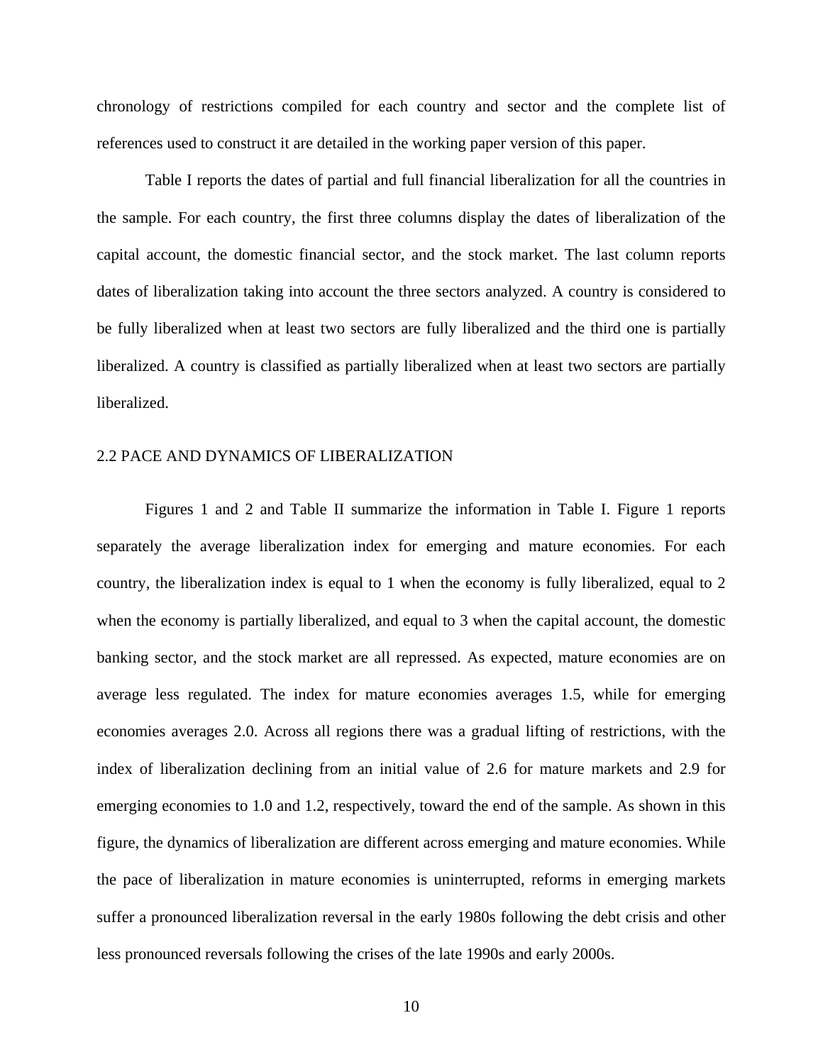chronology of restrictions compiled for each country and sector and the complete list of references used to construct it are detailed in the working paper version of this paper.

Table I reports the dates of partial and full financial liberalization for all the countries in the sample. For each country, the first three columns display the dates of liberalization of the capital account, the domestic financial sector, and the stock market. The last column reports dates of liberalization taking into account the three sectors analyzed. A country is considered to be fully liberalized when at least two sectors are fully liberalized and the third one is partially liberalized. A country is classified as partially liberalized when at least two sectors are partially liberalized.

## 2.2 PACE AND DYNAMICS OF LIBERALIZATION

Figures 1 and 2 and Table II summarize the information in Table I. Figure 1 reports separately the average liberalization index for emerging and mature economies. For each country, the liberalization index is equal to 1 when the economy is fully liberalized, equal to 2 when the economy is partially liberalized, and equal to 3 when the capital account, the domestic banking sector, and the stock market are all repressed. As expected, mature economies are on average less regulated. The index for mature economies averages 1.5, while for emerging economies averages 2.0. Across all regions there was a gradual lifting of restrictions, with the index of liberalization declining from an initial value of 2.6 for mature markets and 2.9 for emerging economies to 1.0 and 1.2, respectively, toward the end of the sample. As shown in this figure, the dynamics of liberalization are different across emerging and mature economies. While the pace of liberalization in mature economies is uninterrupted, reforms in emerging markets suffer a pronounced liberalization reversal in the early 1980s following the debt crisis and other less pronounced reversals following the crises of the late 1990s and early 2000s.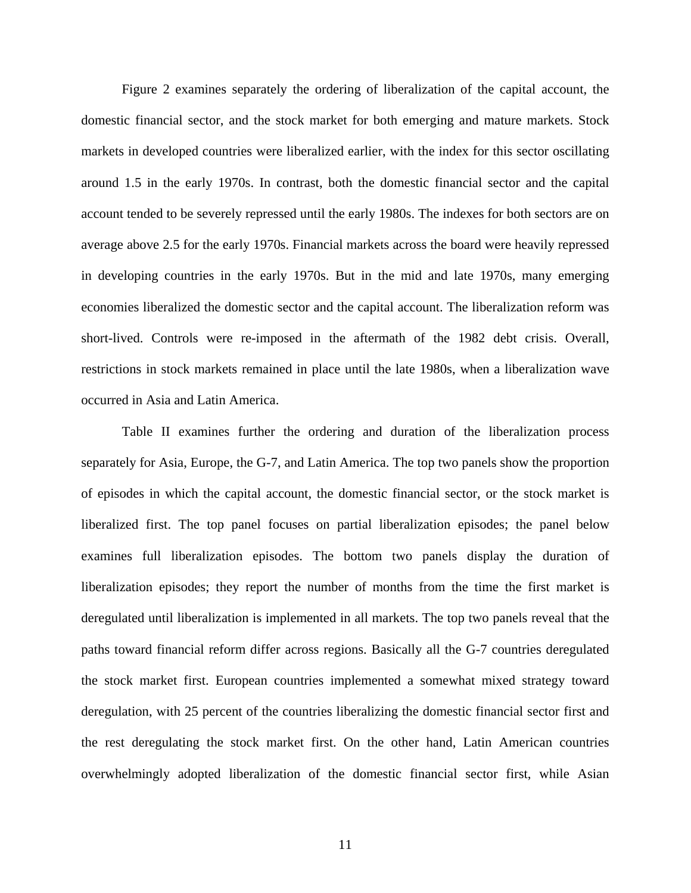Figure 2 examines separately the ordering of liberalization of the capital account, the domestic financial sector, and the stock market for both emerging and mature markets. Stock markets in developed countries were liberalized earlier, with the index for this sector oscillating around 1.5 in the early 1970s. In contrast, both the domestic financial sector and the capital account tended to be severely repressed until the early 1980s. The indexes for both sectors are on average above 2.5 for the early 1970s. Financial markets across the board were heavily repressed in developing countries in the early 1970s. But in the mid and late 1970s, many emerging economies liberalized the domestic sector and the capital account. The liberalization reform was short-lived. Controls were re-imposed in the aftermath of the 1982 debt crisis. Overall, restrictions in stock markets remained in place until the late 1980s, when a liberalization wave occurred in Asia and Latin America.

Table II examines further the ordering and duration of the liberalization process separately for Asia, Europe, the G-7, and Latin America. The top two panels show the proportion of episodes in which the capital account, the domestic financial sector, or the stock market is liberalized first. The top panel focuses on partial liberalization episodes; the panel below examines full liberalization episodes. The bottom two panels display the duration of liberalization episodes; they report the number of months from the time the first market is deregulated until liberalization is implemented in all markets. The top two panels reveal that the paths toward financial reform differ across regions. Basically all the G-7 countries deregulated the stock market first. European countries implemented a somewhat mixed strategy toward deregulation, with 25 percent of the countries liberalizing the domestic financial sector first and the rest deregulating the stock market first. On the other hand, Latin American countries overwhelmingly adopted liberalization of the domestic financial sector first, while Asian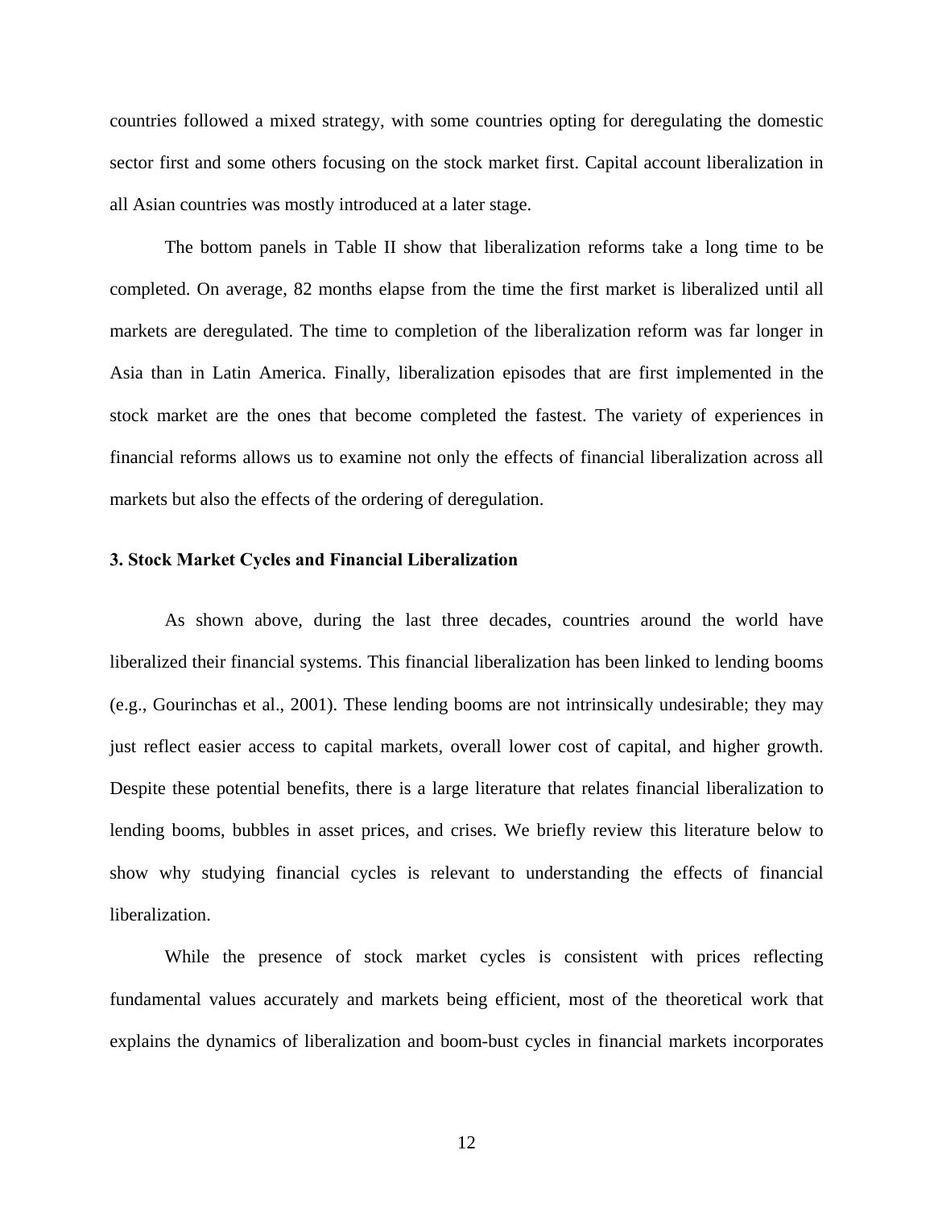countries followed a mixed strategy, with some countries opting for deregulating the domestic sector first and some others focusing on the stock market first. Capital account liberalization in all Asian countries was mostly introduced at a later stage.

The bottom panels in Table II show that liberalization reforms take a long time to be completed. On average, 82 months elapse from the time the first market is liberalized until all markets are deregulated. The time to completion of the liberalization reform was far longer in Asia than in Latin America. Finally, liberalization episodes that are first implemented in the stock market are the ones that become completed the fastest. The variety of experiences in financial reforms allows us to examine not only the effects of financial liberalization across all markets but also the effects of the ordering of deregulation.

### 3. Stock Market Cycles and Financial Liberalization

As shown above, during the last three decades, countries around the world have liberalized their financial systems. This financial liberalization has been linked to lending booms (e.g., Gourinchas et al., 2001). These lending booms are not intrinsically undesirable; they may just reflect easier access to capital markets, overall lower cost of capital, and higher growth. Despite these potential benefits, there is a large literature that relates financial liberalization to lending booms, bubbles in asset prices, and crises. We briefly review this literature below to show why studying financial cycles is relevant to understanding the effects of financial liberalization.

While the presence of stock market cycles is consistent with prices reflecting fundamental values accurately and markets being efficient, most of the theoretical work that explains the dynamics of liberalization and boom-bust cycles in financial markets incorporates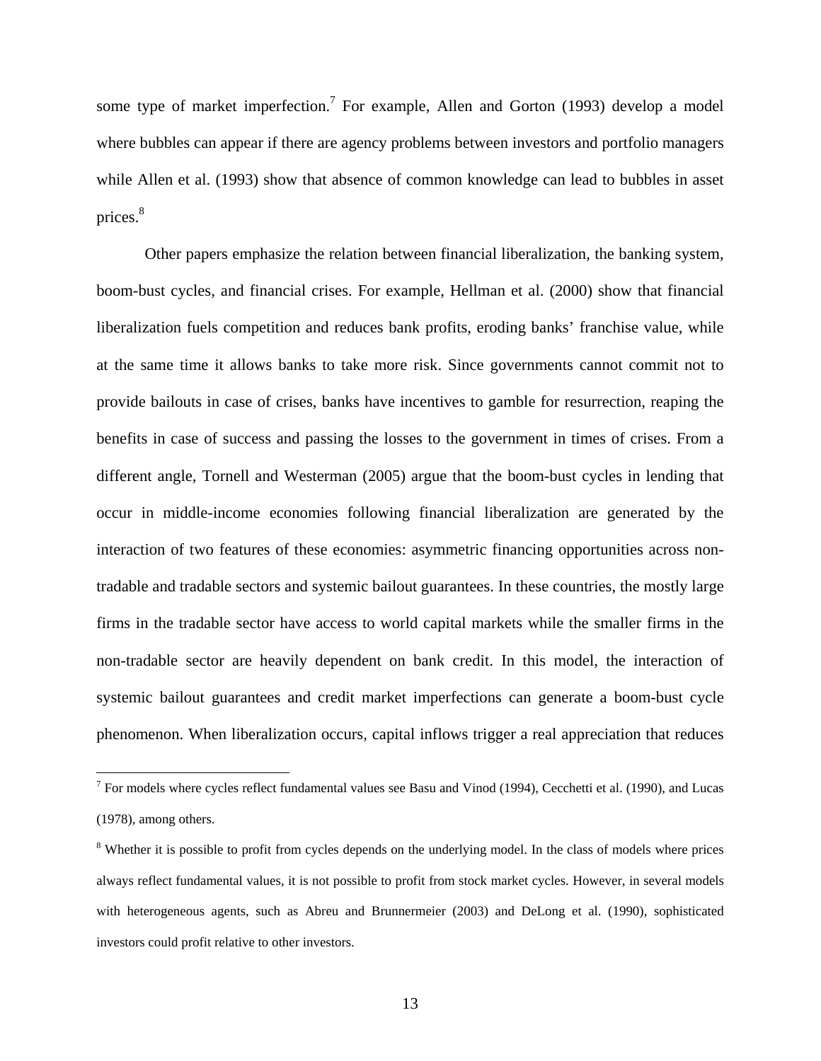some type of market imperfection.[7] For example, Allen and Gorton (1993) develop a model where bubbles can appear if there are agency problems between investors and portfolio managers while Allen et al. (1993) show that absence of common knowledge can lead to bubbles in asset prices.[8]

Other papers emphasize the relation between financial liberalization, the banking system, boom-bust cycles, and financial crises. For example, Hellman et al. (2000) show that financial liberalization fuels competition and reduces bank profits, eroding banks' franchise value, while at the same time it allows banks to take more risk. Since governments cannot commit not to provide bailouts in case of crises, banks have incentives to gamble for resurrection, reaping the benefits in case of success and passing the losses to the government in times of crises. From a different angle, Tornell and Westerman (2005) argue that the boom-bust cycles in lending that occur in middle-income economies following financial liberalization are generated by the interaction of two features of these economies: asymmetric financing opportunities across non-tradable and tradable sectors and systemic bailout guarantees. In these countries, the mostly large firms in the tradable sector have access to world capital markets while the smaller firms in the non-tradable sector are heavily dependent on bank credit. In this model, the interaction of systemic bailout guarantees and credit market imperfections can generate a boom-bust cycle phenomenon. When liberalization occurs, capital inflows trigger a real appreciation that reduces

[7] For models where cycles reflect fundamental values see Basu and Vinod (1994), Cecchetti et al. (1990), and Lucas (1978), among others.

[8] Whether it is possible to profit from cycles depends on the underlying model. In the class of models where prices always reflect fundamental values, it is not possible to profit from stock market cycles. However, in several models with heterogeneous agents, such as Abreu and Brunnermeier (2003) and DeLong et al. (1990), sophisticated investors could profit relative to other investors.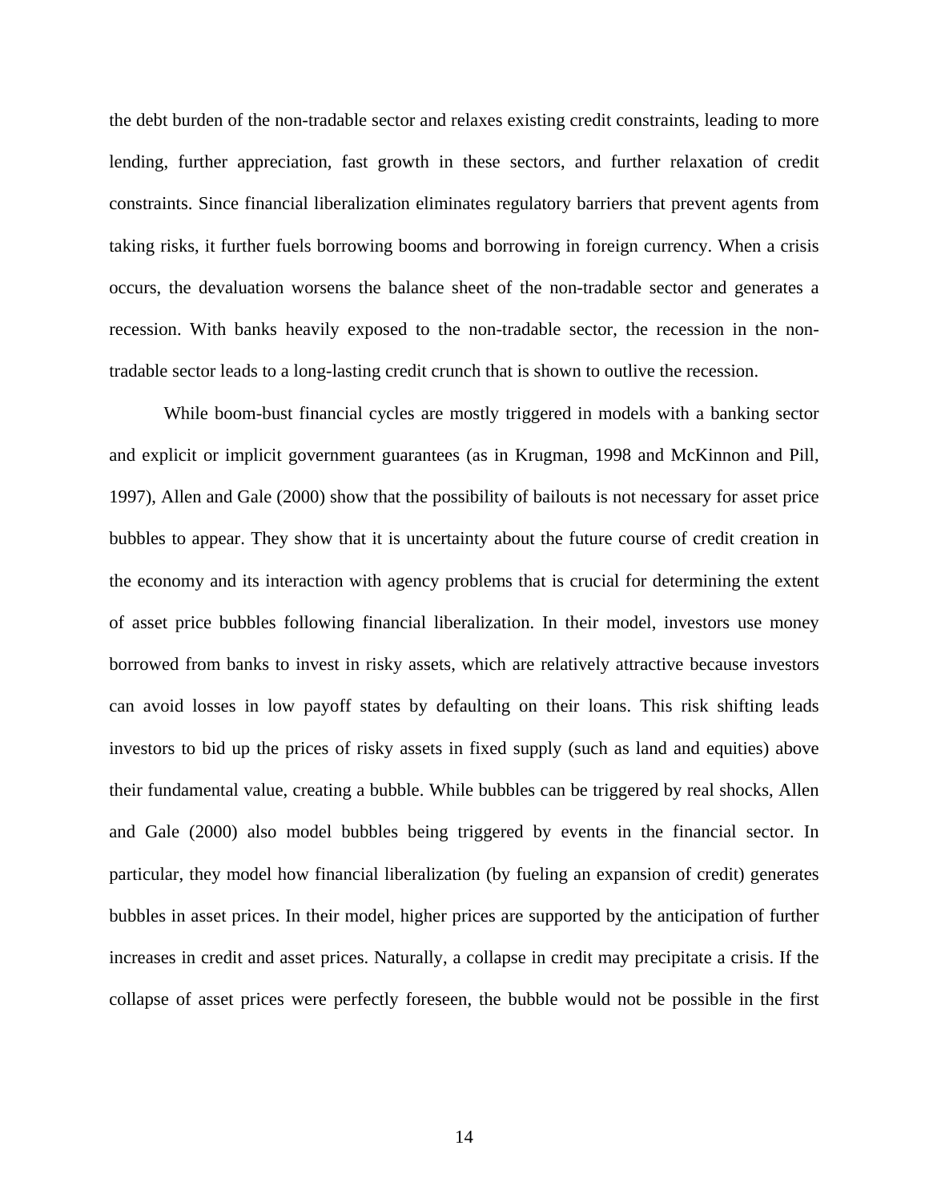the debt burden of the non-tradable sector and relaxes existing credit constraints, leading to more lending, further appreciation, fast growth in these sectors, and further relaxation of credit constraints. Since financial liberalization eliminates regulatory barriers that prevent agents from taking risks, it further fuels borrowing booms and borrowing in foreign currency. When a crisis occurs, the devaluation worsens the balance sheet of the non-tradable sector and generates a recession. With banks heavily exposed to the non-tradable sector, the recession in the non-tradable sector leads to a long-lasting credit crunch that is shown to outlive the recession.

While boom-bust financial cycles are mostly triggered in models with a banking sector and explicit or implicit government guarantees (as in Krugman, 1998 and McKinnon and Pill, 1997), Allen and Gale (2000) show that the possibility of bailouts is not necessary for asset price bubbles to appear. They show that it is uncertainty about the future course of credit creation in the economy and its interaction with agency problems that is crucial for determining the extent of asset price bubbles following financial liberalization. In their model, investors use money borrowed from banks to invest in risky assets, which are relatively attractive because investors can avoid losses in low payoff states by defaulting on their loans. This risk shifting leads investors to bid up the prices of risky assets in fixed supply (such as land and equities) above their fundamental value, creating a bubble. While bubbles can be triggered by real shocks, Allen and Gale (2000) also model bubbles being triggered by events in the financial sector. In particular, they model how financial liberalization (by fueling an expansion of credit) generates bubbles in asset prices. In their model, higher prices are supported by the anticipation of further increases in credit and asset prices. Naturally, a collapse in credit may precipitate a crisis. If the collapse of asset prices were perfectly foreseen, the bubble would not be possible in the first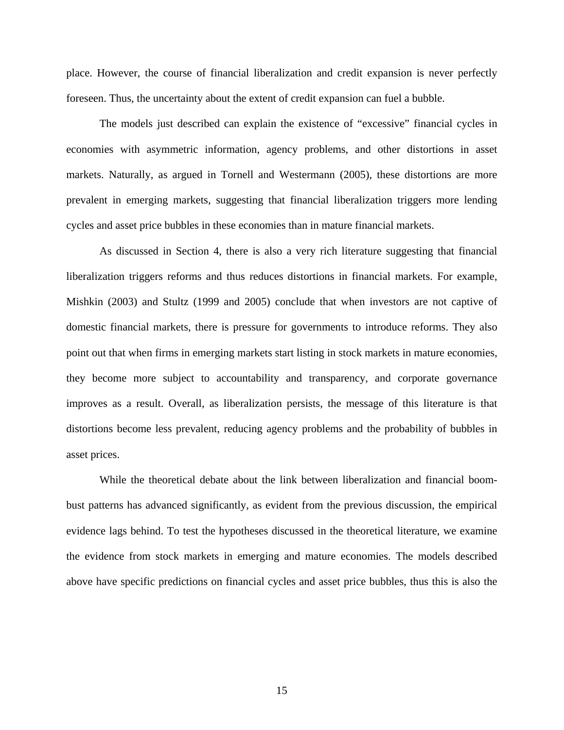place. However, the course of financial liberalization and credit expansion is never perfectly foreseen. Thus, the uncertainty about the extent of credit expansion can fuel a bubble.

The models just described can explain the existence of "excessive" financial cycles in economies with asymmetric information, agency problems, and other distortions in asset markets. Naturally, as argued in Tornell and Westermann (2005), these distortions are more prevalent in emerging markets, suggesting that financial liberalization triggers more lending cycles and asset price bubbles in these economies than in mature financial markets.

As discussed in Section 4, there is also a very rich literature suggesting that financial liberalization triggers reforms and thus reduces distortions in financial markets. For example, Mishkin (2003) and Stultz (1999 and 2005) conclude that when investors are not captive of domestic financial markets, there is pressure for governments to introduce reforms. They also point out that when firms in emerging markets start listing in stock markets in mature economies, they become more subject to accountability and transparency, and corporate governance improves as a result. Overall, as liberalization persists, the message of this literature is that distortions become less prevalent, reducing agency problems and the probability of bubbles in asset prices.

While the theoretical debate about the link between liberalization and financial boom-bust patterns has advanced significantly, as evident from the previous discussion, the empirical evidence lags behind. To test the hypotheses discussed in the theoretical literature, we examine the evidence from stock markets in emerging and mature economies. The models described above have specific predictions on financial cycles and asset price bubbles, thus this is also the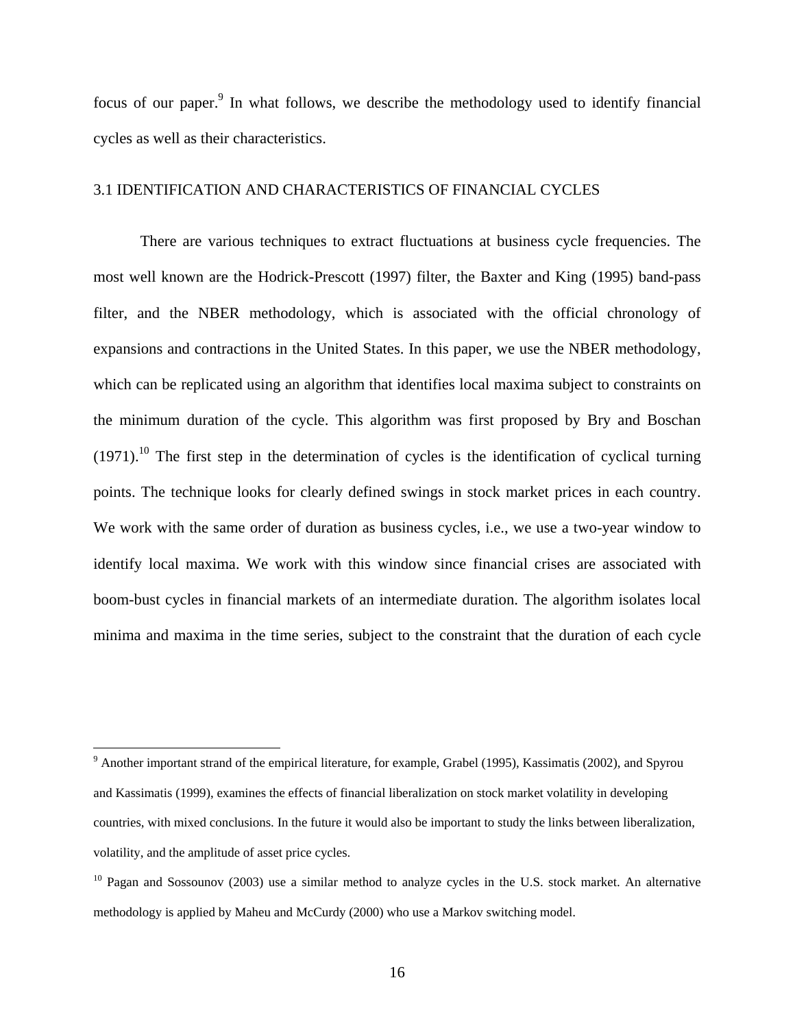focus of our paper.[9] In what follows, we describe the methodology used to identify financial cycles as well as their characteristics.

### 3.1 IDENTIFICATION AND CHARACTERISTICS OF FINANCIAL CYCLES

There are various techniques to extract fluctuations at business cycle frequencies. The most well known are the Hodrick-Prescott (1997) filter, the Baxter and King (1995) band-pass filter, and the NBER methodology, which is associated with the official chronology of expansions and contractions in the United States. In this paper, we use the NBER methodology, which can be replicated using an algorithm that identifies local maxima subject to constraints on the minimum duration of the cycle. This algorithm was first proposed by Bry and Boschan (1971).[10] The first step in the determination of cycles is the identification of cyclical turning points. The technique looks for clearly defined swings in stock market prices in each country. We work with the same order of duration as business cycles, i.e., we use a two-year window to identify local maxima. We work with this window since financial crises are associated with boom-bust cycles in financial markets of an intermediate duration. The algorithm isolates local minima and maxima in the time series, subject to the constraint that the duration of each cycle

---

[9] Another important strand of the empirical literature, for example, Grabel (1995), Kassimatis (2002), and Spyrou and Kassimatis (1999), examines the effects of financial liberalization on stock market volatility in developing countries, with mixed conclusions. In the future it would also be important to study the links between liberalization, volatility, and the amplitude of asset price cycles.

[10] Pagan and Sossounov (2003) use a similar method to analyze cycles in the U.S. stock market. An alternative methodology is applied by Maheu and McCurdy (2000) who use a Markov switching model.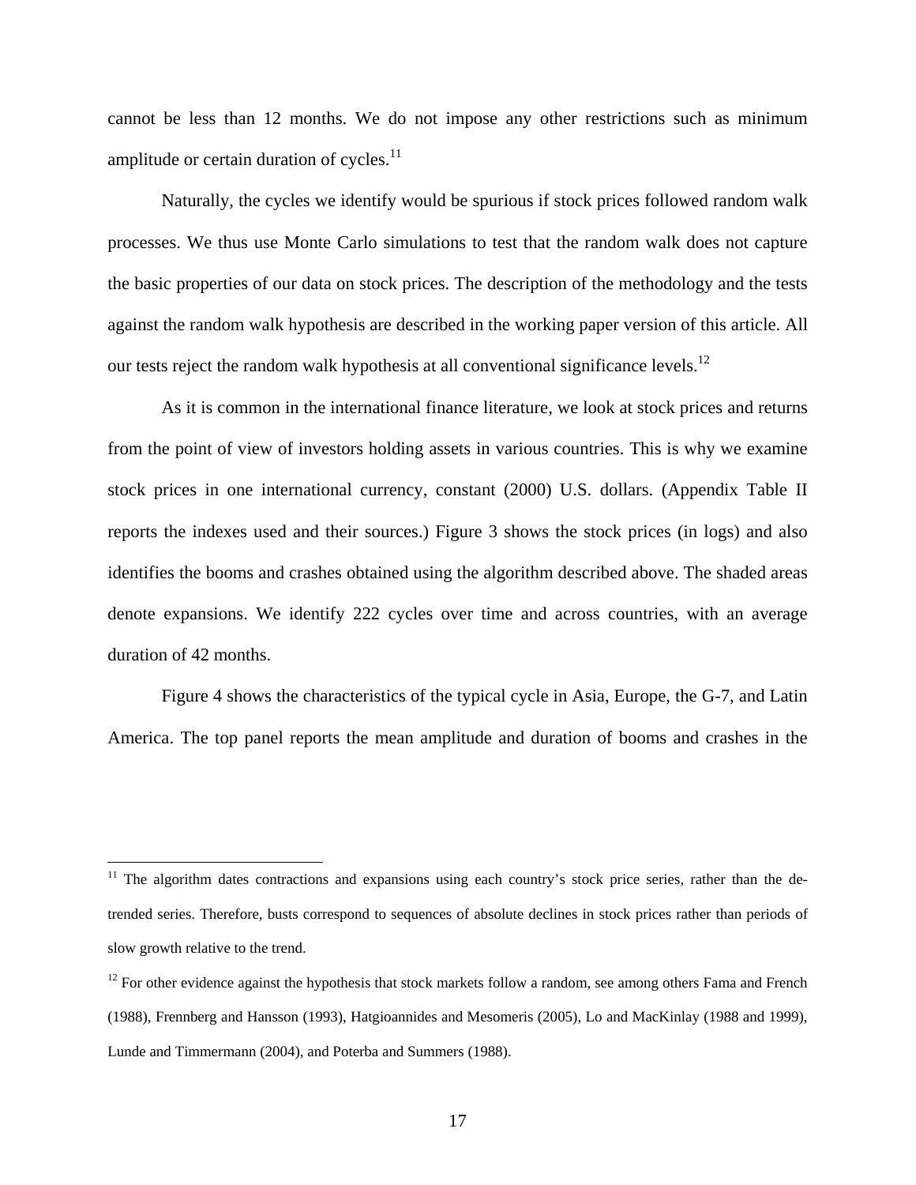cannot be less than 12 months. We do not impose any other restrictions such as minimum amplitude or certain duration of cycles.[11]

Naturally, the cycles we identify would be spurious if stock prices followed random walk processes. We thus use Monte Carlo simulations to test that the random walk does not capture the basic properties of our data on stock prices. The description of the methodology and the tests against the random walk hypothesis are described in the working paper version of this article. All our tests reject the random walk hypothesis at all conventional significance levels.[12]

As it is common in the international finance literature, we look at stock prices and returns from the point of view of investors holding assets in various countries. This is why we examine stock prices in one international currency, constant (2000) U.S. dollars. (Appendix Table II reports the indexes used and their sources.) Figure 3 shows the stock prices (in logs) and also identifies the booms and crashes obtained using the algorithm described above. The shaded areas denote expansions. We identify 222 cycles over time and across countries, with an average duration of 42 months.

Figure 4 shows the characteristics of the typical cycle in Asia, Europe, the G-7, and Latin America. The top panel reports the mean amplitude and duration of booms and crashes in the

---

[11] The algorithm dates contractions and expansions using each country's stock price series, rather than the de-trended series. Therefore, busts correspond to sequences of absolute declines in stock prices rather than periods of slow growth relative to the trend.

[12] For other evidence against the hypothesis that stock markets follow a random, see among others Fama and French (1988), Frennberg and Hansson (1993), Hatgioannides and Mesomeris (2005), Lo and MacKinlay (1988 and 1999), Lunde and Timmermann (2004), and Poterba and Summers (1988).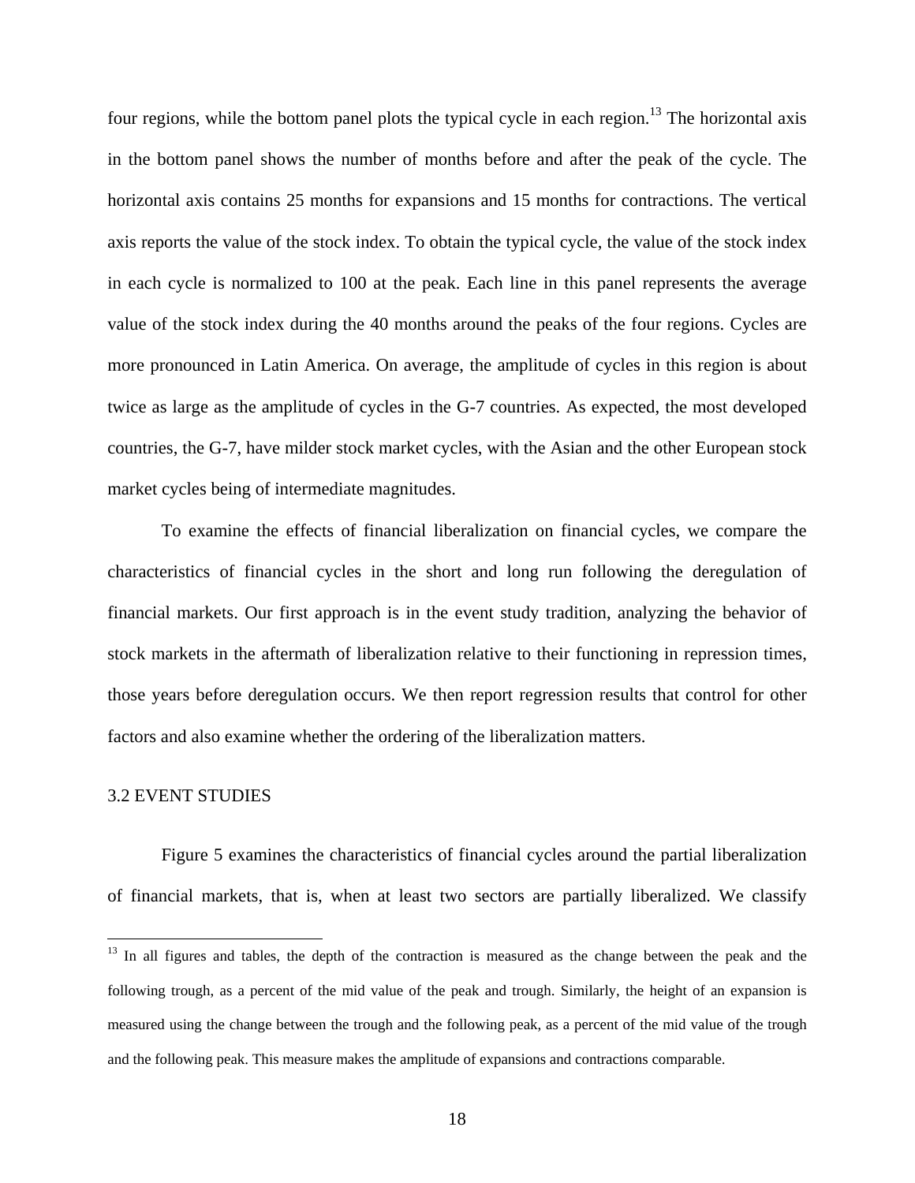four regions, while the bottom panel plots the typical cycle in each region.[13] The horizontal axis in the bottom panel shows the number of months before and after the peak of the cycle. The horizontal axis contains 25 months for expansions and 15 months for contractions. The vertical axis reports the value of the stock index. To obtain the typical cycle, the value of the stock index in each cycle is normalized to 100 at the peak. Each line in this panel represents the average value of the stock index during the 40 months around the peaks of the four regions. Cycles are more pronounced in Latin America. On average, the amplitude of cycles in this region is about twice as large as the amplitude of cycles in the G-7 countries. As expected, the most developed countries, the G-7, have milder stock market cycles, with the Asian and the other European stock market cycles being of intermediate magnitudes.

To examine the effects of financial liberalization on financial cycles, we compare the characteristics of financial cycles in the short and long run following the deregulation of financial markets. Our first approach is in the event study tradition, analyzing the behavior of stock markets in the aftermath of liberalization relative to their functioning in repression times, those years before deregulation occurs. We then report regression results that control for other factors and also examine whether the ordering of the liberalization matters.

### 3.2 EVENT STUDIES

Figure 5 examines the characteristics of financial cycles around the partial liberalization of financial markets, that is, when at least two sectors are partially liberalized. We classify

[13] In all figures and tables, the depth of the contraction is measured as the change between the peak and the following trough, as a percent of the mid value of the peak and trough. Similarly, the height of an expansion is measured using the change between the trough and the following peak, as a percent of the mid value of the trough and the following peak. This measure makes the amplitude of expansions and contractions comparable.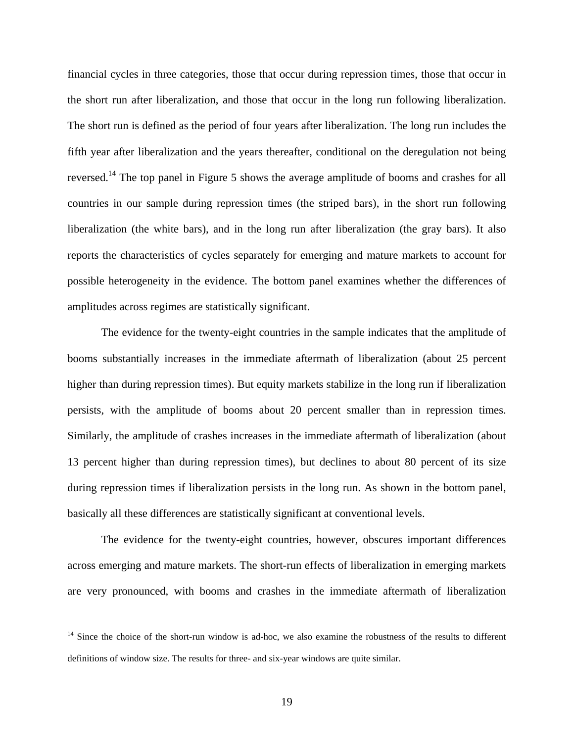financial cycles in three categories, those that occur during repression times, those that occur in the short run after liberalization, and those that occur in the long run following liberalization. The short run is defined as the period of four years after liberalization. The long run includes the fifth year after liberalization and the years thereafter, conditional on the deregulation not being reversed.[14] The top panel in Figure 5 shows the average amplitude of booms and crashes for all countries in our sample during repression times (the striped bars), in the short run following liberalization (the white bars), and in the long run after liberalization (the gray bars). It also reports the characteristics of cycles separately for emerging and mature markets to account for possible heterogeneity in the evidence. The bottom panel examines whether the differences of amplitudes across regimes are statistically significant.

The evidence for the twenty-eight countries in the sample indicates that the amplitude of booms substantially increases in the immediate aftermath of liberalization (about 25 percent higher than during repression times). But equity markets stabilize in the long run if liberalization persists, with the amplitude of booms about 20 percent smaller than in repression times. Similarly, the amplitude of crashes increases in the immediate aftermath of liberalization (about 13 percent higher than during repression times), but declines to about 80 percent of its size during repression times if liberalization persists in the long run. As shown in the bottom panel, basically all these differences are statistically significant at conventional levels.

The evidence for the twenty-eight countries, however, obscures important differences across emerging and mature markets. The short-run effects of liberalization in emerging markets are very pronounced, with booms and crashes in the immediate aftermath of liberalization

[14] Since the choice of the short-run window is ad-hoc, we also examine the robustness of the results to different definitions of window size. The results for three- and six-year windows are quite similar.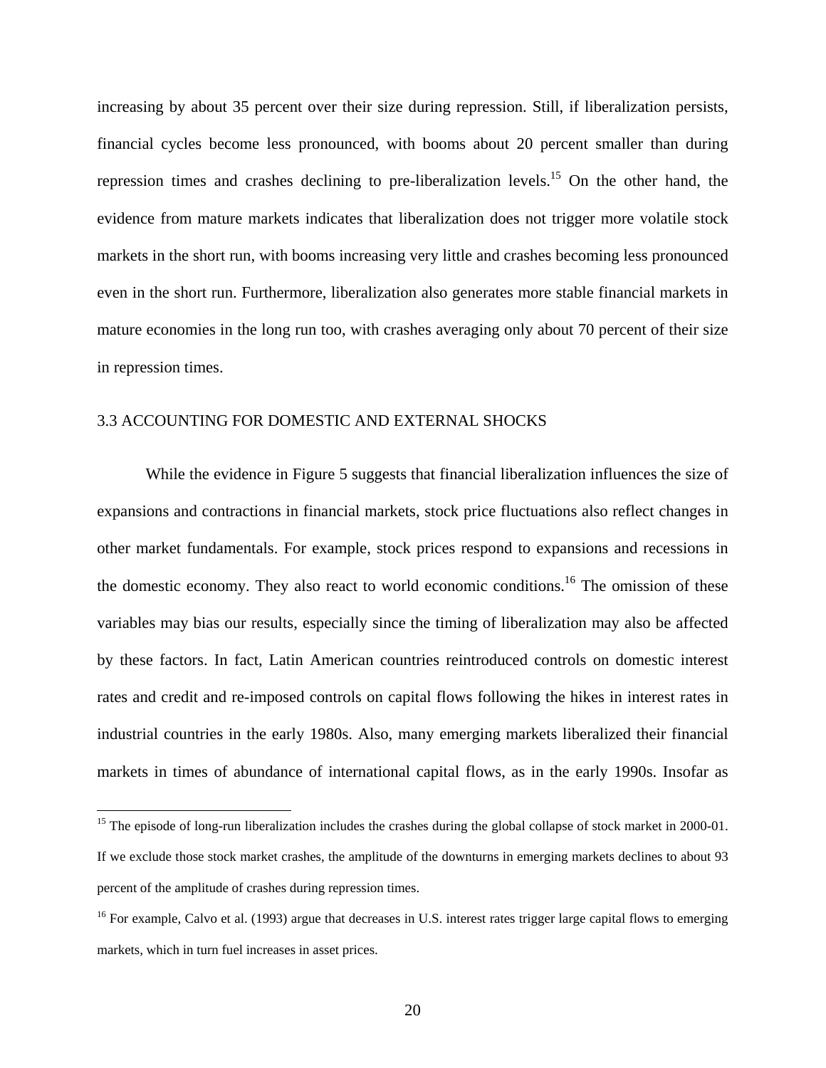increasing by about 35 percent over their size during repression. Still, if liberalization persists, financial cycles become less pronounced, with booms about 20 percent smaller than during repression times and crashes declining to pre-liberalization levels.[15] On the other hand, the evidence from mature markets indicates that liberalization does not trigger more volatile stock markets in the short run, with booms increasing very little and crashes becoming less pronounced even in the short run. Furthermore, liberalization also generates more stable financial markets in mature economies in the long run too, with crashes averaging only about 70 percent of their size in repression times.

### 3.3 ACCOUNTING FOR DOMESTIC AND EXTERNAL SHOCKS

While the evidence in Figure 5 suggests that financial liberalization influences the size of expansions and contractions in financial markets, stock price fluctuations also reflect changes in other market fundamentals. For example, stock prices respond to expansions and recessions in the domestic economy. They also react to world economic conditions.[16] The omission of these variables may bias our results, especially since the timing of liberalization may also be affected by these factors. In fact, Latin American countries reintroduced controls on domestic interest rates and credit and re-imposed controls on capital flows following the hikes in interest rates in industrial countries in the early 1980s. Also, many emerging markets liberalized their financial markets in times of abundance of international capital flows, as in the early 1990s. Insofar as

[15] The episode of long-run liberalization includes the crashes during the global collapse of stock market in 2000-01. If we exclude those stock market crashes, the amplitude of the downturns in emerging markets declines to about 93 percent of the amplitude of crashes during repression times.

[16] For example, Calvo et al. (1993) argue that decreases in U.S. interest rates trigger large capital flows to emerging markets, which in turn fuel increases in asset prices.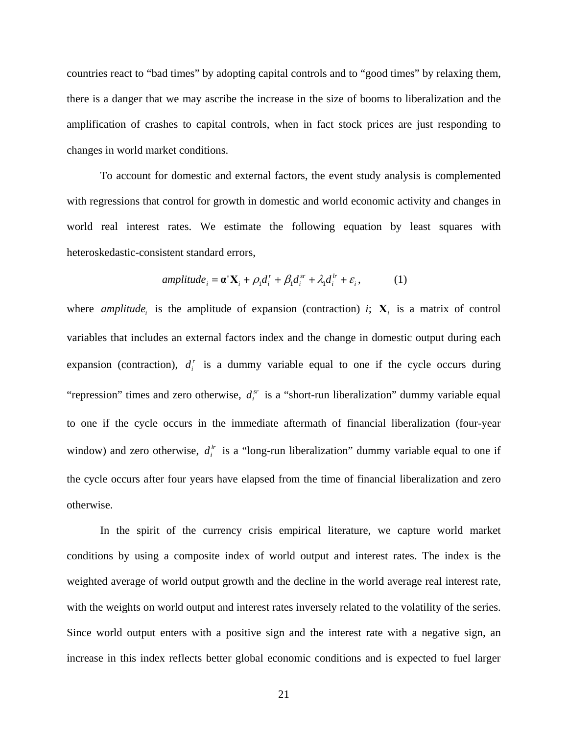countries react to "bad times" by adopting capital controls and to "good times" by relaxing them, there is a danger that we may ascribe the increase in the size of booms to liberalization and the amplification of crashes to capital controls, when in fact stock prices are just responding to changes in world market conditions.

To account for domestic and external factors, the event study analysis is complemented with regressions that control for growth in domestic and world economic activity and changes in world real interest rates. We estimate the following equation by least squares with heteroskedastic-consistent standard errors,

$$amplitude_i = \boldsymbol{\alpha}' \mathbf{X}_i + \rho_1 d_i^r + \beta_1 d_i^{sr} + \lambda_1 d_i^{lr} + \varepsilon_i, \qquad (1)$$

where $amplitude_i$ is the amplitude of expansion (contraction) $i$; $\mathbf{X}_i$ is a matrix of control variables that includes an external factors index and the change in domestic output during each expansion (contraction), $d_i^r$ is a dummy variable equal to one if the cycle occurs during "repression" times and zero otherwise, $d_i^{sr}$ is a "short-run liberalization" dummy variable equal to one if the cycle occurs in the immediate aftermath of financial liberalization (four-year window) and zero otherwise, $d_i^{lr}$ is a "long-run liberalization" dummy variable equal to one if the cycle occurs after four years have elapsed from the time of financial liberalization and zero otherwise.

In the spirit of the currency crisis empirical literature, we capture world market conditions by using a composite index of world output and interest rates. The index is the weighted average of world output growth and the decline in the world average real interest rate, with the weights on world output and interest rates inversely related to the volatility of the series. Since world output enters with a positive sign and the interest rate with a negative sign, an increase in this index reflects better global economic conditions and is expected to fuel larger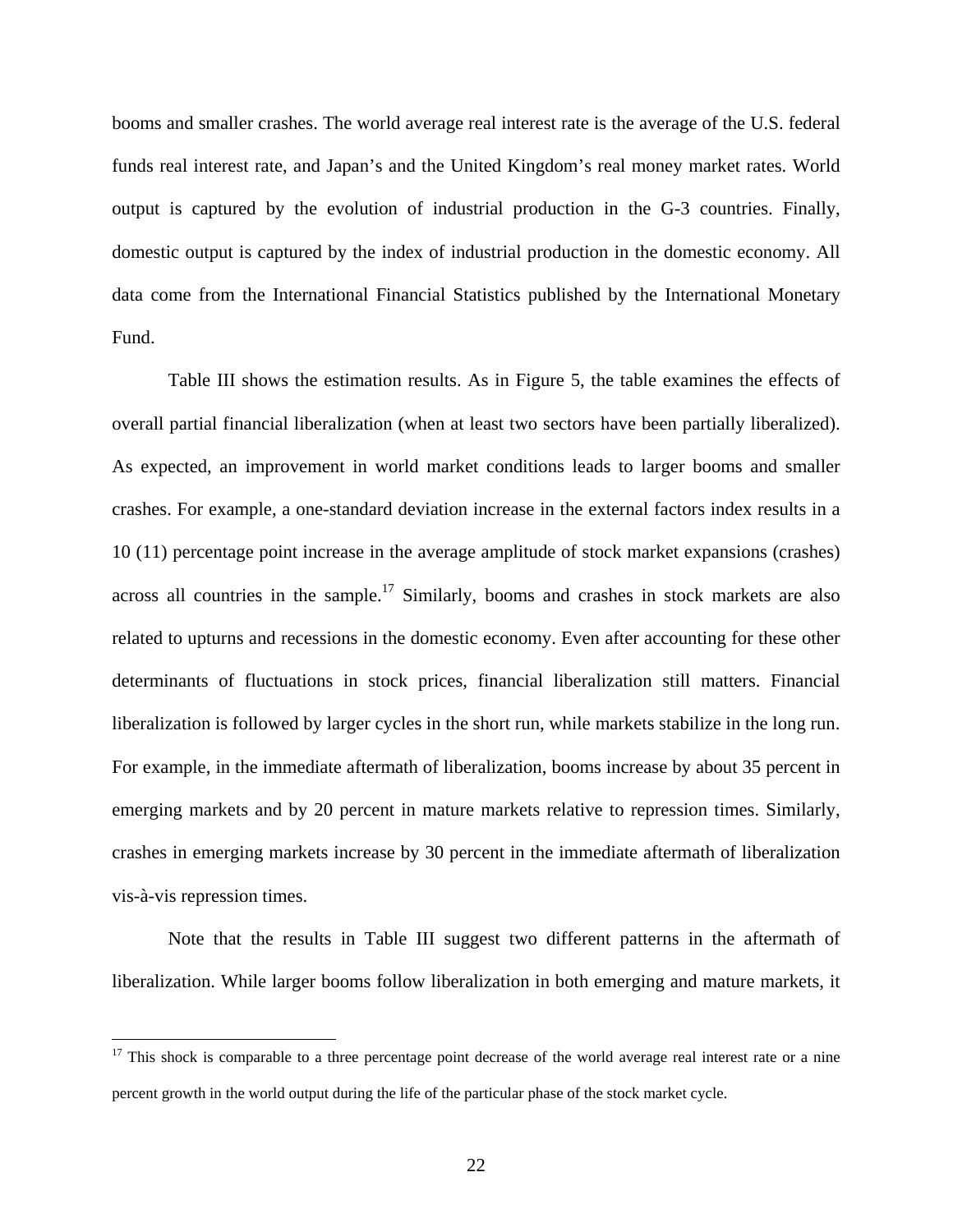booms and smaller crashes. The world average real interest rate is the average of the U.S. federal funds real interest rate, and Japan's and the United Kingdom's real money market rates. World output is captured by the evolution of industrial production in the G-3 countries. Finally, domestic output is captured by the index of industrial production in the domestic economy. All data come from the International Financial Statistics published by the International Monetary Fund.

Table III shows the estimation results. As in Figure 5, the table examines the effects of overall partial financial liberalization (when at least two sectors have been partially liberalized). As expected, an improvement in world market conditions leads to larger booms and smaller crashes. For example, a one-standard deviation increase in the external factors index results in a 10 (11) percentage point increase in the average amplitude of stock market expansions (crashes) across all countries in the sample.[17] Similarly, booms and crashes in stock markets are also related to upturns and recessions in the domestic economy. Even after accounting for these other determinants of fluctuations in stock prices, financial liberalization still matters. Financial liberalization is followed by larger cycles in the short run, while markets stabilize in the long run. For example, in the immediate aftermath of liberalization, booms increase by about 35 percent in emerging markets and by 20 percent in mature markets relative to repression times. Similarly, crashes in emerging markets increase by 30 percent in the immediate aftermath of liberalization vis-à-vis repression times.

Note that the results in Table III suggest two different patterns in the aftermath of liberalization. While larger booms follow liberalization in both emerging and mature markets, it

---

[17] This shock is comparable to a three percentage point decrease of the world average real interest rate or a nine percent growth in the world output during the life of the particular phase of the stock market cycle.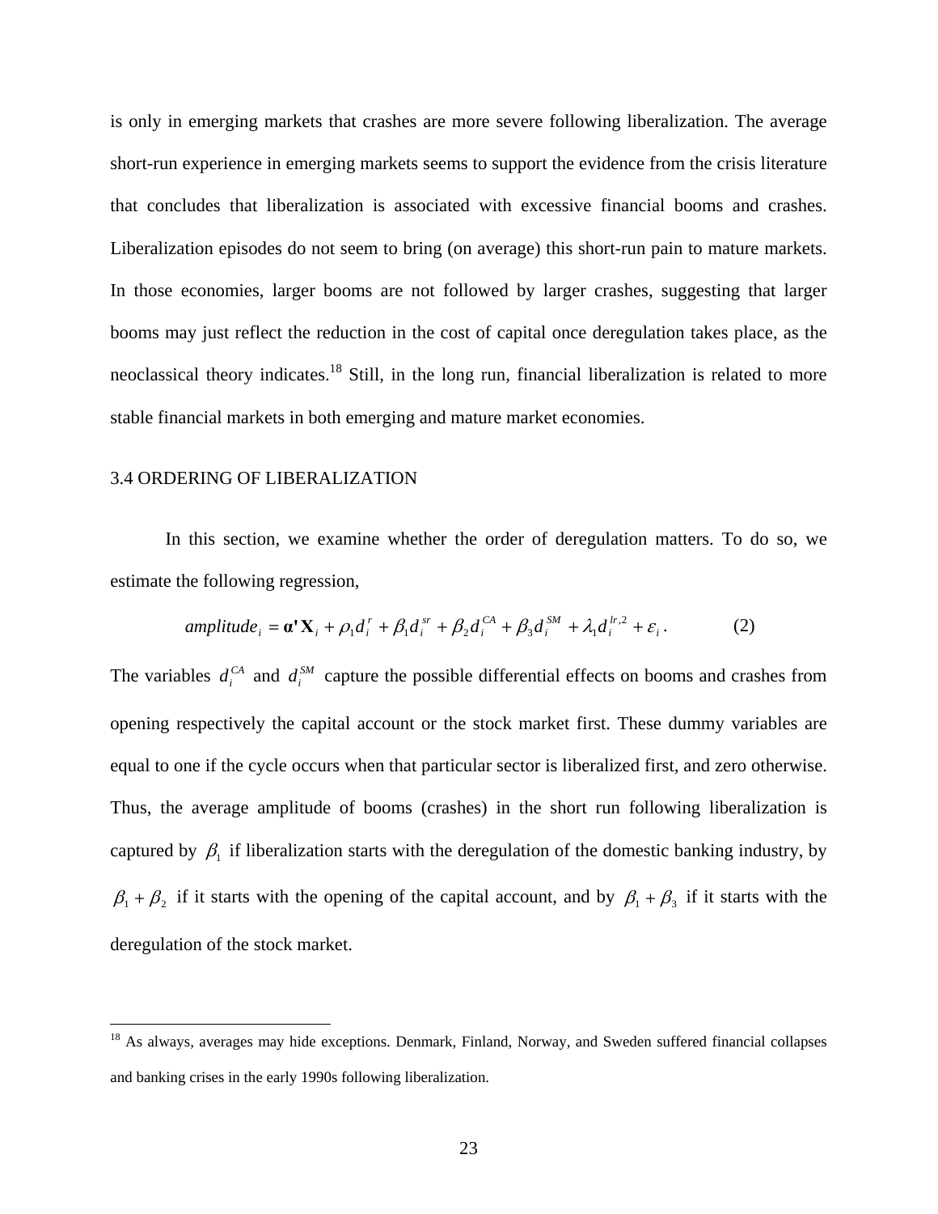is only in emerging markets that crashes are more severe following liberalization. The average short-run experience in emerging markets seems to support the evidence from the crisis literature that concludes that liberalization is associated with excessive financial booms and crashes. Liberalization episodes do not seem to bring (on average) this short-run pain to mature markets. In those economies, larger booms are not followed by larger crashes, suggesting that larger booms may just reflect the reduction in the cost of capital once deregulation takes place, as the neoclassical theory indicates.[18] Still, in the long run, financial liberalization is related to more stable financial markets in both emerging and mature market economies.

### 3.4 ORDERING OF LIBERALIZATION

In this section, we examine whether the order of deregulation matters. To do so, we estimate the following regression,

$$amplitude_i = \boldsymbol{\alpha}'\mathbf{X}_i + \rho_1 d_i^r + \beta_1 d_i^{sr} + \beta_2 d_i^{CA} + \beta_3 d_i^{SM} + \lambda_1 d_i^{lr,2} + \varepsilon_i \,. \qquad (2)$$

The variables $d_i^{CA}$ and $d_i^{SM}$ capture the possible differential effects on booms and crashes from opening respectively the capital account or the stock market first. These dummy variables are equal to one if the cycle occurs when that particular sector is liberalized first, and zero otherwise. Thus, the average amplitude of booms (crashes) in the short run following liberalization is captured by $\beta_1$ if liberalization starts with the deregulation of the domestic banking industry, by $\beta_1 + \beta_2$ if it starts with the opening of the capital account, and by $\beta_1 + \beta_3$ if it starts with the deregulation of the stock market.

---

[18] As always, averages may hide exceptions. Denmark, Finland, Norway, and Sweden suffered financial collapses and banking crises in the early 1990s following liberalization.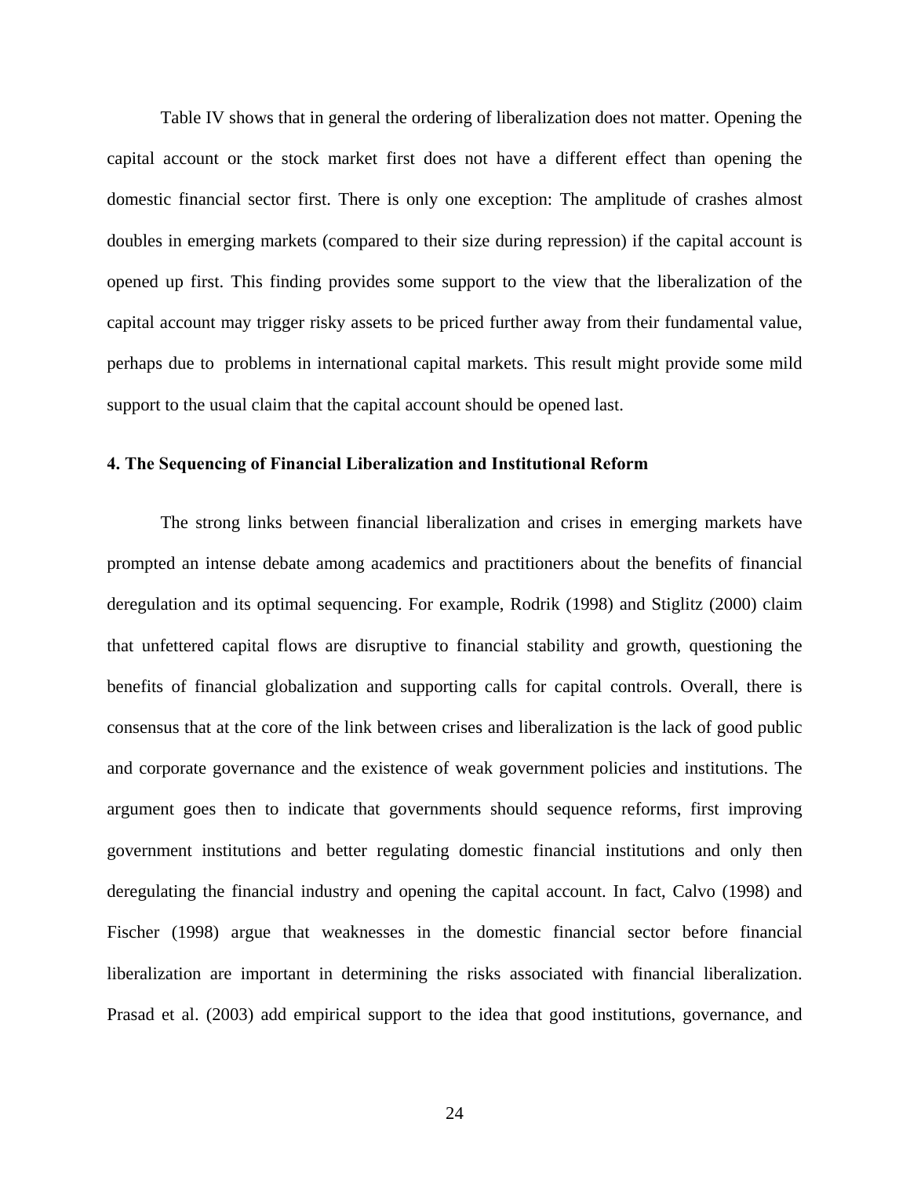Table IV shows that in general the ordering of liberalization does not matter. Opening the capital account or the stock market first does not have a different effect than opening the domestic financial sector first. There is only one exception: The amplitude of crashes almost doubles in emerging markets (compared to their size during repression) if the capital account is opened up first. This finding provides some support to the view that the liberalization of the capital account may trigger risky assets to be priced further away from their fundamental value, perhaps due to problems in international capital markets. This result might provide some mild support to the usual claim that the capital account should be opened last.

## 4. The Sequencing of Financial Liberalization and Institutional Reform

The strong links between financial liberalization and crises in emerging markets have prompted an intense debate among academics and practitioners about the benefits of financial deregulation and its optimal sequencing. For example, Rodrik (1998) and Stiglitz (2000) claim that unfettered capital flows are disruptive to financial stability and growth, questioning the benefits of financial globalization and supporting calls for capital controls. Overall, there is consensus that at the core of the link between crises and liberalization is the lack of good public and corporate governance and the existence of weak government policies and institutions. The argument goes then to indicate that governments should sequence reforms, first improving government institutions and better regulating domestic financial institutions and only then deregulating the financial industry and opening the capital account. In fact, Calvo (1998) and Fischer (1998) argue that weaknesses in the domestic financial sector before financial liberalization are important in determining the risks associated with financial liberalization. Prasad et al. (2003) add empirical support to the idea that good institutions, governance, and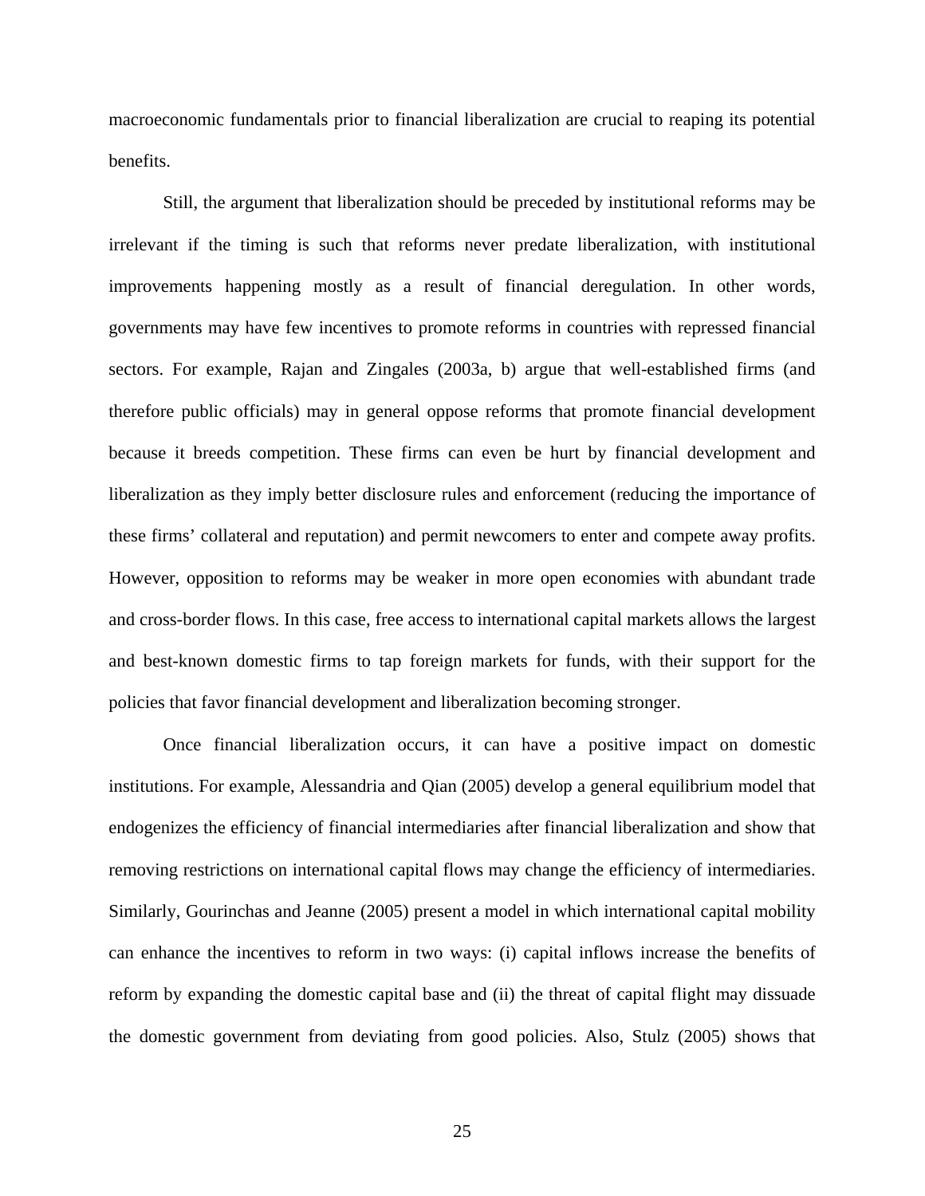macroeconomic fundamentals prior to financial liberalization are crucial to reaping its potential benefits.

Still, the argument that liberalization should be preceded by institutional reforms may be irrelevant if the timing is such that reforms never predate liberalization, with institutional improvements happening mostly as a result of financial deregulation. In other words, governments may have few incentives to promote reforms in countries with repressed financial sectors. For example, Rajan and Zingales (2003a, b) argue that well-established firms (and therefore public officials) may in general oppose reforms that promote financial development because it breeds competition. These firms can even be hurt by financial development and liberalization as they imply better disclosure rules and enforcement (reducing the importance of these firms' collateral and reputation) and permit newcomers to enter and compete away profits. However, opposition to reforms may be weaker in more open economies with abundant trade and cross-border flows. In this case, free access to international capital markets allows the largest and best-known domestic firms to tap foreign markets for funds, with their support for the policies that favor financial development and liberalization becoming stronger.

Once financial liberalization occurs, it can have a positive impact on domestic institutions. For example, Alessandria and Qian (2005) develop a general equilibrium model that endogenizes the efficiency of financial intermediaries after financial liberalization and show that removing restrictions on international capital flows may change the efficiency of intermediaries. Similarly, Gourinchas and Jeanne (2005) present a model in which international capital mobility can enhance the incentives to reform in two ways: (i) capital inflows increase the benefits of reform by expanding the domestic capital base and (ii) the threat of capital flight may dissuade the domestic government from deviating from good policies. Also, Stulz (2005) shows that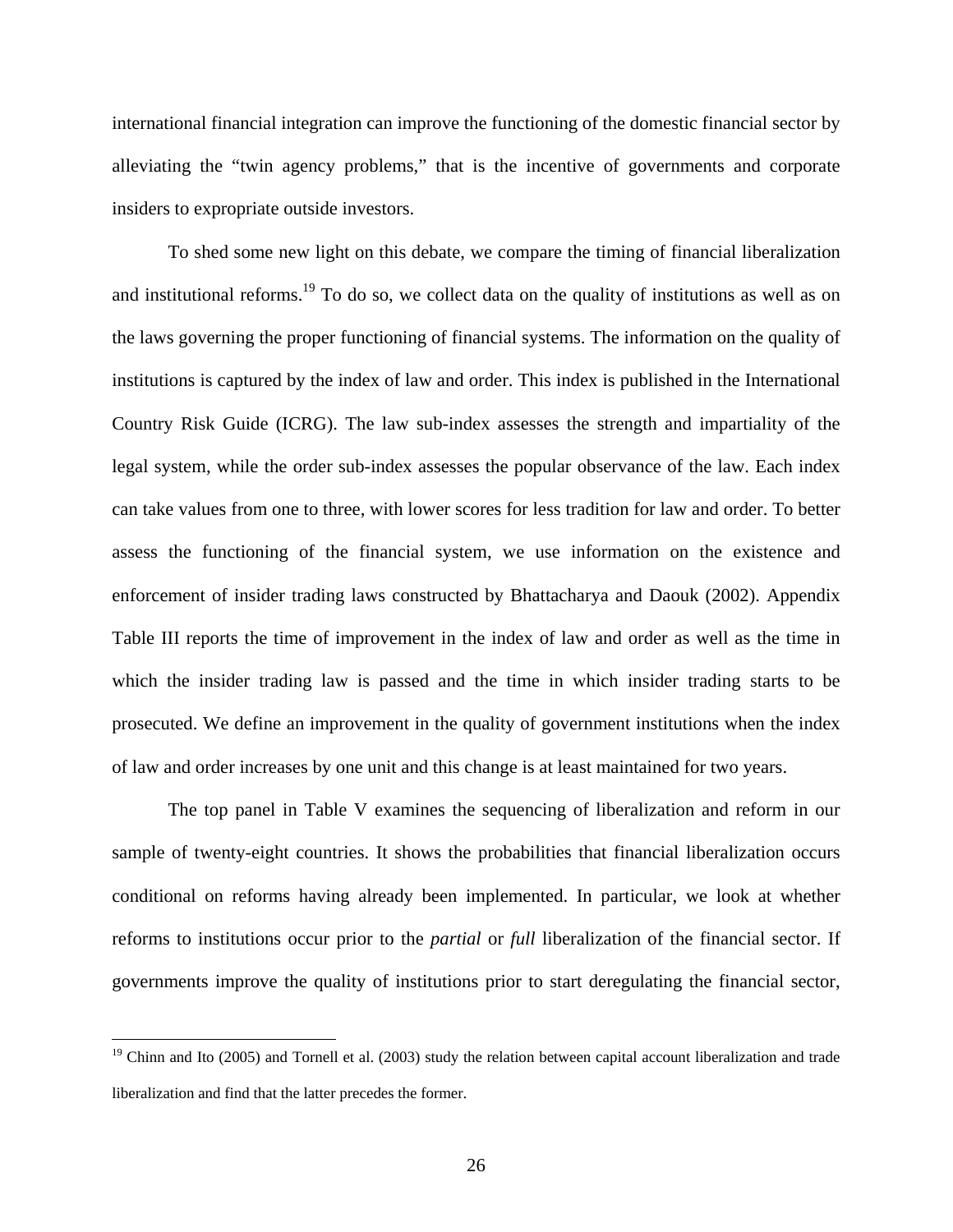international financial integration can improve the functioning of the domestic financial sector by alleviating the "twin agency problems," that is the incentive of governments and corporate insiders to expropriate outside investors.

To shed some new light on this debate, we compare the timing of financial liberalization and institutional reforms.[19] To do so, we collect data on the quality of institutions as well as on the laws governing the proper functioning of financial systems. The information on the quality of institutions is captured by the index of law and order. This index is published in the International Country Risk Guide (ICRG). The law sub-index assesses the strength and impartiality of the legal system, while the order sub-index assesses the popular observance of the law. Each index can take values from one to three, with lower scores for less tradition for law and order. To better assess the functioning of the financial system, we use information on the existence and enforcement of insider trading laws constructed by Bhattacharya and Daouk (2002). Appendix Table III reports the time of improvement in the index of law and order as well as the time in which the insider trading law is passed and the time in which insider trading starts to be prosecuted. We define an improvement in the quality of government institutions when the index of law and order increases by one unit and this change is at least maintained for two years.

The top panel in Table V examines the sequencing of liberalization and reform in our sample of twenty-eight countries. It shows the probabilities that financial liberalization occurs conditional on reforms having already been implemented. In particular, we look at whether reforms to institutions occur prior to the *partial* or *full* liberalization of the financial sector. If governments improve the quality of institutions prior to start deregulating the financial sector,

[19] Chinn and Ito (2005) and Tornell et al. (2003) study the relation between capital account liberalization and trade liberalization and find that the latter precedes the former.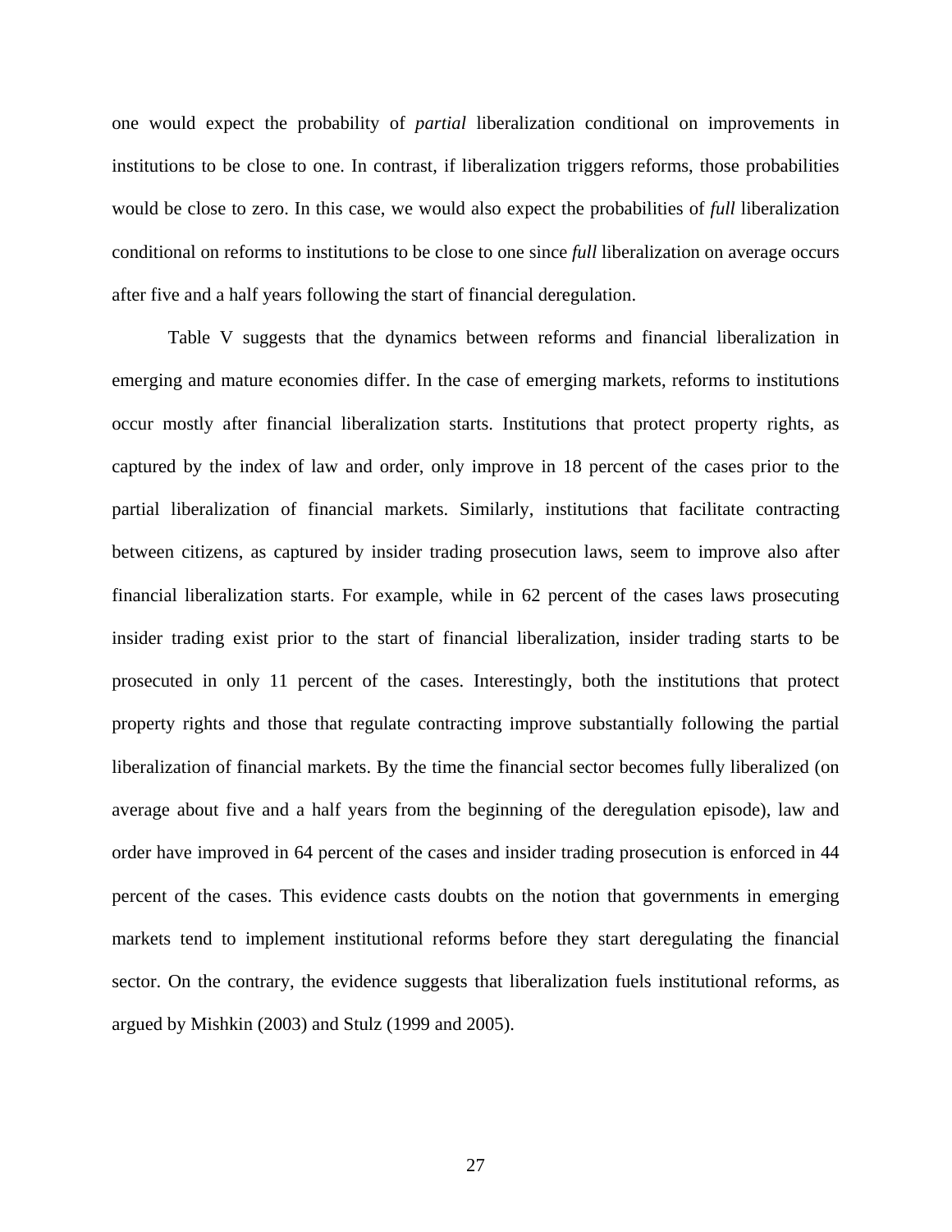one would expect the probability of *partial* liberalization conditional on improvements in institutions to be close to one. In contrast, if liberalization triggers reforms, those probabilities would be close to zero. In this case, we would also expect the probabilities of *full* liberalization conditional on reforms to institutions to be close to one since *full* liberalization on average occurs after five and a half years following the start of financial deregulation.

Table V suggests that the dynamics between reforms and financial liberalization in emerging and mature economies differ. In the case of emerging markets, reforms to institutions occur mostly after financial liberalization starts. Institutions that protect property rights, as captured by the index of law and order, only improve in 18 percent of the cases prior to the partial liberalization of financial markets. Similarly, institutions that facilitate contracting between citizens, as captured by insider trading prosecution laws, seem to improve also after financial liberalization starts. For example, while in 62 percent of the cases laws prosecuting insider trading exist prior to the start of financial liberalization, insider trading starts to be prosecuted in only 11 percent of the cases. Interestingly, both the institutions that protect property rights and those that regulate contracting improve substantially following the partial liberalization of financial markets. By the time the financial sector becomes fully liberalized (on average about five and a half years from the beginning of the deregulation episode), law and order have improved in 64 percent of the cases and insider trading prosecution is enforced in 44 percent of the cases. This evidence casts doubts on the notion that governments in emerging markets tend to implement institutional reforms before they start deregulating the financial sector. On the contrary, the evidence suggests that liberalization fuels institutional reforms, as argued by Mishkin (2003) and Stulz (1999 and 2005).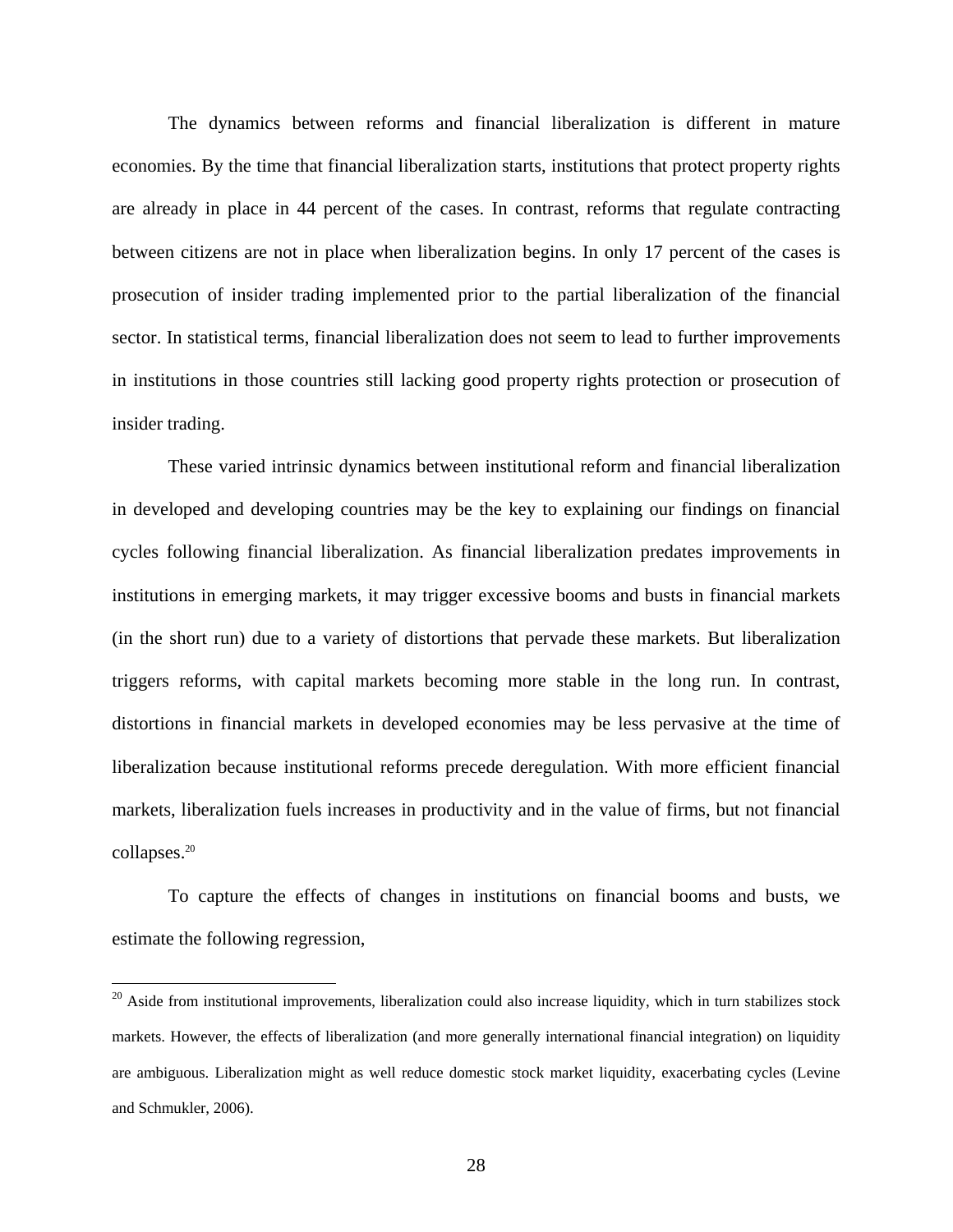The dynamics between reforms and financial liberalization is different in mature economies. By the time that financial liberalization starts, institutions that protect property rights are already in place in 44 percent of the cases. In contrast, reforms that regulate contracting between citizens are not in place when liberalization begins. In only 17 percent of the cases is prosecution of insider trading implemented prior to the partial liberalization of the financial sector. In statistical terms, financial liberalization does not seem to lead to further improvements in institutions in those countries still lacking good property rights protection or prosecution of insider trading.

These varied intrinsic dynamics between institutional reform and financial liberalization in developed and developing countries may be the key to explaining our findings on financial cycles following financial liberalization. As financial liberalization predates improvements in institutions in emerging markets, it may trigger excessive booms and busts in financial markets (in the short run) due to a variety of distortions that pervade these markets. But liberalization triggers reforms, with capital markets becoming more stable in the long run. In contrast, distortions in financial markets in developed economies may be less pervasive at the time of liberalization because institutional reforms precede deregulation. With more efficient financial markets, liberalization fuels increases in productivity and in the value of firms, but not financial collapses.[20]

To capture the effects of changes in institutions on financial booms and busts, we estimate the following regression,

---

[20] Aside from institutional improvements, liberalization could also increase liquidity, which in turn stabilizes stock markets. However, the effects of liberalization (and more generally international financial integration) on liquidity are ambiguous. Liberalization might as well reduce domestic stock market liquidity, exacerbating cycles (Levine and Schmukler, 2006).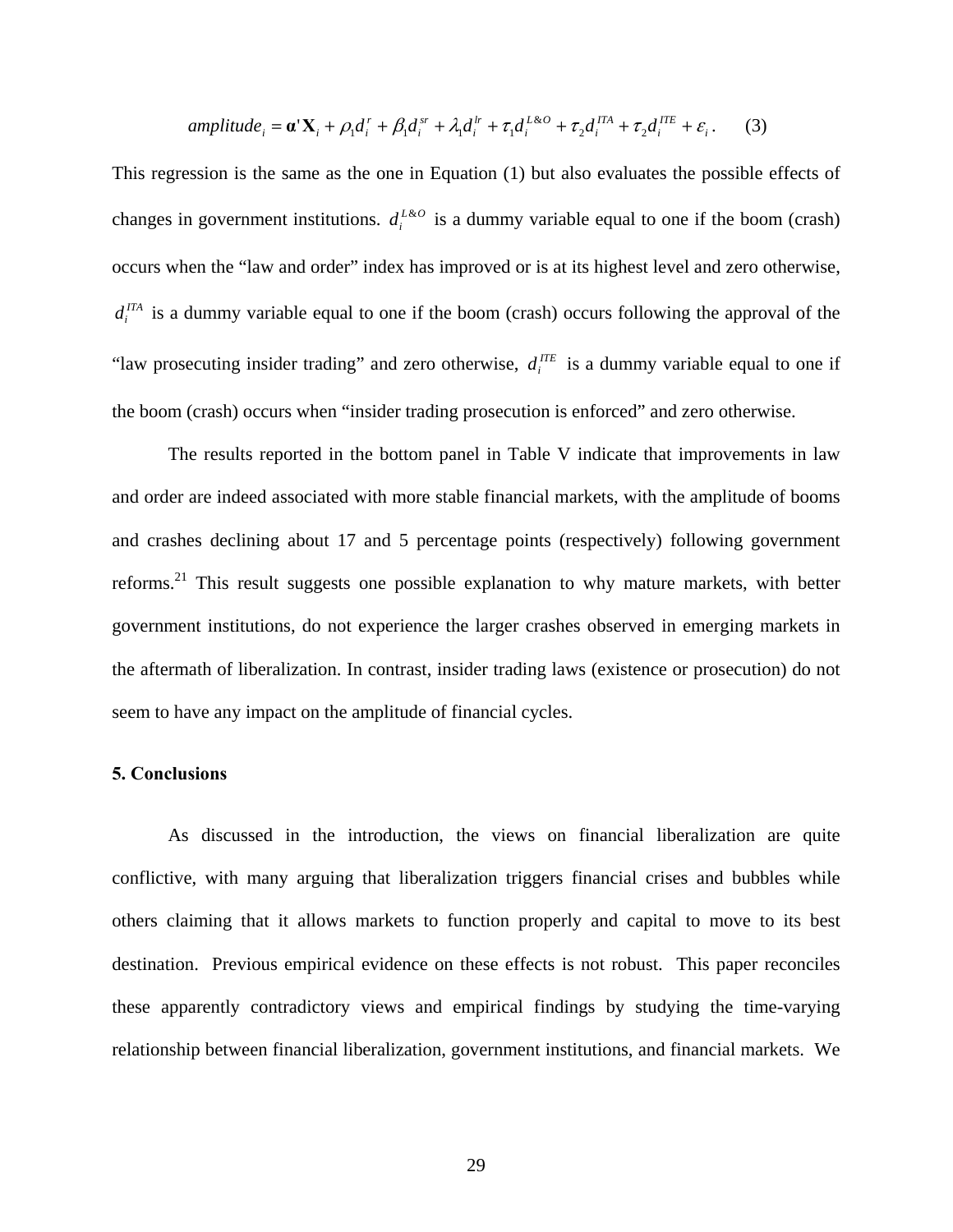$$amplitude_i = \boldsymbol{\alpha}'\mathbf{X}_i + \rho_1 d_i^r + \beta_1 d_i^{sr} + \lambda_1 d_i^{lr} + \tau_1 d_i^{L\&O} + \tau_2 d_i^{ITA} + \tau_2 d_i^{ITE} + \varepsilon_i\,. \qquad (3)$$

This regression is the same as the one in Equation (1) but also evaluates the possible effects of changes in government institutions. $d_i^{L\&O}$ is a dummy variable equal to one if the boom (crash) occurs when the "law and order" index has improved or is at its highest level and zero otherwise, $d_i^{ITA}$ is a dummy variable equal to one if the boom (crash) occurs following the approval of the "law prosecuting insider trading" and zero otherwise, $d_i^{ITE}$ is a dummy variable equal to one if the boom (crash) occurs when "insider trading prosecution is enforced" and zero otherwise.

The results reported in the bottom panel in Table V indicate that improvements in law and order are indeed associated with more stable financial markets, with the amplitude of booms and crashes declining about 17 and 5 percentage points (respectively) following government reforms.[21] This result suggests one possible explanation to why mature markets, with better government institutions, do not experience the larger crashes observed in emerging markets in the aftermath of liberalization. In contrast, insider trading laws (existence or prosecution) do not seem to have any impact on the amplitude of financial cycles.

## 5. Conclusions

As discussed in the introduction, the views on financial liberalization are quite conflictive, with many arguing that liberalization triggers financial crises and bubbles while others claiming that it allows markets to function properly and capital to move to its best destination. Previous empirical evidence on these effects is not robust. This paper reconciles these apparently contradictory views and empirical findings by studying the time-varying relationship between financial liberalization, government institutions, and financial markets. We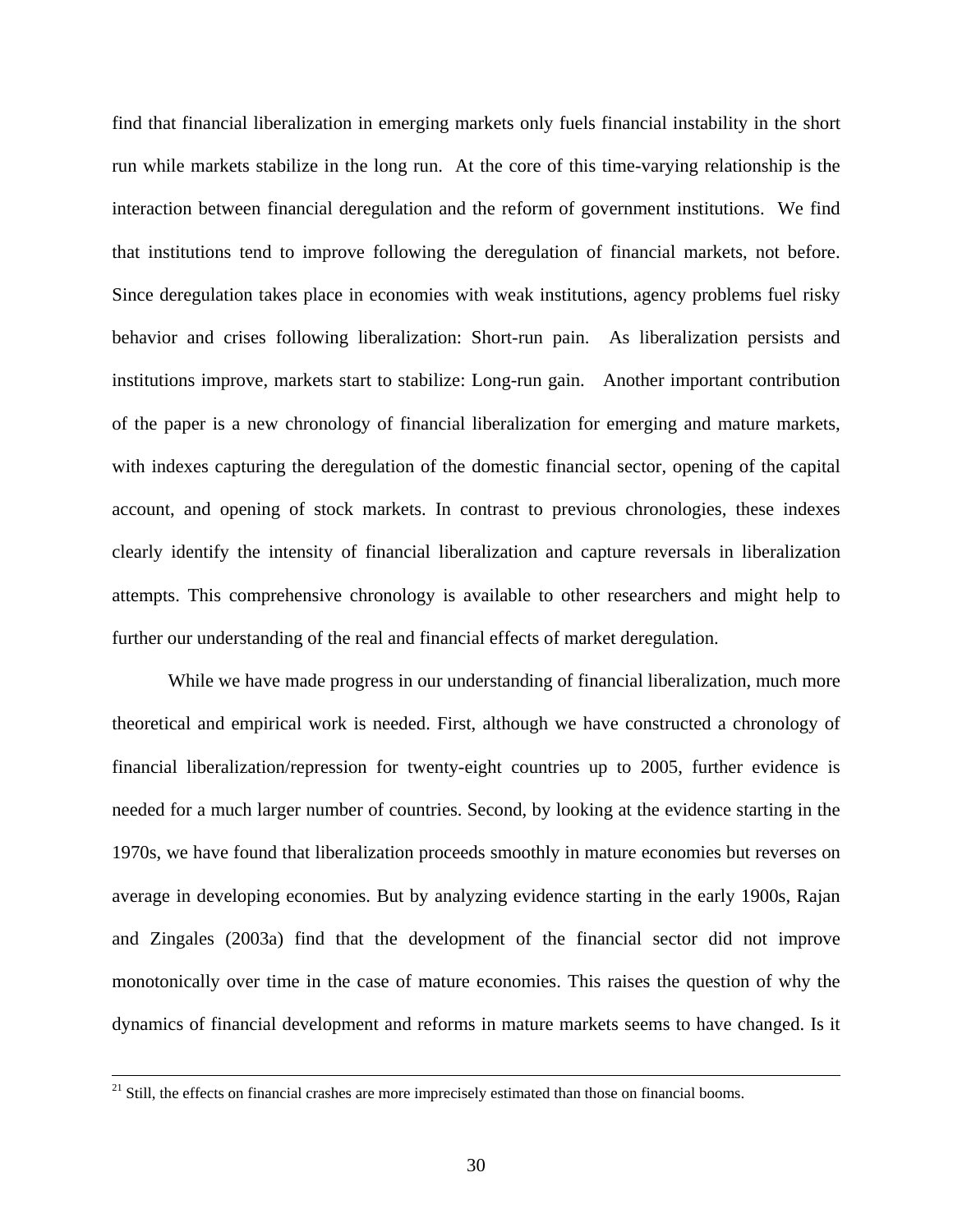find that financial liberalization in emerging markets only fuels financial instability in the short run while markets stabilize in the long run. At the core of this time-varying relationship is the interaction between financial deregulation and the reform of government institutions. We find that institutions tend to improve following the deregulation of financial markets, not before. Since deregulation takes place in economies with weak institutions, agency problems fuel risky behavior and crises following liberalization: Short-run pain. As liberalization persists and institutions improve, markets start to stabilize: Long-run gain. Another important contribution of the paper is a new chronology of financial liberalization for emerging and mature markets, with indexes capturing the deregulation of the domestic financial sector, opening of the capital account, and opening of stock markets. In contrast to previous chronologies, these indexes clearly identify the intensity of financial liberalization and capture reversals in liberalization attempts. This comprehensive chronology is available to other researchers and might help to further our understanding of the real and financial effects of market deregulation.

While we have made progress in our understanding of financial liberalization, much more theoretical and empirical work is needed. First, although we have constructed a chronology of financial liberalization/repression for twenty-eight countries up to 2005, further evidence is needed for a much larger number of countries. Second, by looking at the evidence starting in the 1970s, we have found that liberalization proceeds smoothly in mature economies but reverses on average in developing economies. But by analyzing evidence starting in the early 1900s, Rajan and Zingales (2003a) find that the development of the financial sector did not improve monotonically over time in the case of mature economies. This raises the question of why the dynamics of financial development and reforms in mature markets seems to have changed. Is it

[21] Still, the effects on financial crashes are more imprecisely estimated than those on financial booms.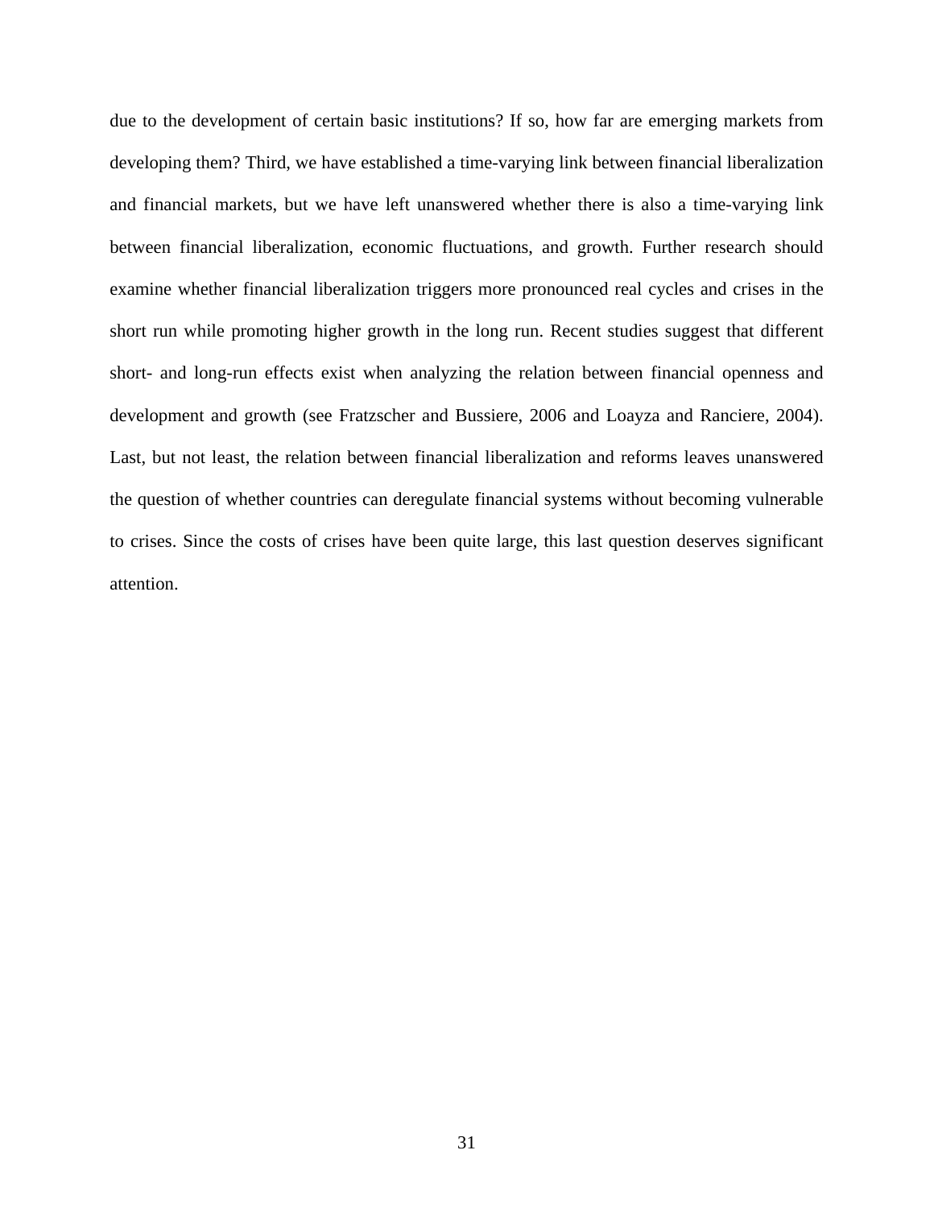due to the development of certain basic institutions? If so, how far are emerging markets from developing them? Third, we have established a time-varying link between financial liberalization and financial markets, but we have left unanswered whether there is also a time-varying link between financial liberalization, economic fluctuations, and growth. Further research should examine whether financial liberalization triggers more pronounced real cycles and crises in the short run while promoting higher growth in the long run. Recent studies suggest that different short- and long-run effects exist when analyzing the relation between financial openness and development and growth (see Fratzscher and Bussiere, 2006 and Loayza and Ranciere, 2004). Last, but not least, the relation between financial liberalization and reforms leaves unanswered the question of whether countries can deregulate financial systems without becoming vulnerable to crises. Since the costs of crises have been quite large, this last question deserves significant attention.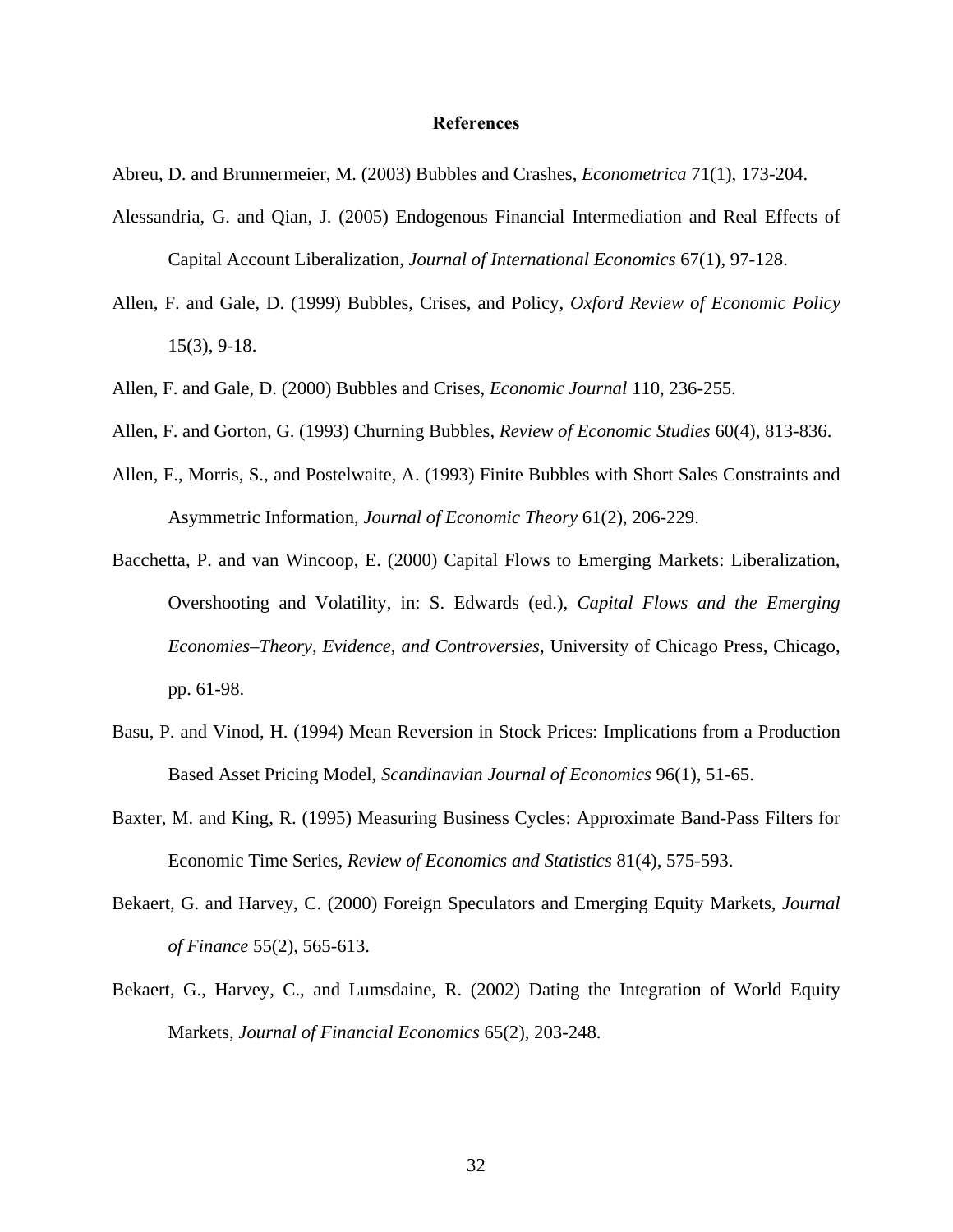# References

Abreu, D. and Brunnermeier, M. (2003) Bubbles and Crashes, *Econometrica* 71(1), 173-204.

Alessandria, G. and Qian, J. (2005) Endogenous Financial Intermediation and Real Effects of Capital Account Liberalization, *Journal of International Economics* 67(1), 97-128.

Allen, F. and Gale, D. (1999) Bubbles, Crises, and Policy, *Oxford Review of Economic Policy* 15(3), 9-18.

Allen, F. and Gale, D. (2000) Bubbles and Crises, *Economic Journal* 110, 236-255.

Allen, F. and Gorton, G. (1993) Churning Bubbles, *Review of Economic Studies* 60(4), 813-836.

Allen, F., Morris, S., and Postelwaite, A. (1993) Finite Bubbles with Short Sales Constraints and Asymmetric Information, *Journal of Economic Theory* 61(2), 206-229.

Bacchetta, P. and van Wincoop, E. (2000) Capital Flows to Emerging Markets: Liberalization, Overshooting and Volatility, in: S. Edwards (ed.), *Capital Flows and the Emerging Economies–Theory, Evidence, and Controversies*, University of Chicago Press, Chicago, pp. 61-98.

Basu, P. and Vinod, H. (1994) Mean Reversion in Stock Prices: Implications from a Production Based Asset Pricing Model, *Scandinavian Journal of Economics* 96(1), 51-65.

Baxter, M. and King, R. (1995) Measuring Business Cycles: Approximate Band-Pass Filters for Economic Time Series, *Review of Economics and Statistics* 81(4), 575-593.

Bekaert, G. and Harvey, C. (2000) Foreign Speculators and Emerging Equity Markets, *Journal of Finance* 55(2), 565-613.

Bekaert, G., Harvey, C., and Lumsdaine, R. (2002) Dating the Integration of World Equity Markets, *Journal of Financial Economics* 65(2), 203-248.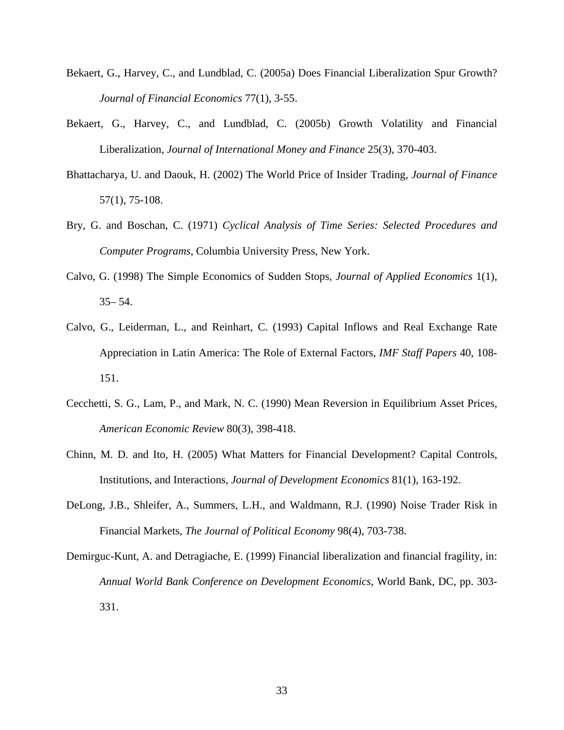Bekaert, G., Harvey, C., and Lundblad, C. (2005a) Does Financial Liberalization Spur Growth? *Journal of Financial Economics* 77(1), 3-55.

Bekaert, G., Harvey, C., and Lundblad, C. (2005b) Growth Volatility and Financial Liberalization, *Journal of International Money and Finance* 25(3), 370-403.

Bhattacharya, U. and Daouk, H. (2002) The World Price of Insider Trading, *Journal of Finance* 57(1), 75-108.

Bry, G. and Boschan, C. (1971) *Cyclical Analysis of Time Series: Selected Procedures and Computer Programs*, Columbia University Press, New York.

Calvo, G. (1998) The Simple Economics of Sudden Stops, *Journal of Applied Economics* 1(1), 35– 54.

Calvo, G., Leiderman, L., and Reinhart, C. (1993) Capital Inflows and Real Exchange Rate Appreciation in Latin America: The Role of External Factors, *IMF Staff Papers* 40, 108-151.

Cecchetti, S. G., Lam, P., and Mark, N. C. (1990) Mean Reversion in Equilibrium Asset Prices, *American Economic Review* 80(3), 398-418.

Chinn, M. D. and Ito, H. (2005) What Matters for Financial Development? Capital Controls, Institutions, and Interactions, *Journal of Development Economics* 81(1), 163-192.

DeLong, J.B., Shleifer, A., Summers, L.H., and Waldmann, R.J. (1990) Noise Trader Risk in Financial Markets, *The Journal of Political Economy* 98(4), 703-738.

Demirguc-Kunt, A. and Detragiache, E. (1999) Financial liberalization and financial fragility, in: *Annual World Bank Conference on Development Economics*, World Bank, DC, pp. 303-331.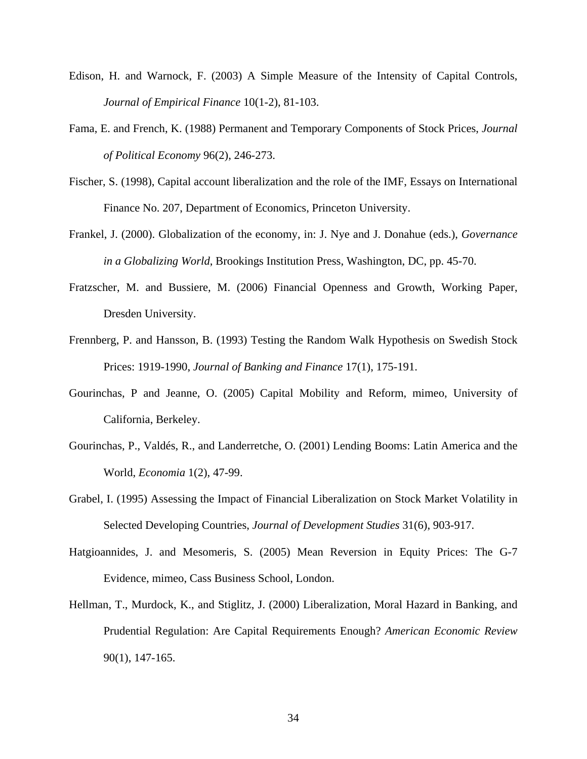Edison, H. and Warnock, F. (2003) A Simple Measure of the Intensity of Capital Controls, *Journal of Empirical Finance* 10(1-2), 81-103.

Fama, E. and French, K. (1988) Permanent and Temporary Components of Stock Prices, *Journal of Political Economy* 96(2), 246-273.

Fischer, S. (1998), Capital account liberalization and the role of the IMF, Essays on International Finance No. 207, Department of Economics, Princeton University.

Frankel, J. (2000). Globalization of the economy, in: J. Nye and J. Donahue (eds.), *Governance in a Globalizing World*, Brookings Institution Press, Washington, DC, pp. 45-70.

Fratzscher, M. and Bussiere, M. (2006) Financial Openness and Growth, Working Paper, Dresden University.

Frennberg, P. and Hansson, B. (1993) Testing the Random Walk Hypothesis on Swedish Stock Prices: 1919-1990, *Journal of Banking and Finance* 17(1), 175-191.

Gourinchas, P and Jeanne, O. (2005) Capital Mobility and Reform, mimeo, University of California, Berkeley.

Gourinchas, P., Valdés, R., and Landerretche, O. (2001) Lending Booms: Latin America and the World, *Economia* 1(2), 47-99.

Grabel, I. (1995) Assessing the Impact of Financial Liberalization on Stock Market Volatility in Selected Developing Countries, *Journal of Development Studies* 31(6), 903-917.

Hatgioannides, J. and Mesomeris, S. (2005) Mean Reversion in Equity Prices: The G-7 Evidence, mimeo, Cass Business School, London.

Hellman, T., Murdock, K., and Stiglitz, J. (2000) Liberalization, Moral Hazard in Banking, and Prudential Regulation: Are Capital Requirements Enough? *American Economic Review* 90(1), 147-165.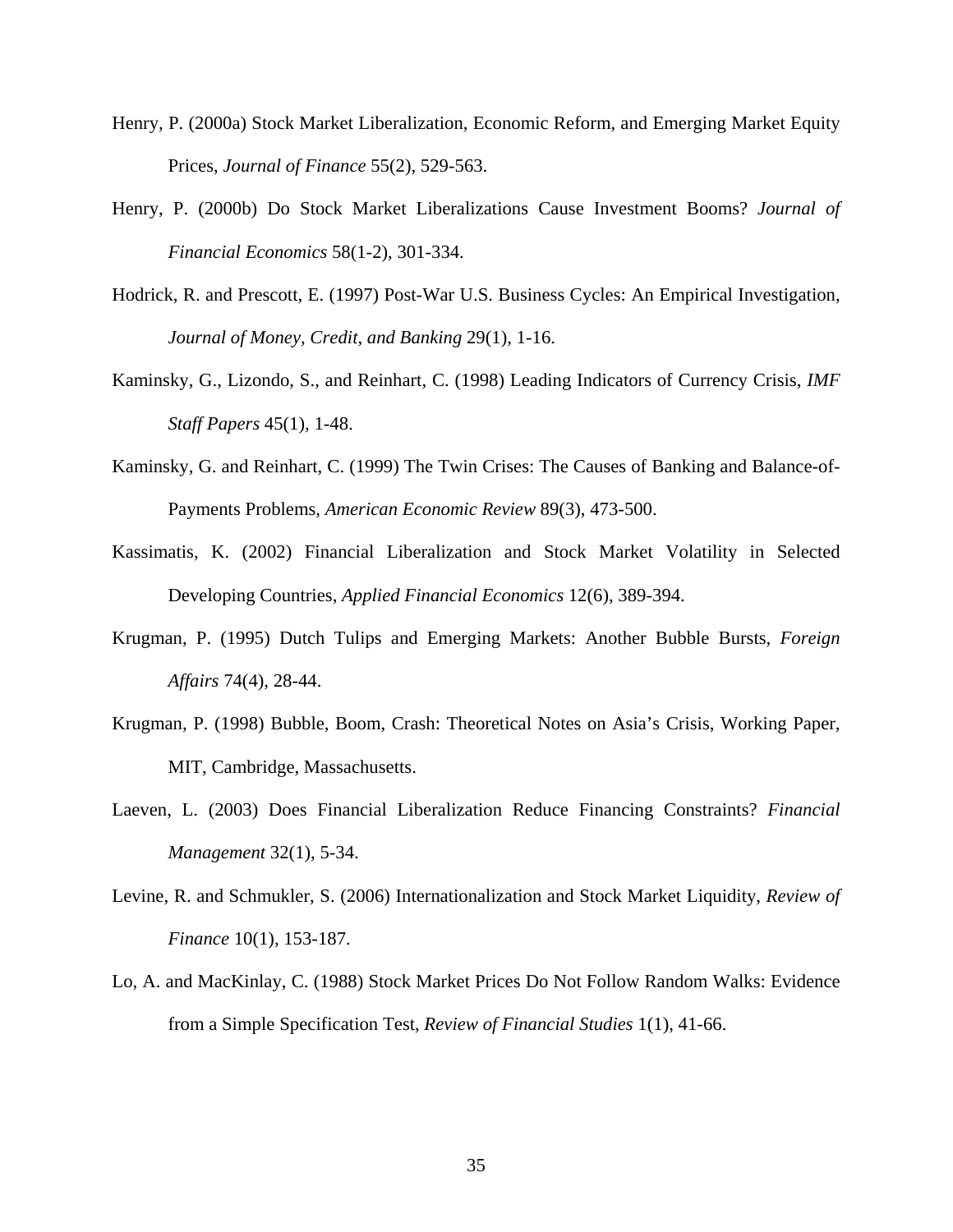Henry, P. (2000a) Stock Market Liberalization, Economic Reform, and Emerging Market Equity Prices, *Journal of Finance* 55(2), 529-563.

Henry, P. (2000b) Do Stock Market Liberalizations Cause Investment Booms? *Journal of Financial Economics* 58(1-2), 301-334.

Hodrick, R. and Prescott, E. (1997) Post-War U.S. Business Cycles: An Empirical Investigation, *Journal of Money, Credit, and Banking* 29(1), 1-16.

Kaminsky, G., Lizondo, S., and Reinhart, C. (1998) Leading Indicators of Currency Crisis, *IMF Staff Papers* 45(1), 1-48.

Kaminsky, G. and Reinhart, C. (1999) The Twin Crises: The Causes of Banking and Balance-of-Payments Problems, *American Economic Review* 89(3), 473-500.

Kassimatis, K. (2002) Financial Liberalization and Stock Market Volatility in Selected Developing Countries, *Applied Financial Economics* 12(6), 389-394.

Krugman, P. (1995) Dutch Tulips and Emerging Markets: Another Bubble Bursts, *Foreign Affairs* 74(4), 28-44.

Krugman, P. (1998) Bubble, Boom, Crash: Theoretical Notes on Asia's Crisis, Working Paper, MIT, Cambridge, Massachusetts.

Laeven, L. (2003) Does Financial Liberalization Reduce Financing Constraints? *Financial Management* 32(1), 5-34.

Levine, R. and Schmukler, S. (2006) Internationalization and Stock Market Liquidity, *Review of Finance* 10(1), 153-187.

Lo, A. and MacKinlay, C. (1988) Stock Market Prices Do Not Follow Random Walks: Evidence from a Simple Specification Test, *Review of Financial Studies* 1(1), 41-66.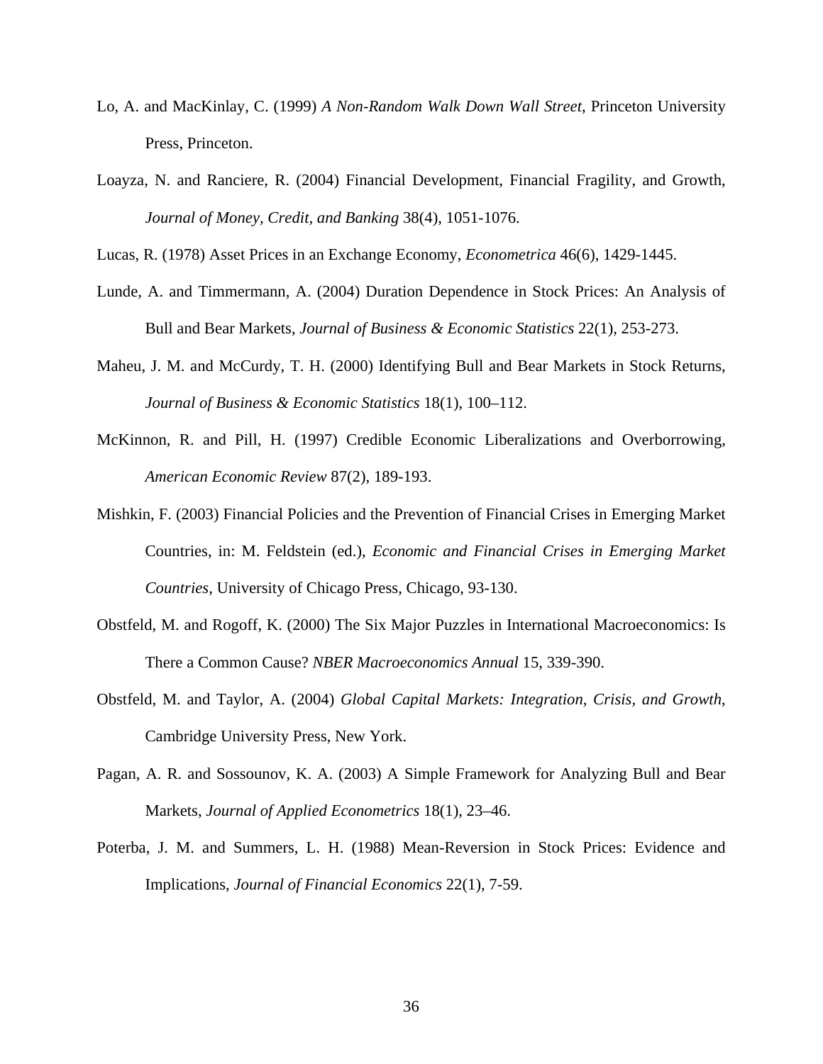Lo, A. and MacKinlay, C. (1999) *A Non-Random Walk Down Wall Street*, Princeton University Press, Princeton.

Loayza, N. and Ranciere, R. (2004) Financial Development, Financial Fragility, and Growth, *Journal of Money, Credit, and Banking* 38(4), 1051-1076.

Lucas, R. (1978) Asset Prices in an Exchange Economy, *Econometrica* 46(6), 1429-1445.

Lunde, A. and Timmermann, A. (2004) Duration Dependence in Stock Prices: An Analysis of Bull and Bear Markets, *Journal of Business & Economic Statistics* 22(1), 253-273.

Maheu, J. M. and McCurdy, T. H. (2000) Identifying Bull and Bear Markets in Stock Returns, *Journal of Business & Economic Statistics* 18(1), 100–112.

McKinnon, R. and Pill, H. (1997) Credible Economic Liberalizations and Overborrowing, *American Economic Review* 87(2), 189-193.

Mishkin, F. (2003) Financial Policies and the Prevention of Financial Crises in Emerging Market Countries, in: M. Feldstein (ed.), *Economic and Financial Crises in Emerging Market Countries*, University of Chicago Press, Chicago, 93-130.

Obstfeld, M. and Rogoff, K. (2000) The Six Major Puzzles in International Macroeconomics: Is There a Common Cause? *NBER Macroeconomics Annual* 15, 339-390.

Obstfeld, M. and Taylor, A. (2004) *Global Capital Markets: Integration, Crisis, and Growth*, Cambridge University Press, New York.

Pagan, A. R. and Sossounov, K. A. (2003) A Simple Framework for Analyzing Bull and Bear Markets, *Journal of Applied Econometrics* 18(1), 23–46.

Poterba, J. M. and Summers, L. H. (1988) Mean-Reversion in Stock Prices: Evidence and Implications, *Journal of Financial Economics* 22(1), 7-59.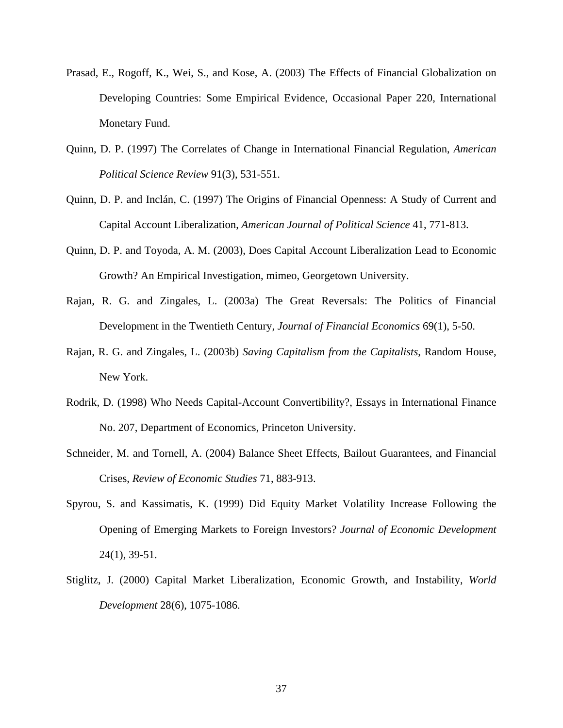Prasad, E., Rogoff, K., Wei, S., and Kose, A. (2003) The Effects of Financial Globalization on Developing Countries: Some Empirical Evidence, Occasional Paper 220, International Monetary Fund.

Quinn, D. P. (1997) The Correlates of Change in International Financial Regulation, *American Political Science Review* 91(3), 531-551.

Quinn, D. P. and Inclán, C. (1997) The Origins of Financial Openness: A Study of Current and Capital Account Liberalization, *American Journal of Political Science* 41, 771-813.

Quinn, D. P. and Toyoda, A. M. (2003), Does Capital Account Liberalization Lead to Economic Growth? An Empirical Investigation, mimeo, Georgetown University.

Rajan, R. G. and Zingales, L. (2003a) The Great Reversals: The Politics of Financial Development in the Twentieth Century, *Journal of Financial Economics* 69(1), 5-50.

Rajan, R. G. and Zingales, L. (2003b) *Saving Capitalism from the Capitalists*, Random House, New York.

Rodrik, D. (1998) Who Needs Capital-Account Convertibility?, Essays in International Finance No. 207, Department of Economics, Princeton University.

Schneider, M. and Tornell, A. (2004) Balance Sheet Effects, Bailout Guarantees, and Financial Crises, *Review of Economic Studies* 71, 883-913.

Spyrou, S. and Kassimatis, K. (1999) Did Equity Market Volatility Increase Following the Opening of Emerging Markets to Foreign Investors? *Journal of Economic Development* 24(1), 39-51.

Stiglitz, J. (2000) Capital Market Liberalization, Economic Growth, and Instability, *World Development* 28(6), 1075-1086.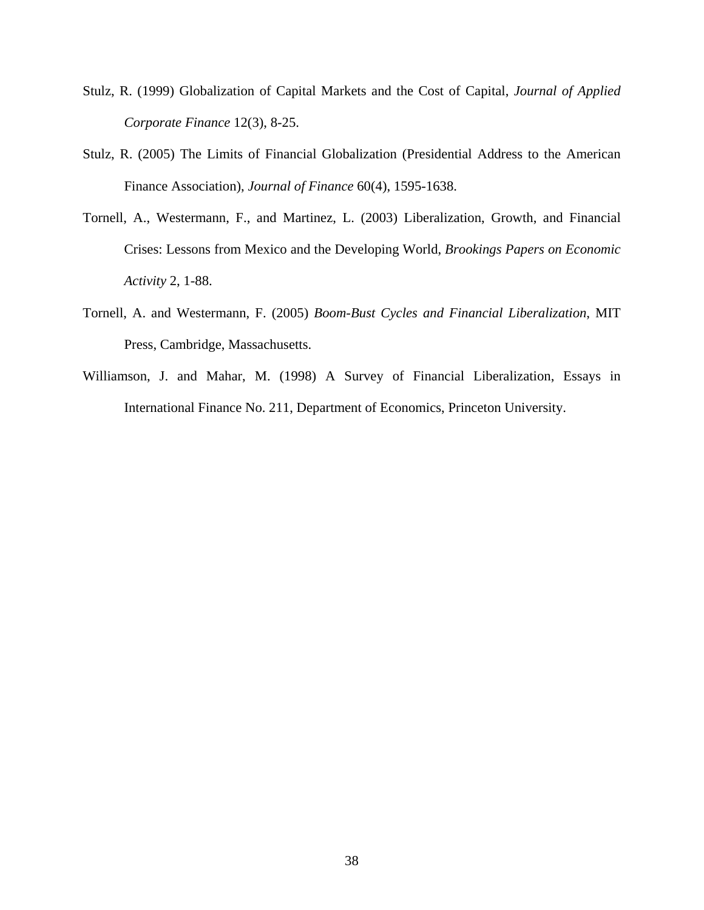Stulz, R. (1999) Globalization of Capital Markets and the Cost of Capital, *Journal of Applied Corporate Finance* 12(3), 8-25.

Stulz, R. (2005) The Limits of Financial Globalization (Presidential Address to the American Finance Association), *Journal of Finance* 60(4), 1595-1638.

Tornell, A., Westermann, F., and Martinez, L. (2003) Liberalization, Growth, and Financial Crises: Lessons from Mexico and the Developing World, *Brookings Papers on Economic Activity* 2, 1-88.

Tornell, A. and Westermann, F. (2005) *Boom-Bust Cycles and Financial Liberalization*, MIT Press, Cambridge, Massachusetts.

Williamson, J. and Mahar, M. (1998) A Survey of Financial Liberalization, Essays in International Finance No. 211, Department of Economics, Princeton University.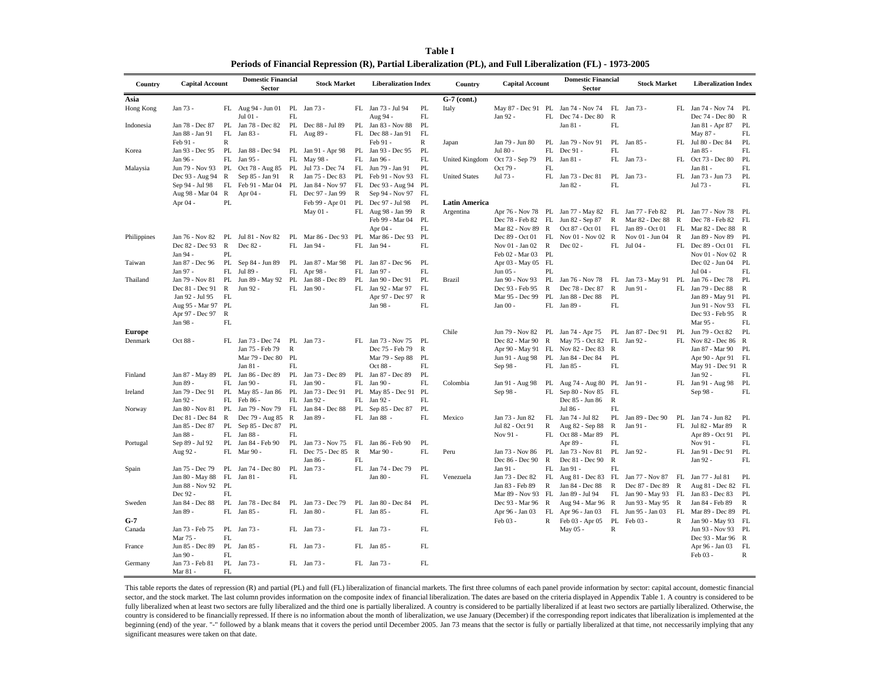**Table I**

**Periods of Financial Repression (R), Partial Liberalization (PL), and Full Liberalization (FL) - 1973-2005**

| Country | Capital Account | | Domestic Financial Sector | | Stock Market | | Liberalization Index | |
|---|---|---|---|---|---|---|---|---|
| **Asia** | | | | | | | | |
| Hong Kong | Jan 73 - | FL | Aug 94 - Jun 01 | PL | Jan 73 - | FL | Jan 73 - Jul 94 | PL |
| | | | Jul 01 - | FL | | | Aug 94 - | FL |
| Indonesia | Jan 78 - Dec 87 | PL | Jan 78 - Dec 82 | PL | Dec 88 - Jul 89 | PL | Jan 83 - Nov 88 | PL |
| | Jan 88 - Jan 91 | FL | Jan 83 - | FL | Aug 89 - | FL | Dec 88 - Jan 91 | FL |
| | Feb 91 - | R | | | | | Feb 91 - | R |
| Korea | Jan 93 - Dec 95 | PL | Jan 88 - Dec 94 | PL | Jan 91 - Apr 98 | PL | Jan 93 - Dec 95 | PL |
| | Jan 96 - | FL | Jan 95 - | FL | May 98 - | FL | Jan 96 - | FL |
| Malaysia | Jun 79 - Nov 93 | PL | Oct 78 - Aug 85 | PL | Jul 73 - Dec 74 | FL | Jun 79 - Jan 91 | PL |
| | Dec 93 - Aug 94 | R | Sep 85 - Jan 91 | R | Jan 75 - Dec 83 | PL | Feb 91 - Nov 93 | FL |
| | Sep 94 - Jul 98 | FL | Feb 91 - Mar 04 | PL | Jan 84 - Nov 97 | FL | Dec 93 - Aug 94 | PL |
| | Aug 98 - Mar 04 | R | Apr 04 - | FL | Dec 97 - Jan 99 | R | Sep 94 - Nov 97 | FL |
| | Apr 04 - | PL | | | Feb 99 - Apr 01 | PL | Dec 97 - Jul 98 | PL |
| | | | | | May 01 - | FL | Aug 98 - Jan 99 | R |
| | | | | | | | Feb 99 - Mar 04 | PL |
| | | | | | | | Apr 04 - | FL |
| Philippines | Jan 76 - Nov 82 | PL | Jul 81 - Nov 82 | PL | Mar 86 - Dec 93 | PL | Mar 86 - Dec 93 | PL |
| | Dec 82 - Dec 93 | R | Dec 82 - | FL | Jan 94 - | FL | Jan 94 - | FL |
| | Jan 94 - | PL | | | | | | |
| Taiwan | Jan 87 - Dec 96 | PL | Sep 84 - Jun 89 | PL | Jan 87 - Mar 98 | PL | Jan 87 - Dec 96 | PL |
| | Jan 97 - | FL | Jul 89 - | FL | Apr 98 - | FL | Jan 97 - | FL |
| Thailand | Jan 79 - Nov 81 | PL | Jun 89 - May 92 | PL | Jan 88 - Dec 89 | PL | Jan 90 - Dec 91 | PL |
| | Dec 81 - Dec 91 | R | Jun 92 - | FL | Jan 90 - | FL | Jan 92 - Mar 97 | FL |
| | Jan 92 - Jul 95 | FL | | | | | Apr 97 - Dec 97 | R |
| | Aug 95 - Mar 97 | PL | | | | | Jan 98 - | FL |
| | Apr 97 - Dec 97 | R | | | | | | |
| | Jan 98 - | FL | | | | | | |
| **Europe** | | | | | | | | |
| Denmark | Oct 88 - | FL | Jan 73 - Dec 74 | PL | Jan 73 - | FL | Jan 73 - Nov 75 | PL |
| | | | Jan 75 - Feb 79 | R | | | Dec 75 - Feb 79 | R |
| | | | Mar 79 - Dec 80 | PL | | | Mar 79 - Sep 88 | PL |
| | | | Jan 81 - | FL | | | Oct 88 - | FL |
| Finland | Jan 87 - May 89 | PL | Jan 86 - Dec 89 | PL | Jan 73 - Dec 89 | PL | Jan 87 - Dec 89 | PL |
| | Jun 89 - | FL | Jan 90 - | FL | Jan 90 - | FL | Jan 90 - | FL |
| Ireland | Jan 79 - Dec 91 | PL | May 85 - Jan 86 | PL | Jan 73 - Dec 91 | PL | May 85 - Dec 91 | PL |
| | Jan 92 - | FL | Feb 86 - | FL | Jan 92 - | FL | Jan 92 - | FL |
| Norway | Jan 80 - Nov 81 | PL | Jan 79 - Nov 79 | FL | Jan 84 - Dec 88 | PL | Sep 85 - Dec 87 | PL |
| | Dec 81 - Dec 84 | R | Dec 79 - Aug 85 | R | Jan 89 - | FL | Jan 88 - | FL |
| | Jan 85 - Dec 87 | PL | Sep 85 - Dec 87 | PL | | | | |
| | Jan 88 - | FL | Jan 88 - | FL | | | | |
| Portugal | Sep 89 - Jul 92 | PL | Jan 84 - Feb 90 | PL | Jan 73 - Nov 75 | FL | Jan 86 - Feb 90 | PL |
| | Aug 92 - | FL | Mar 90 - | FL | Dec 75 - Dec 85 | R | Mar 90 - | FL |
| | | | | | Jan 86 - | FL | | |
| Spain | Jan 75 - Dec 79 | PL | Jan 74 - Dec 80 | PL | Jan 73 - | FL | Jan 74 - Dec 79 | PL |
| | Jan 80 - May 88 | FL | Jan 81 - | FL | | | Jan 80 - | FL |
| | Jun 88 - Nov 92 | PL | | | | | | |
| | Dec 92 - | FL | | | | | | |
| Sweden | Jan 84 - Dec 88 | PL | Jan 78 - Dec 84 | PL | Jan 73 - Dec 79 | PL | Jan 80 - Dec 84 | PL |
| | Jan 89 - | FL | Jan 85 - | FL | Jan 80 - | FL | Jan 85 - | FL |
| **G-7** | | | | | | | | |
| Canada | Jan 73 - Feb 75 | PL | Jan 73 - | FL | Jan 73 - | FL | Jan 73 - | FL |
| | Mar 75 - | FL | | | | | | |
| France | Jun 85 - Dec 89 | PL | Jan 85 - | FL | Jan 73 - | FL | Jan 85 - | FL |
| | Jan 90 - | FL | | | | | | |
| Germany | Jan 73 - Feb 81 | PL | Jan 73 - | FL | Jan 73 - | FL | Jan 73 - | FL |
| | Mar 81 - | FL | | | | | | |
| **G-7 (cont.)** | | | | | | | | |
| Italy | May 87 - Dec 91 | PL | Jan 74 - Nov 74 | FL | Jan 73 - | FL | Jan 74 - Nov 74 | PL |
| | Jan 92 - | FL | Dec 74 - Dec 80 | R | | | Dec 74 - Dec 80 | R |
| | | | Jan 81 - | FL | | | Jan 81 - Apr 87 | PL |
| | | | | | | | May 87 - | FL |
| Japan | Jan 79 - Jun 80 | PL | Jan 79 - Nov 91 | PL | Jan 85 - | FL | Jul 80 - Dec 84 | PL |
| | Jul 80 - | FL | Dec 91 - | FL | | | Jan 85 - | FL |
| United Kingdom | Oct 73 - Sep 79 | PL | Jan 81 - | FL | Jan 73 - | FL | Oct 73 - Dec 80 | PL |
| | Oct 79 - | FL | | | | | Jan 81 - | FL |
| United States | Jul 73 - | FL | Jan 73 - Dec 81 | PL | Jan 73 - | FL | Jan 73 - Jun 73 | PL |
| | | | Jan 82 - | FL | | | Jul 73 - | FL |
| **Latin America** | | | | | | | | |
| Argentina | Apr 76 - Nov 78 | PL | Jan 77 - May 82 | FL | Jan 77 - Feb 82 | PL | Jan 77 - Nov 78 | PL |
| | Dec 78 - Feb 82 | FL | Jun 82 - Sep 87 | R | Mar 82 - Dec 88 | R | Dec 78 - Feb 82 | FL |
| | Mar 82 - Nov 89 | R | Oct 87 - Oct 01 | FL | Jan 89 - Oct 01 | FL | Mar 82 - Dec 88 | R |
| | Dec 89 - Oct 01 | FL | Nov 01 - Nov 02 | R | Nov 01 - Jun 04 | R | Jan 89 - Nov 89 | PL |
| | Nov 01 - Jan 02 | R | Dec 02 - | FL | Jul 04 - | FL | Dec 89 - Oct 01 | FL |
| | Feb 02 - Mar 03 | PL | | | | | Nov 01 - Nov 02 | R |
| | Apr 03 - May 05 | FL | | | | | Dec 02 - Jun 04 | PL |
| | Jun 05 - | PL | | | | | Jul 04 - | FL |
| Brazil | Jan 90 - Nov 93 | PL | Jan 76 - Nov 78 | FL | Jan 73 - May 91 | PL | Jan 76 - Dec 78 | PL |
| | Dec 93 - Feb 95 | R | Dec 78 - Dec 87 | R | Jun 91 - | FL | Jan 79 - Dec 88 | R |
| | Mar 95 - Dec 99 | PL | Jan 88 - Dec 88 | PL | | | Jan 89 - May 91 | PL |
| | Jan 00 - | FL | Jan 89 - | FL | | | Jun 91 - Nov 93 | FL |
| | | | | | | | Dec 93 - Feb 95 | R |
| | | | | | | | Mar 95 - | FL |
| Chile | Jun 79 - Nov 82 | PL | Jan 74 - Apr 75 | PL | Jan 87 - Dec 91 | PL | Jun 79 - Oct 82 | PL |
| | Dec 82 - Mar 90 | R | May 75 - Oct 82 | FL | Jan 92 - | FL | Nov 82 - Dec 86 | R |
| | Apr 90 - May 91 | FL | Nov 82 - Dec 83 | R | | | Jan 87 - Mar 90 | PL |
| | Jun 91 - Aug 98 | PL | Jan 84 - Dec 84 | PL | | | Apr 90 - Apr 91 | FL |
| | Sep 98 - | FL | Jan 85 - | FL | | | May 91 - Dec 91 | R |
| | | | | | | | Jan 92 - | FL |
| Colombia | Jan 91 - Aug 98 | PL | Aug 74 - Aug 80 | PL | Jan 91 - | FL | Jan 91 - Aug 98 | PL |
| | Sep 98 - | FL | Sep 80 - Nov 85 | FL | | | Sep 98 - | FL |
| | | | Dec 85 - Jun 86 | R | | | | |
| | | | Jul 86 - | FL | | | | |
| Mexico | Jan 73 - Jun 82 | FL | Jan 74 - Jul 82 | PL | Jan 89 - Dec 90 | PL | Jan 74 - Jun 82 | PL |
| | Jul 82 - Oct 91 | R | Aug 82 - Sep 88 | R | Jan 91 - | FL | Jul 82 - Mar 89 | R |
| | Nov 91 - | FL | Oct 88 - Mar 89 | PL | | | Apr 89 - Oct 91 | PL |
| | | | Apr 89 - | FL | | | Nov 91 - | FL |
| Peru | Jan 73 - Nov 86 | FL | Jan 73 - Nov 81 | PL | Jan 92 - | FL | Jan 91 - Dec 91 | PL |
| | Dec 86 - Dec 90 | R | Dec 81 - Dec 90 | R | | | Jan 92 - | FL |
| | Jan 91 - | FL | Jan 91 - | FL | | | | |
| Venezuela | Jan 73 - Dec 82 | FL | Aug 81 - Dec 83 | FL | Jan 77 - Nov 87 | FL | Jan 77 - Jul 81 | PL |
| | Jan 83 - Feb 89 | R | Jan 84 - Dec 88 | R | Dec 87 - Dec 89 | R | Aug 81 - Dec 82 | FL |
| | Mar 89 - Nov 93 | FL | Jan 89 - Jul 94 | FL | Jan 90 - May 93 | FL | Jan 83 - Dec 83 | PL |
| | Dec 93 - Mar 96 | R | Aug 94 - Mar 96 | R | Jun 93 - May 95 | R | Jan 84 - Feb 89 | R |
| | Apr 96 - Jan 03 | FL | Apr 96 - Jan 03 | FL | Jun 95 - Jan 03 | FL | Mar 89 - Dec 89 | PL |
| | Feb 03 - | R | Feb 03 - Apr 05 | PL | Feb 03 - | R | Jan 90 - May 93 | FL |
| | | | May 05 - | R | | | Jun 93 - Nov 93 | PL |
| | | | | | | | Dec 93 - Mar 96 | R |
| | | | | | | | Apr 96 - Jan 03 | FL |
| | | | | | | | Feb 03 - | R |

This table reports the dates of repression (R) and partial (PL) and full (FL) liberalization of financial markets. The first three columns of each panel provide information by sector: capital account, domestic financial sector, and the stock market. The last column provides information on the composite index of financial liberalization. The dates are based on the criteria displayed in Appendix Table 1. A country is considered to be fully liberalized when at least two sectors are fully liberalized and the third one is partially liberalized. A country is considered to be partially liberalized if at least two sectors are partially liberalized. Otherwise, the country is considered to be financially repressed. If there is no information about the month of liberalization, we use January (December) if the corresponding report indicates that liberalization is implemented at the beginning (end) of the year. "-" followed by a blank means that it covers the period until December 2005. Jan 73 means that the sector is fully or partially liberalized at that time, not neccessarily implying that any significant measures were taken on that date.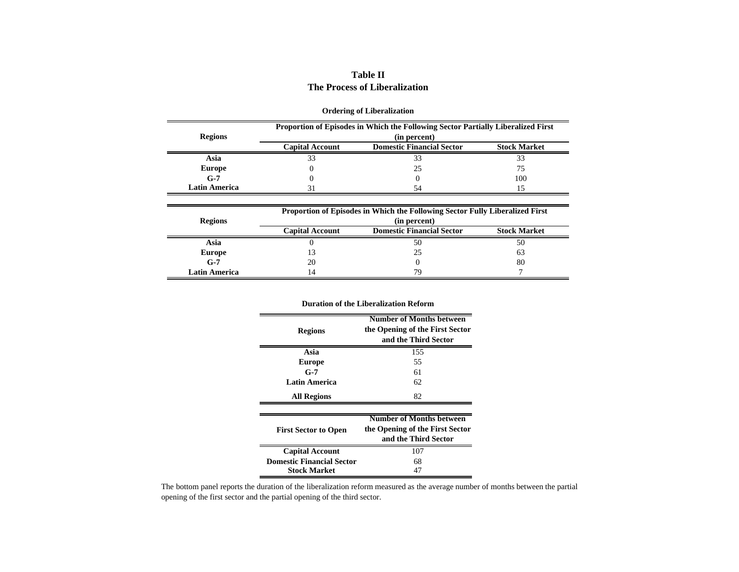# Table II
# The Process of Liberalization

**Ordering of Liberalization**

| Regions | Proportion of Episodes in Which the Following Sector Partially Liberalized First (in percent) | | |
|---|---|---|---|
| | **Capital Account** | **Domestic Financial Sector** | **Stock Market** |
| **Asia** | 33 | 33 | 33 |
| **Europe** | 0 | 25 | 75 |
| **G-7** | 0 | 0 | 100 |
| **Latin America** | 31 | 54 | 15 |

| Regions | Proportion of Episodes in Which the Following Sector Fully Liberalized First (in percent) | | |
|---|---|---|---|
| | **Capital Account** | **Domestic Financial Sector** | **Stock Market** |
| **Asia** | 0 | 50 | 50 |
| **Europe** | 13 | 25 | 63 |
| **G-7** | 20 | 0 | 80 |
| **Latin America** | 14 | 79 | 7 |

**Duration of the Liberalization Reform**

| Regions | Number of Months between the Opening of the First Sector and the Third Sector |
|---|---|
| **Asia** | 155 |
| **Europe** | 55 |
| **G-7** | 61 |
| **Latin America** | 62 |
| **All Regions** | 82 |

| First Sector to Open | Number of Months between the Opening of the First Sector and the Third Sector |
|---|---|
| **Capital Account** | 107 |
| **Domestic Financial Sector** | 68 |
| **Stock Market** | 47 |

The bottom panel reports the duration of the liberalization reform measured as the average number of months between the partial opening of the first sector and the partial opening of the third sector.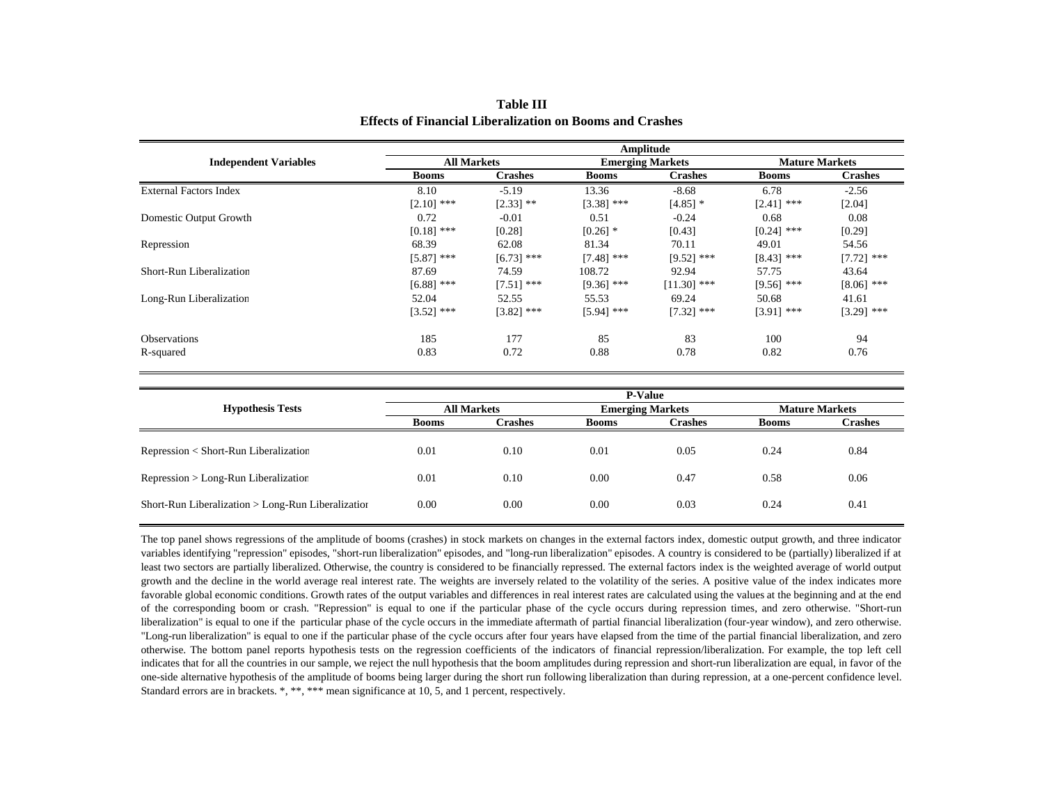**Table III**
**Effects of Financial Liberalization on Booms and Crashes**

| Independent Variables | Amplitude | | | | | |
|---|---|---|---|---|---|---|
| | All Markets | | Emerging Markets | | Mature Markets | |
| | Booms | Crashes | Booms | Crashes | Booms | Crashes |
| External Factors Index | 8.10 | -5.19 | 13.36 | -8.68 | 6.78 | -2.56 |
| | [2.10] *** | [2.33] ** | [3.38] *** | [4.85] * | [2.41] *** | [2.04] |
| Domestic Output Growth | 0.72 | -0.01 | 0.51 | -0.24 | 0.68 | 0.08 |
| | [0.18] *** | [0.28] | [0.26] * | [0.43] | [0.24] *** | [0.29] |
| Repression | 68.39 | 62.08 | 81.34 | 70.11 | 49.01 | 54.56 |
| | [5.87] *** | [6.73] *** | [7.48] *** | [9.52] *** | [8.43] *** | [7.72] *** |
| Short-Run Liberalization | 87.69 | 74.59 | 108.72 | 92.94 | 57.75 | 43.64 |
| | [6.88] *** | [7.51] *** | [9.36] *** | [11.30] *** | [9.56] *** | [8.06] *** |
| Long-Run Liberalization | 52.04 | 52.55 | 55.53 | 69.24 | 50.68 | 41.61 |
| | [3.52] *** | [3.82] *** | [5.94] *** | [7.32] *** | [3.91] *** | [3.29] *** |
| Observations | 185 | 177 | 85 | 83 | 100 | 94 |
| R-squared | 0.83 | 0.72 | 0.88 | 0.78 | 0.82 | 0.76 |

| Hypothesis Tests | P-Value | | | | | |
|---|---|---|---|---|---|---|
| | All Markets | | Emerging Markets | | Mature Markets | |
| | Booms | Crashes | Booms | Crashes | Booms | Crashes |
| Repression < Short-Run Liberalization | 0.01 | 0.10 | 0.01 | 0.05 | 0.24 | 0.84 |
| Repression > Long-Run Liberalization | 0.01 | 0.10 | 0.00 | 0.47 | 0.58 | 0.06 |
| Short-Run Liberalization > Long-Run Liberalization | 0.00 | 0.00 | 0.00 | 0.03 | 0.24 | 0.41 |

The top panel shows regressions of the amplitude of booms (crashes) in stock markets on changes in the external factors index, domestic output growth, and three indicator variables identifying "repression" episodes, "short-run liberalization" episodes, and "long-run liberalization" episodes. A country is considered to be (partially) liberalized if at least two sectors are partially liberalized. Otherwise, the country is considered to be financially repressed. The external factors index is the weighted average of world output growth and the decline in the world average real interest rate. The weights are inversely related to the volatility of the series. A positive value of the index indicates more favorable global economic conditions. Growth rates of the output variables and differences in real interest rates are calculated using the values at the beginning and at the end of the corresponding boom or crash. "Repression" is equal to one if the particular phase of the cycle occurs during repression times, and zero otherwise. "Short-run liberalization" is equal to one if the particular phase of the cycle occurs in the immediate aftermath of partial financial liberalization (four-year window), and zero otherwise. "Long-run liberalization" is equal to one if the particular phase of the cycle occurs after four years have elapsed from the time of the partial financial liberalization, and zero otherwise. The bottom panel reports hypothesis tests on the regression coefficients of the indicators of financial repression/liberalization. For example, the top left cell indicates that for all the countries in our sample, we reject the null hypothesis that the boom amplitudes during repression and short-run liberalization are equal, in favor of the one-side alternative hypothesis of the amplitude of booms being larger during the short run following liberalization than during repression, at a one-percent confidence level. Standard errors are in brackets. *, **, *** mean significance at 10, 5, and 1 percent, respectively.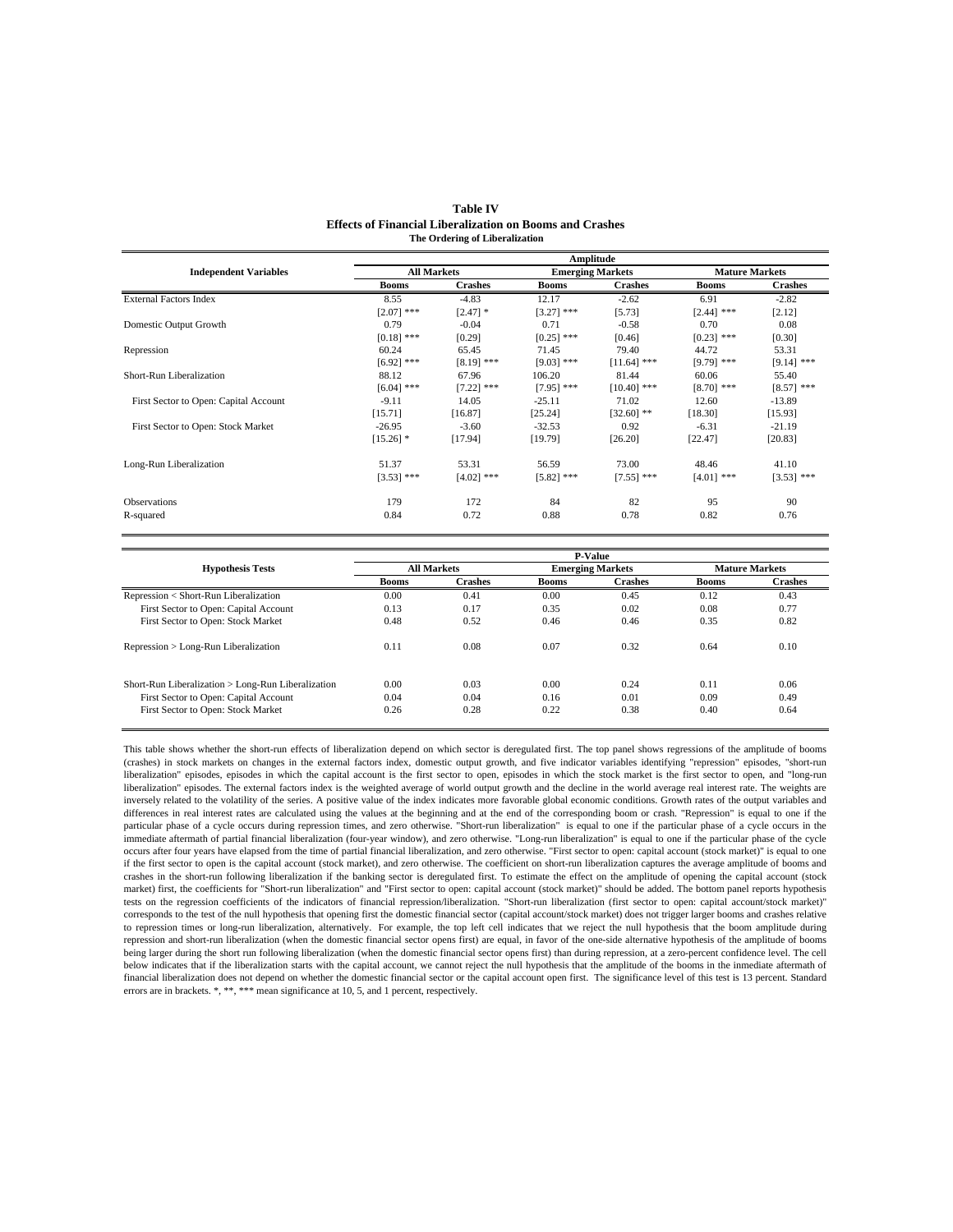**Table IV**

**Effects of Financial Liberalization on Booms and Crashes**

**The Ordering of Liberalization**

| Independent Variables | Amplitude | | | | | |
|---|---|---|---|---|---|---|
| | All Markets | | Emerging Markets | | Mature Markets | |
| | Booms | Crashes | Booms | Crashes | Booms | Crashes |
| External Factors Index | 8.55 | -4.83 | 12.17 | -2.62 | 6.91 | -2.82 |
| | [2.07] *** | [2.47] * | [3.27] *** | [5.73] | [2.44] *** | [2.12] |
| Domestic Output Growth | 0.79 | -0.04 | 0.71 | -0.58 | 0.70 | 0.08 |
| | [0.18] *** | [0.29] | [0.25] *** | [0.46] | [0.23] *** | [0.30] |
| Repression | 60.24 | 65.45 | 71.45 | 79.40 | 44.72 | 53.31 |
| | [6.92] *** | [8.19] *** | [9.03] *** | [11.64] *** | [9.79] *** | [9.14] *** |
| Short-Run Liberalization | 88.12 | 67.96 | 106.20 | 81.44 | 60.06 | 55.40 |
| | [6.04] *** | [7.22] *** | [7.95] *** | [10.40] *** | [8.70] *** | [8.57] *** |
| First Sector to Open: Capital Account | -9.11 | 14.05 | -25.11 | 71.02 | 12.60 | -13.89 |
| | [15.71] | [16.87] | [25.24] | [32.60] ** | [18.30] | [15.93] |
| First Sector to Open: Stock Market | -26.95 | -3.60 | -32.53 | 0.92 | -6.31 | -21.19 |
| | [15.26] * | [17.94] | [19.79] | [26.20] | [22.47] | [20.83] |
| Long-Run Liberalization | 51.37 | 53.31 | 56.59 | 73.00 | 48.46 | 41.10 |
| | [3.53] *** | [4.02] *** | [5.82] *** | [7.55] *** | [4.01] *** | [3.53] *** |
| Observations | 179 | 172 | 84 | 82 | 95 | 90 |
| R-squared | 0.84 | 0.72 | 0.88 | 0.78 | 0.82 | 0.76 |

| Hypothesis Tests | P-Value | | | | | |
|---|---|---|---|---|---|---|
| | All Markets | | Emerging Markets | | Mature Markets | |
| | Booms | Crashes | Booms | Crashes | Booms | Crashes |
| Repression < Short-Run Liberalization | 0.00 | 0.41 | 0.00 | 0.45 | 0.12 | 0.43 |
| First Sector to Open: Capital Account | 0.13 | 0.17 | 0.35 | 0.02 | 0.08 | 0.77 |
| First Sector to Open: Stock Market | 0.48 | 0.52 | 0.46 | 0.46 | 0.35 | 0.82 |
| Repression > Long-Run Liberalization | 0.11 | 0.08 | 0.07 | 0.32 | 0.64 | 0.10 |
| Short-Run Liberalization > Long-Run Liberalization | 0.00 | 0.03 | 0.00 | 0.24 | 0.11 | 0.06 |
| First Sector to Open: Capital Account | 0.04 | 0.04 | 0.16 | 0.01 | 0.09 | 0.49 |
| First Sector to Open: Stock Market | 0.26 | 0.28 | 0.22 | 0.38 | 0.40 | 0.64 |

This table shows whether the short-run effects of liberalization depend on which sector is deregulated first. The top panel shows regressions of the amplitude of booms (crashes) in stock markets on changes in the external factors index, domestic output growth, and five indicator variables identifying "repression" episodes, "short-run liberalization" episodes, episodes in which the capital account is the first sector to open, episodes in which the stock market is the first sector to open, and "long-run liberalization" episodes. The external factors index is the weighted average of world output growth and the decline in the world average real interest rate. The weights are inversely related to the volatility of the series. A positive value of the index indicates more favorable global economic conditions. Growth rates of the output variables and differences in real interest rates are calculated using the values at the beginning and at the end of the corresponding boom or crash. "Repression" is equal to one if the particular phase of a cycle occurs during repression times, and zero otherwise. "Short-run liberalization" is equal to one if the particular phase of a cycle occurs in the immediate aftermath of partial financial liberalization (four-year window), and zero otherwise. "Long-run liberalization" is equal to one if the particular phase of the cycle occurs after four years have elapsed from the time of partial financial liberalization, and zero otherwise. "First sector to open: capital account (stock market)" is equal to one if the first sector to open is the capital account (stock market), and zero otherwise. The coefficient on short-run liberalization captures the average amplitude of booms and crashes in the short-run following liberalization if the banking sector is deregulated first. To estimate the effect on the amplitude of opening the capital account (stock market) first, the coefficients for "Short-run liberalization" and "First sector to open: capital account (stock market)" should be added. The bottom panel reports hypothesis tests on the regression coefficients of the indicators of financial repression/liberalization. "Short-run liberalization (first sector to open: capital account/stock market)" corresponds to the test of the null hypothesis that opening first the domestic financial sector (capital account/stock market) does not trigger larger booms and crashes relative to repression times or long-run liberalization, alternatively. For example, the top left cell indicates that we reject the null hypothesis that the boom amplitude during repression and short-run liberalization (when the domestic financial sector opens first) are equal, in favor of the one-side alternative hypothesis of the amplitude of booms being larger during the short run following liberalization (when the domestic financial sector opens first) than during repression, at a zero-percent confidence level. The cell below indicates that if the liberalization starts with the capital account, we cannot reject the null hypothesis that the amplitude of the booms in the inmediate aftermath of financial liberalization does not depend on whether the domestic financial sector or the capital account open first. The significance level of this test is 13 percent. Standard errors are in brackets. *, **, *** mean significance at 10, 5, and 1 percent, respectively.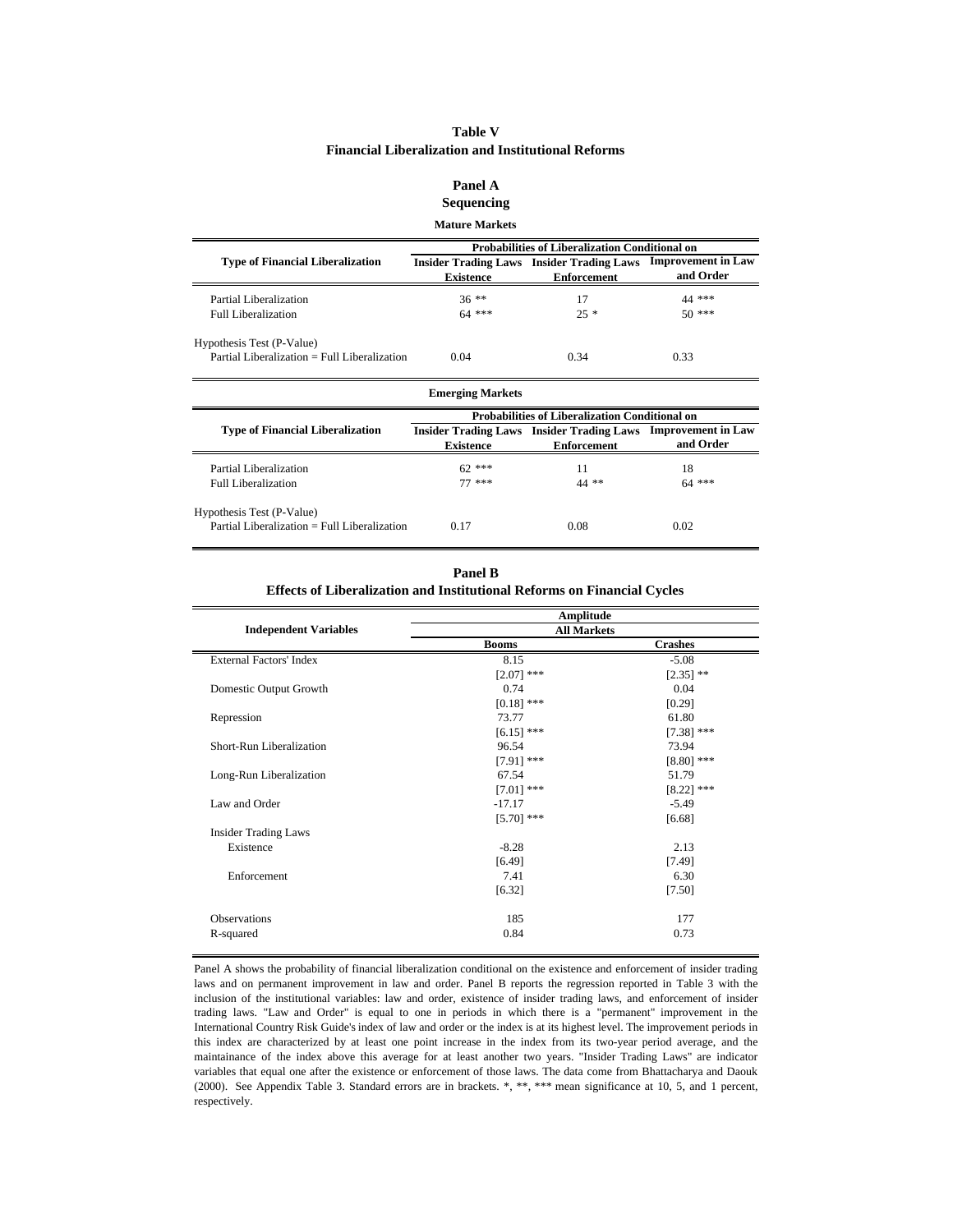# Table V

## Financial Liberalization and Institutional Reforms

### Panel A

### Sequencing

**Mature Markets**

| Type of Financial Liberalization | Probabilities of Liberalization Conditional on | | |
|---|---|---|---|
| | Insider Trading Laws Existence | Insider Trading Laws Enforcement | Improvement in Law and Order |
| Partial Liberalization | 36 ** | 17 | 44 *** |
| Full Liberalization | 64 *** | 25 * | 50 *** |
| Hypothesis Test (P-Value) | | | |
| Partial Liberalization = Full Liberalization | 0.04 | 0.34 | 0.33 |

**Emerging Markets**

| Type of Financial Liberalization | Probabilities of Liberalization Conditional on | | |
|---|---|---|---|
| | Insider Trading Laws Existence | Insider Trading Laws Enforcement | Improvement in Law and Order |
| Partial Liberalization | 62 *** | 11 | 18 |
| Full Liberalization | 77 *** | 44 ** | 64 *** |
| Hypothesis Test (P-Value) | | | |
| Partial Liberalization = Full Liberalization | 0.17 | 0.08 | 0.02 |

### Panel B

### Effects of Liberalization and Institutional Reforms on Financial Cycles

| Independent Variables | Amplitude | |
|---|---|---|
| | All Markets | |
| | Booms | Crashes |
| External Factors' Index | 8.15 | -5.08 |
| | [2.07] *** | [2.35] ** |
| Domestic Output Growth | 0.74 | 0.04 |
| | [0.18] *** | [0.29] |
| Repression | 73.77 | 61.80 |
| | [6.15] *** | [7.38] *** |
| Short-Run Liberalization | 96.54 | 73.94 |
| | [7.91] *** | [8.80] *** |
| Long-Run Liberalization | 67.54 | 51.79 |
| | [7.01] *** | [8.22] *** |
| Law and Order | -17.17 | -5.49 |
| | [5.70] *** | [6.68] |
| Insider Trading Laws | | |
| Existence | -8.28 | 2.13 |
| | [6.49] | [7.49] |
| Enforcement | 7.41 | 6.30 |
| | [6.32] | [7.50] |
| Observations | 185 | 177 |
| R-squared | 0.84 | 0.73 |

Panel A shows the probability of financial liberalization conditional on the existence and enforcement of insider trading laws and on permanent improvement in law and order. Panel B reports the regression reported in Table 3 with the inclusion of the institutional variables: law and order, existence of insider trading laws, and enforcement of insider trading laws. "Law and Order" is equal to one in periods in which there is a "permanent" improvement in the International Country Risk Guide's index of law and order or the index is at its highest level. The improvement periods in this index are characterized by at least one point increase in the index from its two-year period average, and the maintainance of the index above this average for at least another two years. "Insider Trading Laws" are indicator variables that equal one after the existence or enforcement of those laws. The data come from Bhattacharya and Daouk (2000). See Appendix Table 3. Standard errors are in brackets. *, **, *** mean significance at 10, 5, and 1 percent, respectively.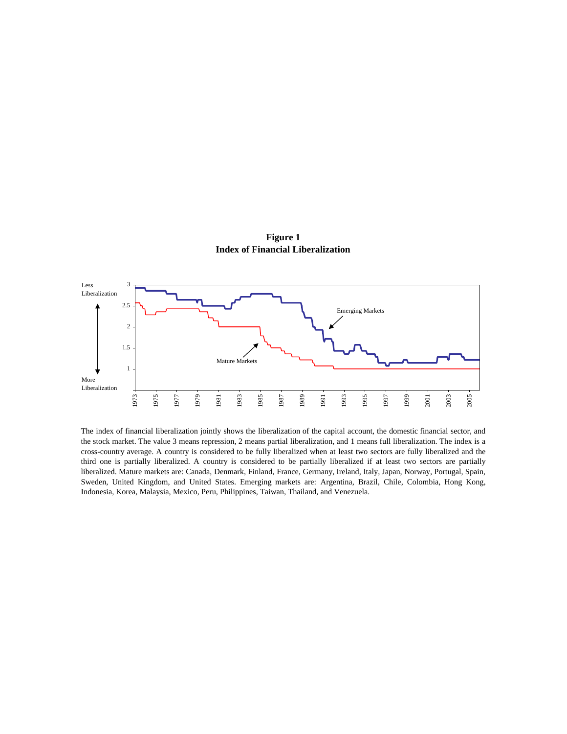**Figure 1**
**Index of Financial Liberalization**

The index of financial liberalization jointly shows the liberalization of the capital account, the domestic financial sector, and the stock market. The value 3 means repression, 2 means partial liberalization, and 1 means full liberalization. The index is a cross-country average. A country is considered to be fully liberalized when at least two sectors are fully liberalized and the third one is partially liberalized. A country is considered to be partially liberalized if at least two sectors are partially liberalized. Mature markets are: Canada, Denmark, Finland, France, Germany, Ireland, Italy, Japan, Norway, Portugal, Spain, Sweden, United Kingdom, and United States. Emerging markets are: Argentina, Brazil, Chile, Colombia, Hong Kong, Indonesia, Korea, Malaysia, Mexico, Peru, Philippines, Taiwan, Thailand, and Venezuela.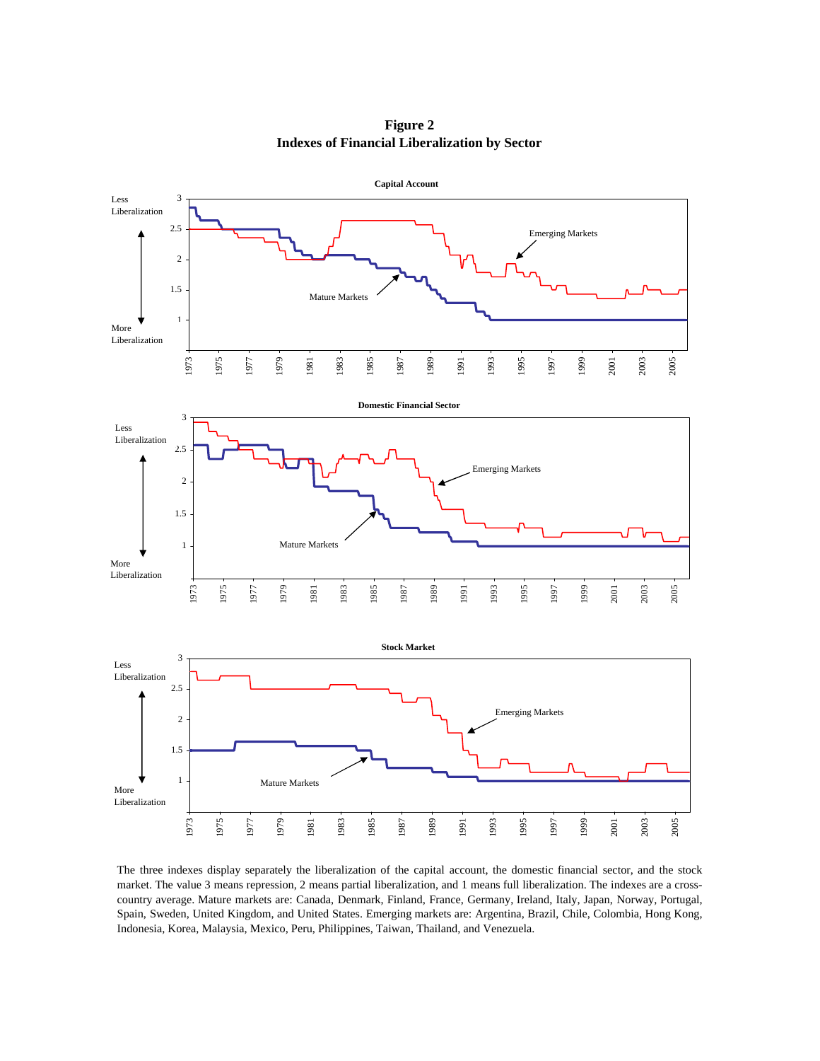**Figure 2**
**Indexes of Financial Liberalization by Sector**

The three indexes display separately the liberalization of the capital account, the domestic financial sector, and the stock market. The value 3 means repression, 2 means partial liberalization, and 1 means full liberalization. The indexes are a cross-country average. Mature markets are: Canada, Denmark, Finland, France, Germany, Ireland, Italy, Japan, Norway, Portugal, Spain, Sweden, United Kingdom, and United States. Emerging markets are: Argentina, Brazil, Chile, Colombia, Hong Kong, Indonesia, Korea, Malaysia, Mexico, Peru, Philippines, Taiwan, Thailand, and Venezuela.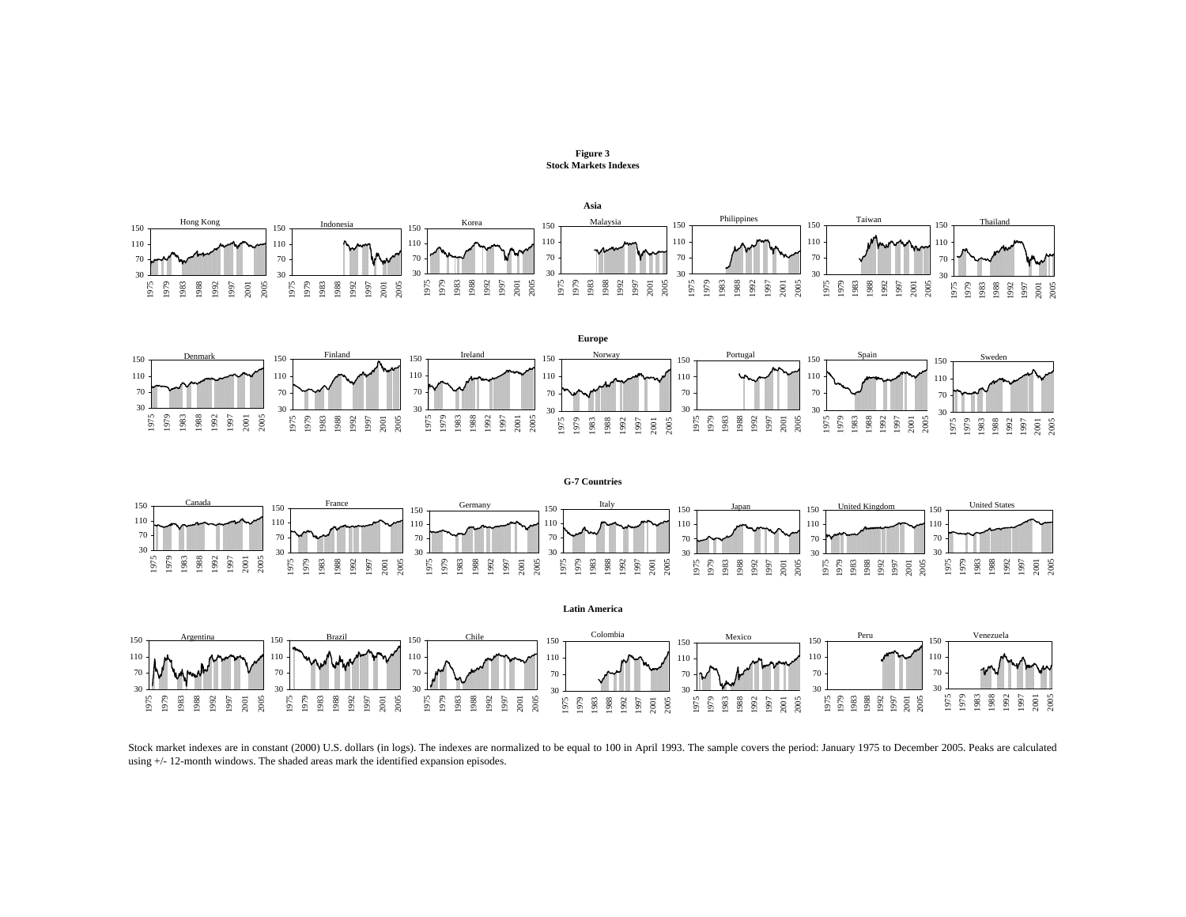**Figure 3**
**Stock Markets Indexes**

Stock market indexes are in constant (2000) U.S. dollars (in logs). The indexes are normalized to be equal to 100 in April 1993. The sample covers the period: January 1975 to December 2005. Peaks are calculated using +/- 12-month windows. The shaded areas mark the identified expansion episodes.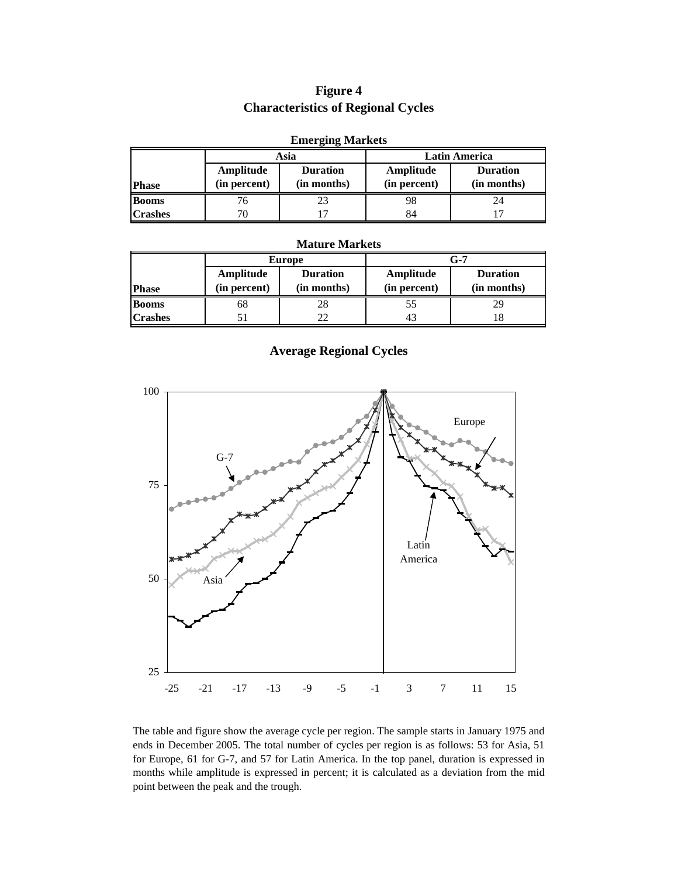# Figure 4
## Characteristics of Regional Cycles

**Emerging Markets**

| Phase | Asia | | Latin America | |
|---|---|---|---|---|
| | Amplitude (in percent) | Duration (in months) | Amplitude (in percent) | Duration (in months) |
| **Booms** | 76 | 23 | 98 | 24 |
| **Crashes** | 70 | 17 | 84 | 17 |

**Mature Markets**

| Phase | Europe | | G-7 | |
|---|---|---|---|---|
| | Amplitude (in percent) | Duration (in months) | Amplitude (in percent) | Duration (in months) |
| **Booms** | 68 | 28 | 55 | 29 |
| **Crashes** | 51 | 22 | 43 | 18 |

**Average Regional Cycles**

The table and figure show the average cycle per region. The sample starts in January 1975 and ends in December 2005. The total number of cycles per region is as follows: 53 for Asia, 51 for Europe, 61 for G-7, and 57 for Latin America. In the top panel, duration is expressed in months while amplitude is expressed in percent; it is calculated as a deviation from the mid point between the peak and the trough.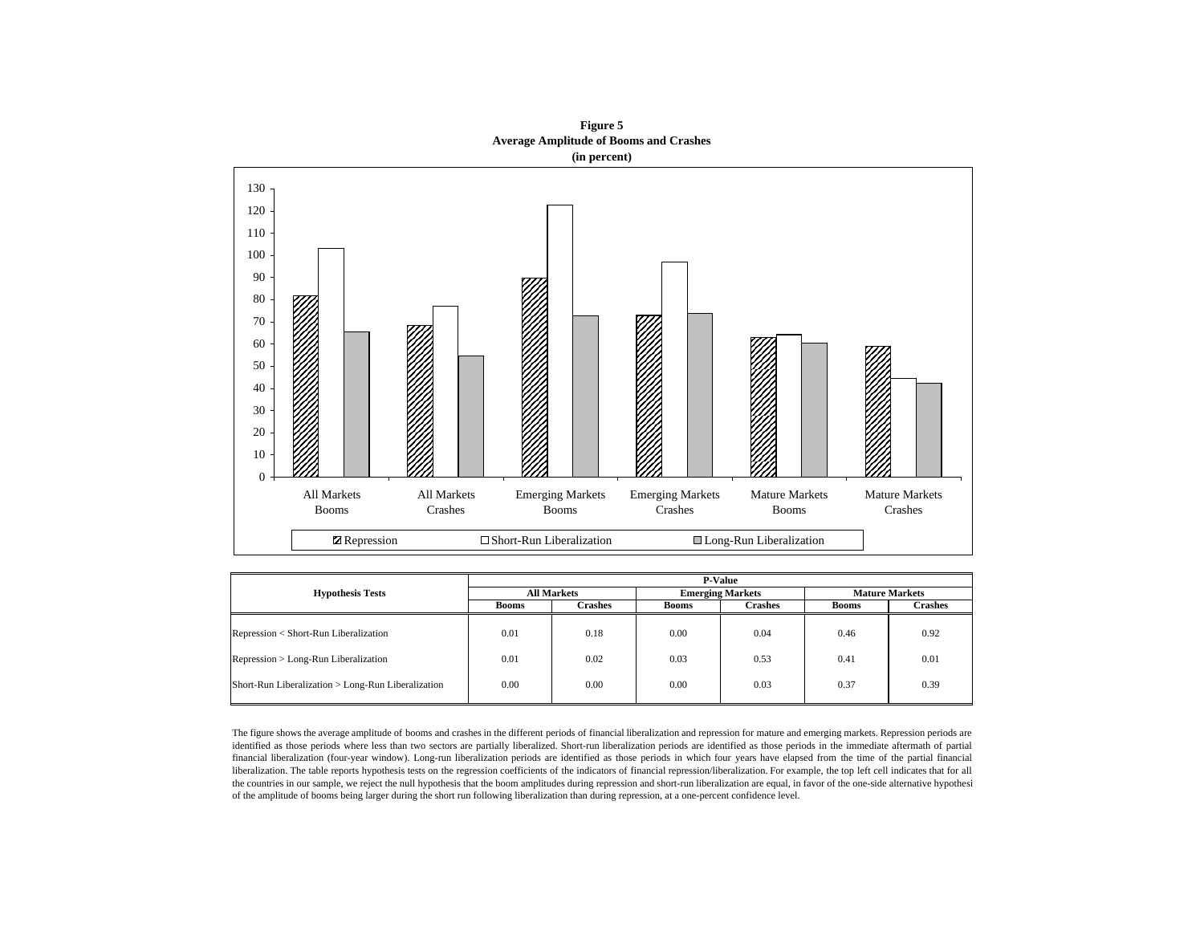**Figure 5**
**Average Amplitude of Booms and Crashes**
**(in percent)**

| Hypothesis Tests | P-Value | | | | | |
|---|---|---|---|---|---|---|
| | All Markets | | Emerging Markets | | Mature Markets | |
| | Booms | Crashes | Booms | Crashes | Booms | Crashes |
| Repression < Short-Run Liberalization | 0.01 | 0.18 | 0.00 | 0.04 | 0.46 | 0.92 |
| Repression > Long-Run Liberalization | 0.01 | 0.02 | 0.03 | 0.53 | 0.41 | 0.01 |
| Short-Run Liberalization > Long-Run Liberalization | 0.00 | 0.00 | 0.00 | 0.03 | 0.37 | 0.39 |

The figure shows the average amplitude of booms and crashes in the different periods of financial liberalization and repression for mature and emerging markets. Repression periods are identified as those periods where less than two sectors are partially liberalized. Short-run liberalization periods are identified as those periods in the immediate aftermath of partial financial liberalization (four-year window). Long-run liberalization periods are identified as those periods in which four years have elapsed from the time of the partial financial liberalization. The table reports hypothesis tests on the regression coefficients of the indicators of financial repression/liberalization. For example, the top left cell indicates that for all the countries in our sample, we reject the null hypothesis that the boom amplitudes during repression and short-run liberalization are equal, in favor of the one-side alternative hypothesi of the amplitude of booms being larger during the short run following liberalization than during repression, at a one-percent confidence level.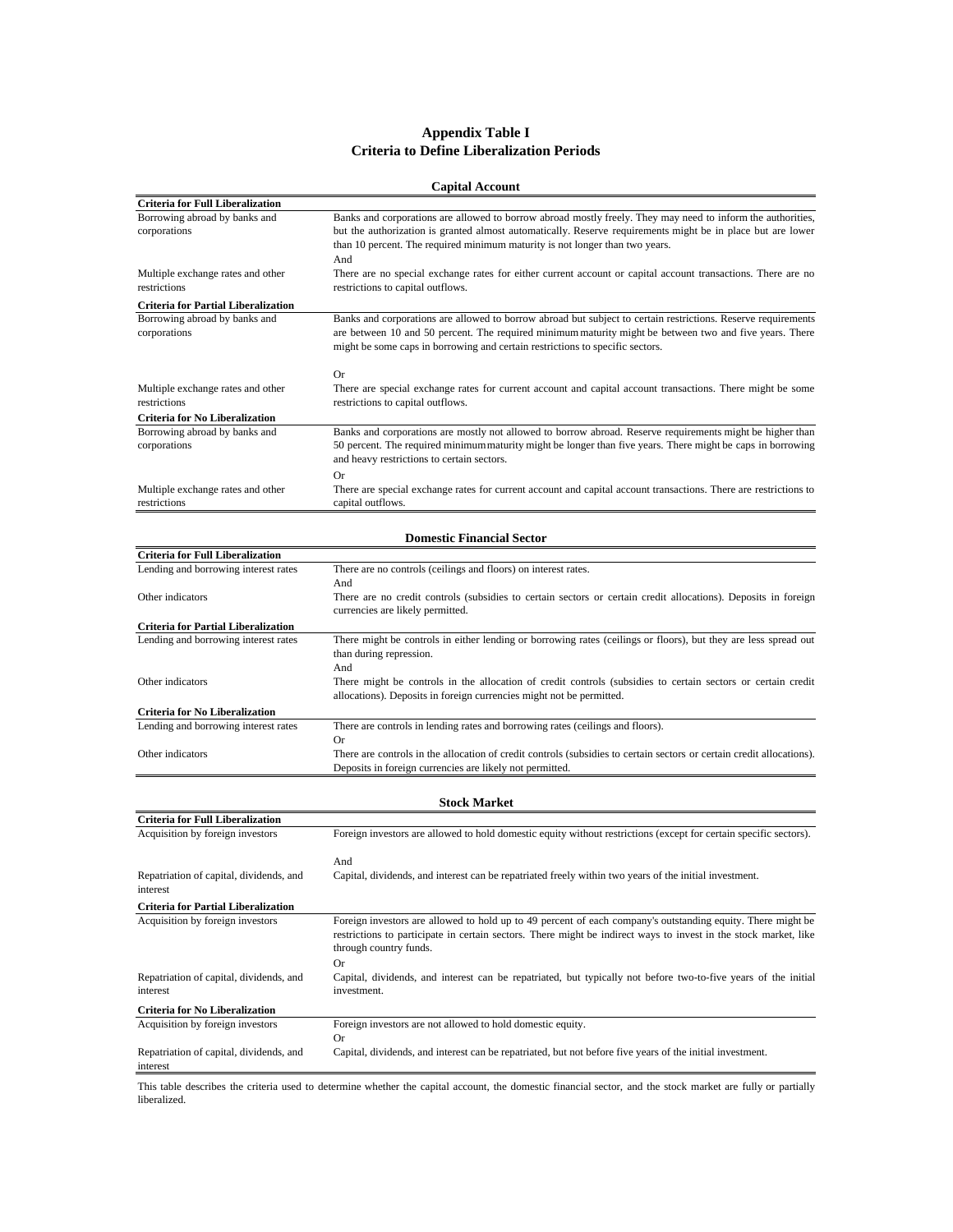# Appendix Table I
## Criteria to Define Liberalization Periods

### Capital Account

| | |
|---|---|
| **Criteria for Full Liberalization** | |
| Borrowing abroad by banks and corporations | Banks and corporations are allowed to borrow abroad mostly freely. They may need to inform the authorities, but the authorization is granted almost automatically. Reserve requirements might be in place but are lower than 10 percent. The required minimum maturity is not longer than two years. |
| | And |
| Multiple exchange rates and other restrictions | There are no special exchange rates for either current account or capital account transactions. There are no restrictions to capital outflows. |
| **Criteria for Partial Liberalization** | |
| Borrowing abroad by banks and corporations | Banks and corporations are allowed to borrow abroad but subject to certain restrictions. Reserve requirements are between 10 and 50 percent. The required minimum maturity might be between two and five years. There might be some caps in borrowing and certain restrictions to specific sectors. |
| | Or |
| Multiple exchange rates and other restrictions | There are special exchange rates for current account and capital account transactions. There might be some restrictions to capital outflows. |
| **Criteria for No Liberalization** | |
| Borrowing abroad by banks and corporations | Banks and corporations are mostly not allowed to borrow abroad. Reserve requirements might be higher than 50 percent. The required minimum maturity might be longer than five years. There might be caps in borrowing and heavy restrictions to certain sectors. |
| | Or |
| Multiple exchange rates and other restrictions | There are special exchange rates for current account and capital account transactions. There are restrictions to capital outflows. |

### Domestic Financial Sector

| | |
|---|---|
| **Criteria for Full Liberalization** | |
| Lending and borrowing interest rates | There are no controls (ceilings and floors) on interest rates. |
| | And |
| Other indicators | There are no credit controls (subsidies to certain sectors or certain credit allocations). Deposits in foreign currencies are likely permitted. |
| **Criteria for Partial Liberalization** | |
| Lending and borrowing interest rates | There might be controls in either lending or borrowing rates (ceilings or floors), but they are less spread out than during repression. |
| | And |
| Other indicators | There might be controls in the allocation of credit controls (subsidies to certain sectors or certain credit allocations). Deposits in foreign currencies might not be permitted. |
| **Criteria for No Liberalization** | |
| Lending and borrowing interest rates | There are controls in lending rates and borrowing rates (ceilings and floors). |
| | Or |
| Other indicators | There are controls in the allocation of credit controls (subsidies to certain sectors or certain credit allocations). Deposits in foreign currencies are likely not permitted. |

### Stock Market

| | |
|---|---|
| **Criteria for Full Liberalization** | |
| Acquisition by foreign investors | Foreign investors are allowed to hold domestic equity without restrictions (except for certain specific sectors). |
| | And |
| Repatriation of capital, dividends, and interest | Capital, dividends, and interest can be repatriated freely within two years of the initial investment. |
| **Criteria for Partial Liberalization** | |
| Acquisition by foreign investors | Foreign investors are allowed to hold up to 49 percent of each company's outstanding equity. There might be restrictions to participate in certain sectors. There might be indirect ways to invest in the stock market, like through country funds. |
| | Or |
| Repatriation of capital, dividends, and interest | Capital, dividends, and interest can be repatriated, but typically not before two-to-five years of the initial investment. |
| **Criteria for No Liberalization** | |
| Acquisition by foreign investors | Foreign investors are not allowed to hold domestic equity. |
| | Or |
| Repatriation of capital, dividends, and interest | Capital, dividends, and interest can be repatriated, but not before five years of the initial investment. |

This table describes the criteria used to determine whether the capital account, the domestic financial sector, and the stock market are fully or partially liberalized.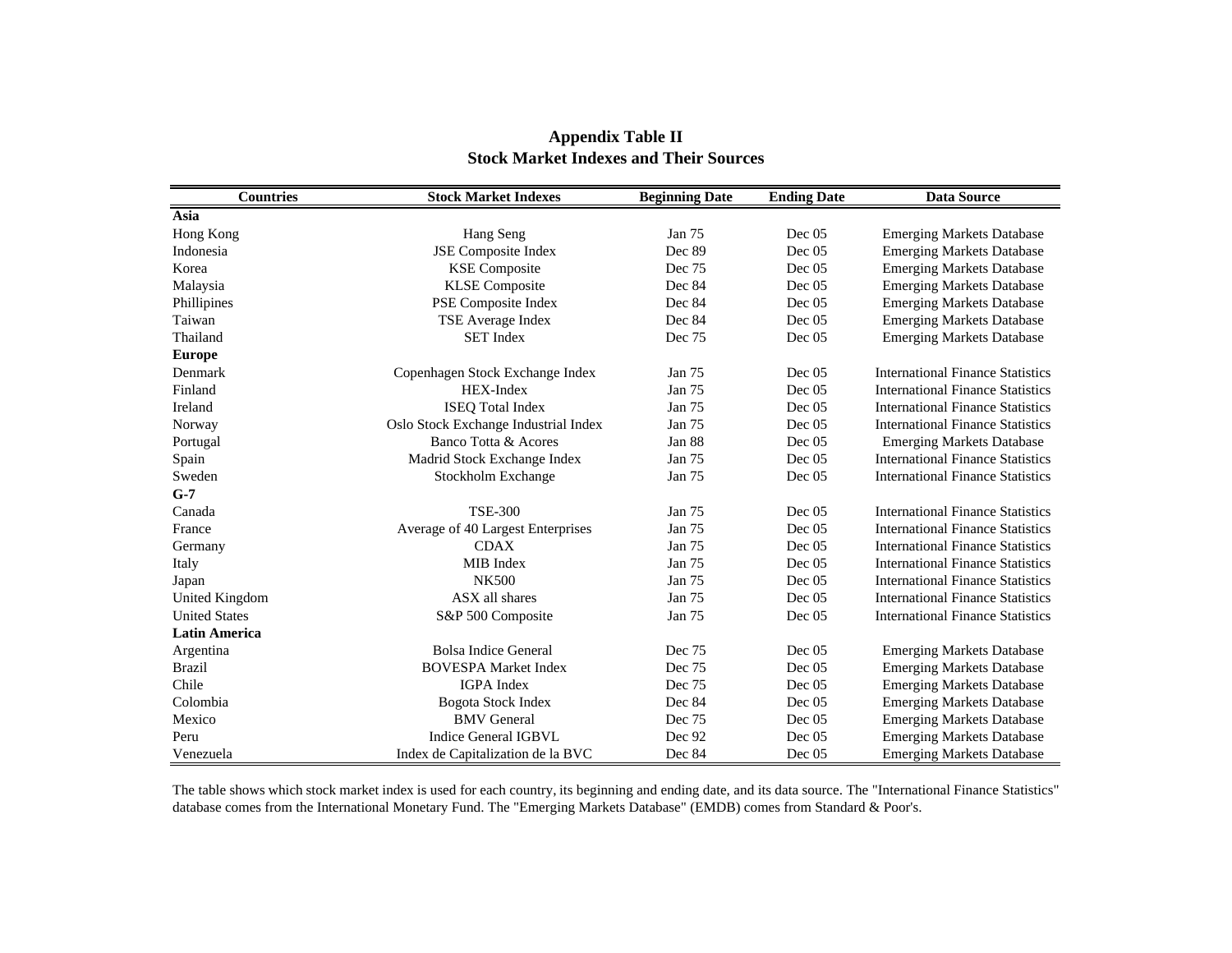# Appendix Table II
## Stock Market Indexes and Their Sources

| Countries | Stock Market Indexes | Beginning Date | Ending Date | Data Source |
|---|---|---|---|---|
| **Asia** | | | | |
| Hong Kong | Hang Seng | Jan 75 | Dec 05 | Emerging Markets Database |
| Indonesia | JSE Composite Index | Dec 89 | Dec 05 | Emerging Markets Database |
| Korea | KSE Composite | Dec 75 | Dec 05 | Emerging Markets Database |
| Malaysia | KLSE Composite | Dec 84 | Dec 05 | Emerging Markets Database |
| Phillipines | PSE Composite Index | Dec 84 | Dec 05 | Emerging Markets Database |
| Taiwan | TSE Average Index | Dec 84 | Dec 05 | Emerging Markets Database |
| Thailand | SET Index | Dec 75 | Dec 05 | Emerging Markets Database |
| **Europe** | | | | |
| Denmark | Copenhagen Stock Exchange Index | Jan 75 | Dec 05 | International Finance Statistics |
| Finland | HEX-Index | Jan 75 | Dec 05 | International Finance Statistics |
| Ireland | ISEQ Total Index | Jan 75 | Dec 05 | International Finance Statistics |
| Norway | Oslo Stock Exchange Industrial Index | Jan 75 | Dec 05 | International Finance Statistics |
| Portugal | Banco Totta & Acores | Jan 88 | Dec 05 | Emerging Markets Database |
| Spain | Madrid Stock Exchange Index | Jan 75 | Dec 05 | International Finance Statistics |
| Sweden | Stockholm Exchange | Jan 75 | Dec 05 | International Finance Statistics |
| **G-7** | | | | |
| Canada | TSE-300 | Jan 75 | Dec 05 | International Finance Statistics |
| France | Average of 40 Largest Enterprises | Jan 75 | Dec 05 | International Finance Statistics |
| Germany | CDAX | Jan 75 | Dec 05 | International Finance Statistics |
| Italy | MIB Index | Jan 75 | Dec 05 | International Finance Statistics |
| Japan | NK500 | Jan 75 | Dec 05 | International Finance Statistics |
| United Kingdom | ASX all shares | Jan 75 | Dec 05 | International Finance Statistics |
| United States | S&P 500 Composite | Jan 75 | Dec 05 | International Finance Statistics |
| **Latin America** | | | | |
| Argentina | Bolsa Indice General | Dec 75 | Dec 05 | Emerging Markets Database |
| Brazil | BOVESPA Market Index | Dec 75 | Dec 05 | Emerging Markets Database |
| Chile | IGPA Index | Dec 75 | Dec 05 | Emerging Markets Database |
| Colombia | Bogota Stock Index | Dec 84 | Dec 05 | Emerging Markets Database |
| Mexico | BMV General | Dec 75 | Dec 05 | Emerging Markets Database |
| Peru | Indice General IGBVL | Dec 92 | Dec 05 | Emerging Markets Database |
| Venezuela | Index de Capitalization de la BVC | Dec 84 | Dec 05 | Emerging Markets Database |

The table shows which stock market index is used for each country, its beginning and ending date, and its data source. The "International Finance Statistics" database comes from the International Monetary Fund. The "Emerging Markets Database" (EMDB) comes from Standard & Poor's.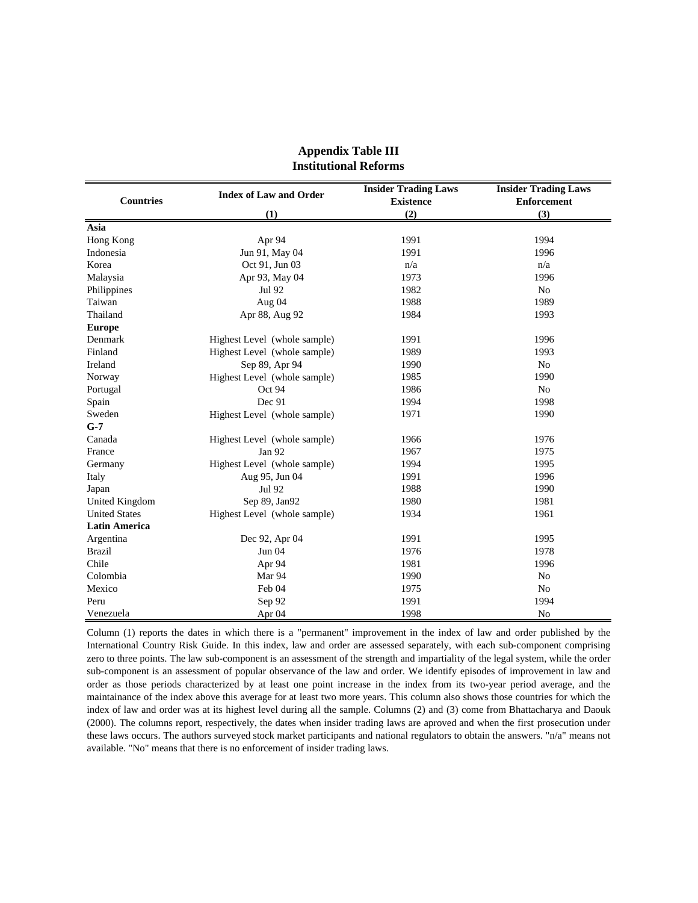# Appendix Table III
## Institutional Reforms

| Countries | Index of Law and Order | Insider Trading Laws Existence | Insider Trading Laws Enforcement |
|---|---|---|---|
| | (1) | (2) | (3) |
| **Asia** | | | |
| Hong Kong | Apr 94 | 1991 | 1994 |
| Indonesia | Jun 91, May 04 | 1991 | 1996 |
| Korea | Oct 91, Jun 03 | n/a | n/a |
| Malaysia | Apr 93, May 04 | 1973 | 1996 |
| Philippines | Jul 92 | 1982 | No |
| Taiwan | Aug 04 | 1988 | 1989 |
| Thailand | Apr 88, Aug 92 | 1984 | 1993 |
| **Europe** | | | |
| Denmark | Highest Level (whole sample) | 1991 | 1996 |
| Finland | Highest Level (whole sample) | 1989 | 1993 |
| Ireland | Sep 89, Apr 94 | 1990 | No |
| Norway | Highest Level (whole sample) | 1985 | 1990 |
| Portugal | Oct 94 | 1986 | No |
| Spain | Dec 91 | 1994 | 1998 |
| Sweden | Highest Level (whole sample) | 1971 | 1990 |
| **G-7** | | | |
| Canada | Highest Level (whole sample) | 1966 | 1976 |
| France | Jan 92 | 1967 | 1975 |
| Germany | Highest Level (whole sample) | 1994 | 1995 |
| Italy | Aug 95, Jun 04 | 1991 | 1996 |
| Japan | Jul 92 | 1988 | 1990 |
| United Kingdom | Sep 89, Jan92 | 1980 | 1981 |
| United States | Highest Level (whole sample) | 1934 | 1961 |
| **Latin America** | | | |
| Argentina | Dec 92, Apr 04 | 1991 | 1995 |
| Brazil | Jun 04 | 1976 | 1978 |
| Chile | Apr 94 | 1981 | 1996 |
| Colombia | Mar 94 | 1990 | No |
| Mexico | Feb 04 | 1975 | No |
| Peru | Sep 92 | 1991 | 1994 |
| Venezuela | Apr 04 | 1998 | No |

Column (1) reports the dates in which there is a "permanent" improvement in the index of law and order published by the International Country Risk Guide. In this index, law and order are assessed separately, with each sub-component comprising zero to three points. The law sub-component is an assessment of the strength and impartiality of the legal system, while the order sub-component is an assessment of popular observance of the law and order. We identify episodes of improvement in law and order as those periods characterized by at least one point increase in the index from its two-year period average, and the maintainance of the index above this average for at least two more years. This column also shows those countries for which the index of law and order was at its highest level during all the sample. Columns (2) and (3) come from Bhattacharya and Daouk (2000). The columns report, respectively, the dates when insider trading laws are aproved and when the first prosecution under these laws occurs. The authors surveyed stock market participants and national regulators to obtain the answers. "n/a" means not available. "No" means that there is no enforcement of insider trading laws.